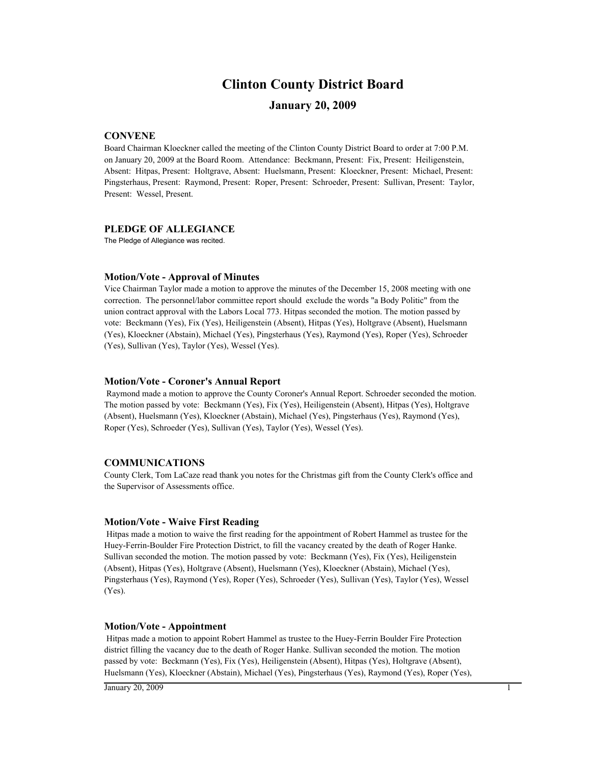# Clinton County District Board

## January 20, 2009

### CONVENE

Board Chairman Kloeckner called the meeting of the Clinton County District Board to order at 7:00 P.M. on January 20, 2009 at the Board Room. Attendance: Beckmann, Present: Fix, Present: Heiligenstein, Absent: Hitpas, Present: Holtgrave, Absent: Huelsmann, Present: Kloeckner, Present: Michael, Present: Pingsterhaus, Present: Raymond, Present: Roper, Present: Schroeder, Present: Sullivan, Present: Taylor, Present: Wessel, Present.

### PLEDGE OF ALLEGIANCE

The Pledge of Allegiance was recited.

### Motion/Vote - Approval of Minutes

Vice Chairman Taylor made a motion to approve the minutes of the December 15, 2008 meeting with one correction. The personnel/labor committee report should exclude the words "a Body Politic" from the union contract approval with the Labors Local 773. Hitpas seconded the motion. The motion passed by vote: Beckmann (Yes), Fix (Yes), Heiligenstein (Absent), Hitpas (Yes), Holtgrave (Absent), Huelsmann (Yes), Kloeckner (Abstain), Michael (Yes), Pingsterhaus (Yes), Raymond (Yes), Roper (Yes), Schroeder (Yes), Sullivan (Yes), Taylor (Yes), Wessel (Yes).

### Motion/Vote - Coroner's Annual Report

Raymond made a motion to approve the County Coroner's Annual Report. Schroeder seconded the motion. The motion passed by vote: Beckmann (Yes), Fix (Yes), Heiligenstein (Absent), Hitpas (Yes), Holtgrave (Absent), Huelsmann (Yes), Kloeckner (Abstain), Michael (Yes), Pingsterhaus (Yes), Raymond (Yes), Roper (Yes), Schroeder (Yes), Sullivan (Yes), Taylor (Yes), Wessel (Yes).

### COMMUNICATIONS

County Clerk, Tom LaCaze read thank you notes for the Christmas gift from the County Clerk's office and the Supervisor of Assessments office.

### Motion/Vote - Waive First Reading

Hitpas made a motion to waive the first reading for the appointment of Robert Hammel as trustee for the Huey-Ferrin-Boulder Fire Protection District, to fill the vacancy created by the death of Roger Hanke. Sullivan seconded the motion. The motion passed by vote: Beckmann (Yes), Fix (Yes), Heiligenstein (Absent), Hitpas (Yes), Holtgrave (Absent), Huelsmann (Yes), Kloeckner (Abstain), Michael (Yes), Pingsterhaus (Yes), Raymond (Yes), Roper (Yes), Schroeder (Yes), Sullivan (Yes), Taylor (Yes), Wessel (Yes).

### Motion/Vote - Appointment

Hitpas made a motion to appoint Robert Hammel as trustee to the Huey-Ferrin Boulder Fire Protection district filling the vacancy due to the death of Roger Hanke. Sullivan seconded the motion. The motion passed by vote: Beckmann (Yes), Fix (Yes), Heiligenstein (Absent), Hitpas (Yes), Holtgrave (Absent), Huelsmann (Yes), Kloeckner (Abstain), Michael (Yes), Pingsterhaus (Yes), Raymond (Yes), Roper (Yes),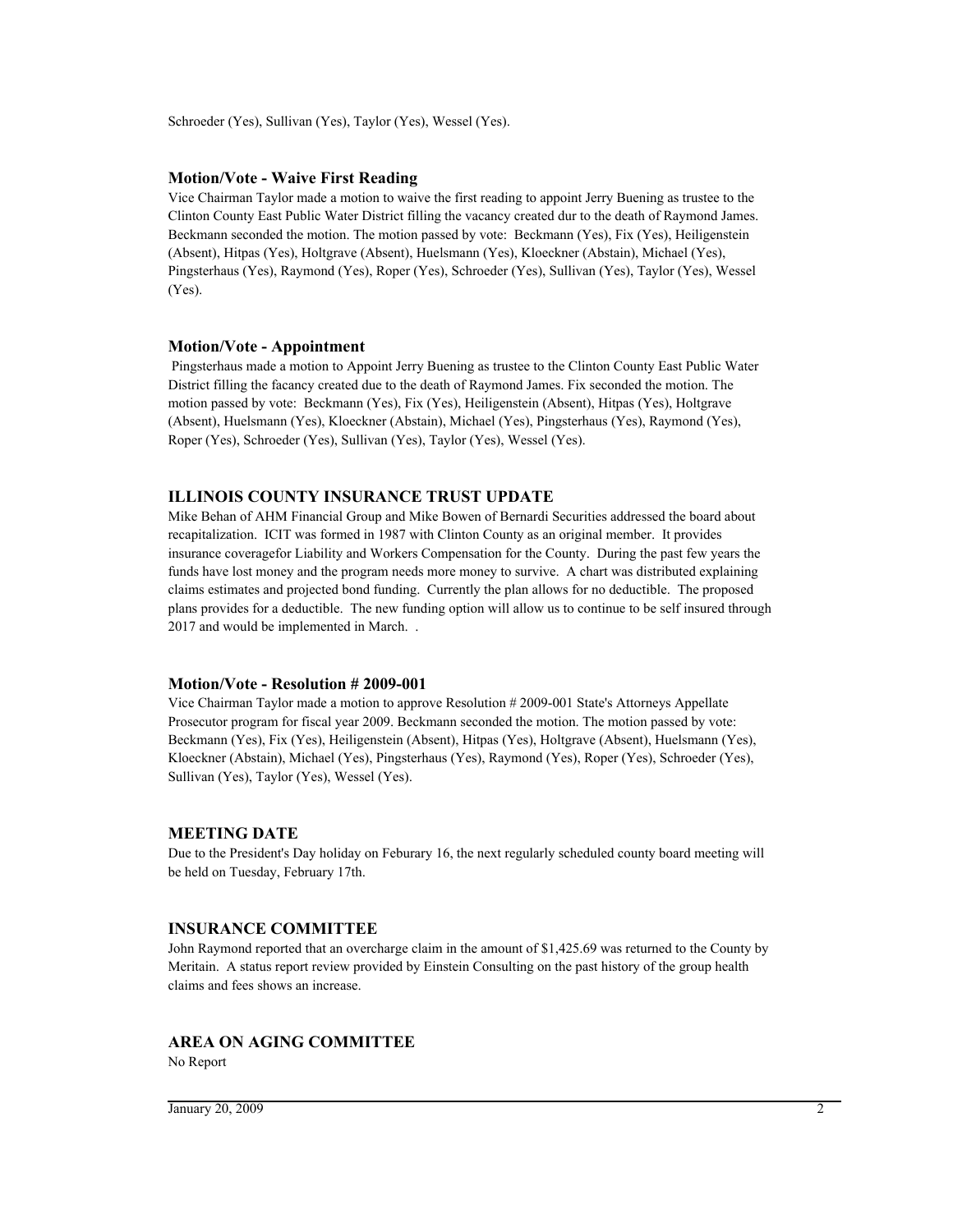Schroeder (Yes), Sullivan (Yes), Taylor (Yes), Wessel (Yes).

### Motion/Vote - Waive First Reading

Vice Chairman Taylor made a motion to waive the first reading to appoint Jerry Buening as trustee to the Clinton County East Public Water District filling the vacancy created dur to the death of Raymond James. Beckmann seconded the motion. The motion passed by vote: Beckmann (Yes), Fix (Yes), Heiligenstein (Absent), Hitpas (Yes), Holtgrave (Absent), Huelsmann (Yes), Kloeckner (Abstain), Michael (Yes), Pingsterhaus (Yes), Raymond (Yes), Roper (Yes), Schroeder (Yes), Sullivan (Yes), Taylor (Yes), Wessel (Yes).

### Motion/Vote - Appointment

Pingsterhaus made a motion to Appoint Jerry Buening as trustee to the Clinton County East Public Water District filling the facancy created due to the death of Raymond James. Fix seconded the motion. The motion passed by vote: Beckmann (Yes), Fix (Yes), Heiligenstein (Absent), Hitpas (Yes), Holtgrave (Absent), Huelsmann (Yes), Kloeckner (Abstain), Michael (Yes), Pingsterhaus (Yes), Raymond (Yes), Roper (Yes), Schroeder (Yes), Sullivan (Yes), Taylor (Yes), Wessel (Yes).

## ILLINOIS COUNTY INSURANCE TRUST UPDATE

Mike Behan of AHM Financial Group and Mike Bowen of Bernardi Securities addressed the board about recapitalization. ICIT was formed in 1987 with Clinton County as an original member. It provides insurance coveragefor Liability and Workers Compensation for the County. During the past few years the funds have lost money and the program needs more money to survive. A chart was distributed explaining claims estimates and projected bond funding. Currently the plan allows for no deductible. The proposed plans provides for a deductible. The new funding option will allow us to continue to be self insured through 2017 and would be implemented in March. .

### Motion/Vote - Resolution # 2009-001

Vice Chairman Taylor made a motion to approve Resolution # 2009-001 State's Attorneys Appellate Prosecutor program for fiscal year 2009. Beckmann seconded the motion. The motion passed by vote: Beckmann (Yes), Fix (Yes), Heiligenstein (Absent), Hitpas (Yes), Holtgrave (Absent), Huelsmann (Yes), Kloeckner (Abstain), Michael (Yes), Pingsterhaus (Yes), Raymond (Yes), Roper (Yes), Schroeder (Yes), Sullivan (Yes), Taylor (Yes), Wessel (Yes).

## MEETING DATE

Due to the President's Day holiday on Feburary 16, the next regularly scheduled county board meeting will be held on Tuesday, February 17th.

## INSURANCE COMMITTEE

John Raymond reported that an overcharge claim in the amount of $1,425.69 was returned to the County by Meritain. A status report review provided by Einstein Consulting on the past history of the group health claims and fees shows an increase.

## AREA ON AGING COMMITTEE

No Report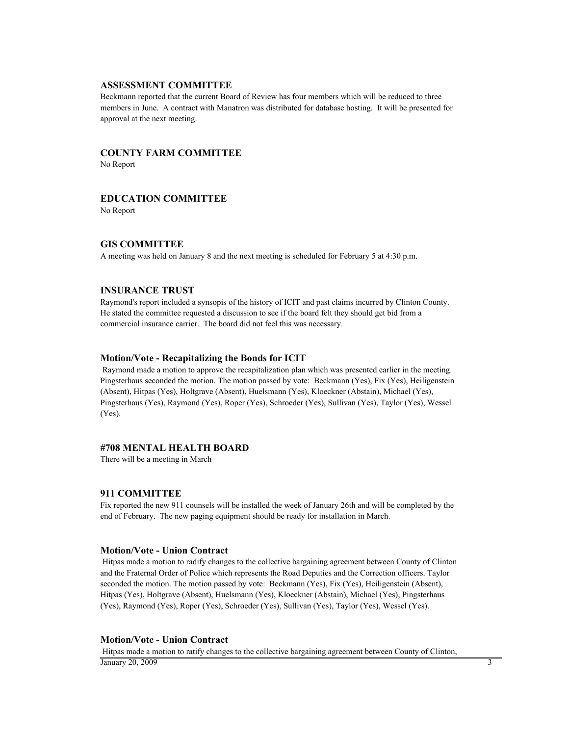### ASSESSMENT COMMITTEE

Beckmann reported that the current Board of Review has four members which will be reduced to three members in June. A contract with Manatron was distributed for database hosting. It will be presented for approval at the next meeting.

### COUNTY FARM COMMITTEE

No Report

### EDUCATION COMMITTEE

No Report

### GIS COMMITTEE

A meeting was held on January 8 and the next meeting is scheduled for February 5 at 4:30 p.m.

### INSURANCE TRUST

Raymond's report included a synsopis of the history of ICIT and past claims incurred by Clinton County. He stated the committee requested a discussion to see if the board felt they should get bid from a commercial insurance carrier. The board did not feel this was necessary.

### Motion/Vote - Recapitalizing the Bonds for ICIT

Raymond made a motion to approve the recapitalization plan which was presented earlier in the meeting. Pingsterhaus seconded the motion. The motion passed by vote: Beckmann (Yes), Fix (Yes), Heiligenstein (Absent), Hitpas (Yes), Holtgrave (Absent), Huelsmann (Yes), Kloeckner (Abstain), Michael (Yes), Pingsterhaus (Yes), Raymond (Yes), Roper (Yes), Schroeder (Yes), Sullivan (Yes), Taylor (Yes), Wessel (Yes).

### #708 MENTAL HEALTH BOARD

There will be a meeting in March

### 911 COMMITTEE

Fix reported the new 911 counsels will be installed the week of January 26th and will be completed by the end of February. The new paging equipment should be ready for installation in March.

### Motion/Vote - Union Contract

Hitpas made a motion to radify changes to the collective bargaining agreement between County of Clinton and the Fraternal Order of Police which represents the Road Deputies and the Correction officers. Taylor seconded the motion. The motion passed by vote: Beckmann (Yes), Fix (Yes), Heiligenstein (Absent), Hitpas (Yes), Holtgrave (Absent), Huelsmann (Yes), Kloeckner (Abstain), Michael (Yes), Pingsterhaus (Yes), Raymond (Yes), Roper (Yes), Schroeder (Yes), Sullivan (Yes), Taylor (Yes), Wessel (Yes).

### Motion/Vote - Union Contract

Hitpas made a motion to ratify changes to the collective bargaining agreement between County of Clinton,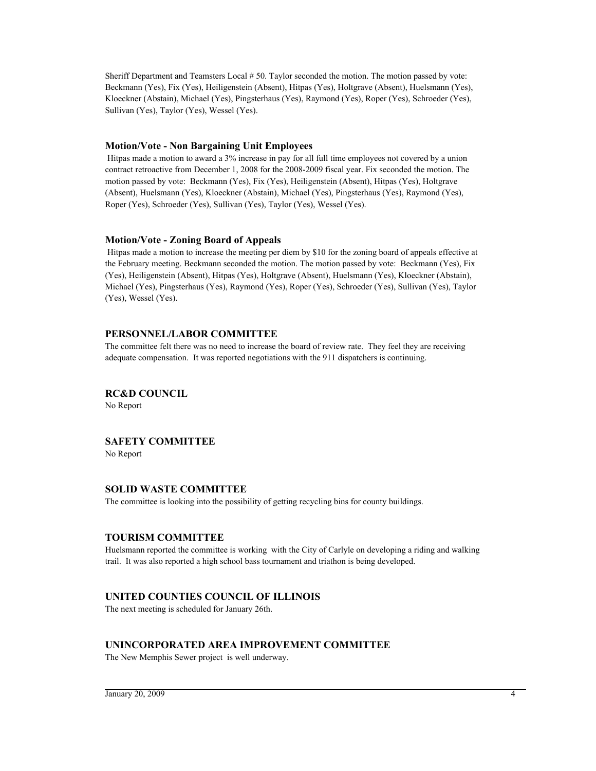Sheriff Department and Teamsters Local # 50. Taylor seconded the motion. The motion passed by vote: Beckmann (Yes), Fix (Yes), Heiligenstein (Absent), Hitpas (Yes), Holtgrave (Absent), Huelsmann (Yes), Kloeckner (Abstain), Michael (Yes), Pingsterhaus (Yes), Raymond (Yes), Roper (Yes), Schroeder (Yes), Sullivan (Yes), Taylor (Yes), Wessel (Yes).

### Motion/Vote - Non Bargaining Unit Employees

Hitpas made a motion to award a 3% increase in pay for all full time employees not covered by a union contract retroactive from December 1, 2008 for the 2008-2009 fiscal year. Fix seconded the motion. The motion passed by vote: Beckmann (Yes), Fix (Yes), Heiligenstein (Absent), Hitpas (Yes), Holtgrave (Absent), Huelsmann (Yes), Kloeckner (Abstain), Michael (Yes), Pingsterhaus (Yes), Raymond (Yes), Roper (Yes), Schroeder (Yes), Sullivan (Yes), Taylor (Yes), Wessel (Yes).

### Motion/Vote - Zoning Board of Appeals

Hitpas made a motion to increase the meeting per diem by $10 for the zoning board of appeals effective at the February meeting. Beckmann seconded the motion. The motion passed by vote: Beckmann (Yes), Fix (Yes), Heiligenstein (Absent), Hitpas (Yes), Holtgrave (Absent), Huelsmann (Yes), Kloeckner (Abstain), Michael (Yes), Pingsterhaus (Yes), Raymond (Yes), Roper (Yes), Schroeder (Yes), Sullivan (Yes), Taylor (Yes), Wessel (Yes).

## PERSONNEL/LABOR COMMITTEE

The committee felt there was no need to increase the board of review rate. They feel they are receiving adequate compensation. It was reported negotiations with the 911 dispatchers is continuing.

## RC&D COUNCIL

No Report

## SAFETY COMMITTEE

No Report

## SOLID WASTE COMMITTEE

The committee is looking into the possibility of getting recycling bins for county buildings.

## TOURISM COMMITTEE

Huelsmann reported the committee is working with the City of Carlyle on developing a riding and walking trail. It was also reported a high school bass tournament and triathon is being developed.

## UNITED COUNTIES COUNCIL OF ILLINOIS

The next meeting is scheduled for January 26th.

## UNINCORPORATED AREA IMPROVEMENT COMMITTEE

The New Memphis Sewer project is well underway.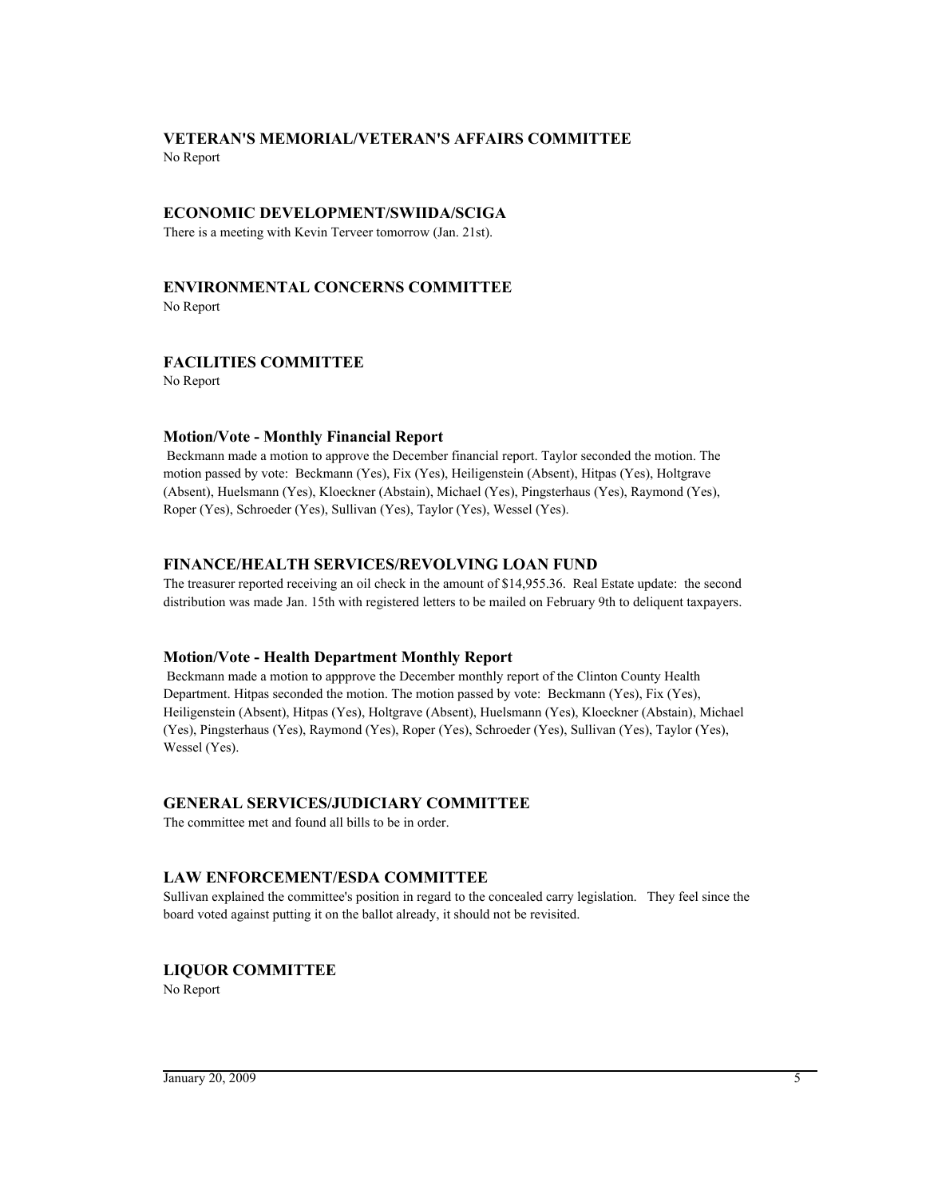### VETERAN'S MEMORIAL/VETERAN'S AFFAIRS COMMITTEE

No Report

### ECONOMIC DEVELOPMENT/SWIIDA/SCIGA

There is a meeting with Kevin Terveer tomorrow (Jan. 21st).

### ENVIRONMENTAL CONCERNS COMMITTEE

No Report

### FACILITIES COMMITTEE

No Report

### Motion/Vote - Monthly Financial Report

Beckmann made a motion to approve the December financial report. Taylor seconded the motion. The motion passed by vote: Beckmann (Yes), Fix (Yes), Heiligenstein (Absent), Hitpas (Yes), Holtgrave (Absent), Huelsmann (Yes), Kloeckner (Abstain), Michael (Yes), Pingsterhaus (Yes), Raymond (Yes), Roper (Yes), Schroeder (Yes), Sullivan (Yes), Taylor (Yes), Wessel (Yes).

### FINANCE/HEALTH SERVICES/REVOLVING LOAN FUND

The treasurer reported receiving an oil check in the amount of $14,955.36. Real Estate update: the second distribution was made Jan. 15th with registered letters to be mailed on February 9th to deliquent taxpayers.

### Motion/Vote - Health Department Monthly Report

Beckmann made a motion to appprove the December monthly report of the Clinton County Health Department. Hitpas seconded the motion. The motion passed by vote: Beckmann (Yes), Fix (Yes), Heiligenstein (Absent), Hitpas (Yes), Holtgrave (Absent), Huelsmann (Yes), Kloeckner (Abstain), Michael (Yes), Pingsterhaus (Yes), Raymond (Yes), Roper (Yes), Schroeder (Yes), Sullivan (Yes), Taylor (Yes), Wessel (Yes).

### GENERAL SERVICES/JUDICIARY COMMITTEE

The committee met and found all bills to be in order.

### LAW ENFORCEMENT/ESDA COMMITTEE

Sullivan explained the committee's position in regard to the concealed carry legislation. They feel since the board voted against putting it on the ballot already, it should not be revisited.

### LIQUOR COMMITTEE

No Report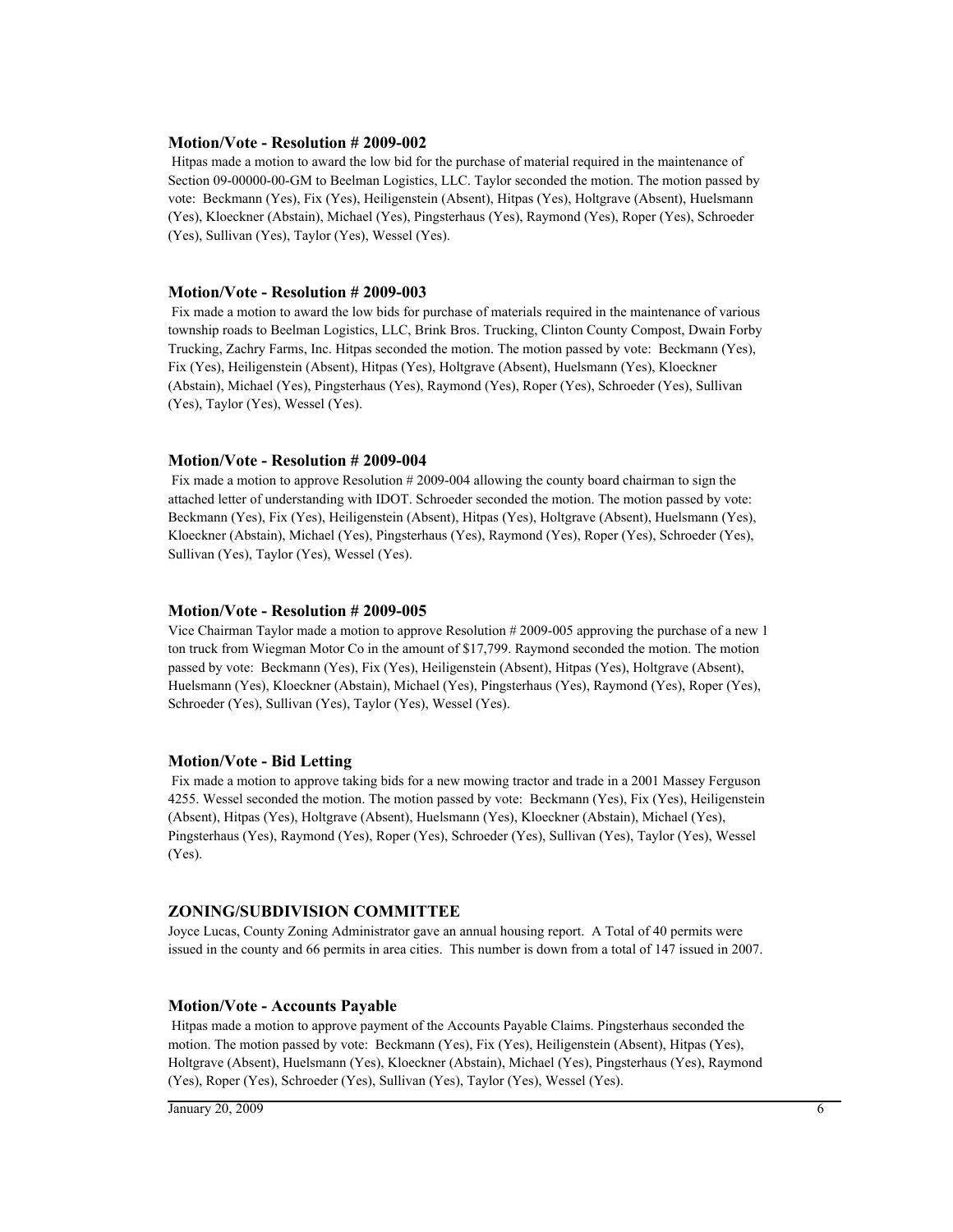### Motion/Vote - Resolution # 2009-002

Hitpas made a motion to award the low bid for the purchase of material required in the maintenance of Section 09-00000-00-GM to Beelman Logistics, LLC. Taylor seconded the motion. The motion passed by vote: Beckmann (Yes), Fix (Yes), Heiligenstein (Absent), Hitpas (Yes), Holtgrave (Absent), Huelsmann (Yes), Kloeckner (Abstain), Michael (Yes), Pingsterhaus (Yes), Raymond (Yes), Roper (Yes), Schroeder (Yes), Sullivan (Yes), Taylor (Yes), Wessel (Yes).

### Motion/Vote - Resolution # 2009-003

Fix made a motion to award the low bids for purchase of materials required in the maintenance of various township roads to Beelman Logistics, LLC, Brink Bros. Trucking, Clinton County Compost, Dwain Forby Trucking, Zachry Farms, Inc. Hitpas seconded the motion. The motion passed by vote: Beckmann (Yes), Fix (Yes), Heiligenstein (Absent), Hitpas (Yes), Holtgrave (Absent), Huelsmann (Yes), Kloeckner (Abstain), Michael (Yes), Pingsterhaus (Yes), Raymond (Yes), Roper (Yes), Schroeder (Yes), Sullivan (Yes), Taylor (Yes), Wessel (Yes).

### Motion/Vote - Resolution # 2009-004

Fix made a motion to approve Resolution # 2009-004 allowing the county board chairman to sign the attached letter of understanding with IDOT. Schroeder seconded the motion. The motion passed by vote: Beckmann (Yes), Fix (Yes), Heiligenstein (Absent), Hitpas (Yes), Holtgrave (Absent), Huelsmann (Yes), Kloeckner (Abstain), Michael (Yes), Pingsterhaus (Yes), Raymond (Yes), Roper (Yes), Schroeder (Yes), Sullivan (Yes), Taylor (Yes), Wessel (Yes).

### Motion/Vote - Resolution # 2009-005

Vice Chairman Taylor made a motion to approve Resolution # 2009-005 approving the purchase of a new 1 ton truck from Wiegman Motor Co in the amount of $17,799. Raymond seconded the motion. The motion passed by vote: Beckmann (Yes), Fix (Yes), Heiligenstein (Absent), Hitpas (Yes), Holtgrave (Absent), Huelsmann (Yes), Kloeckner (Abstain), Michael (Yes), Pingsterhaus (Yes), Raymond (Yes), Roper (Yes), Schroeder (Yes), Sullivan (Yes), Taylor (Yes), Wessel (Yes).

### Motion/Vote - Bid Letting

Fix made a motion to approve taking bids for a new mowing tractor and trade in a 2001 Massey Ferguson 4255. Wessel seconded the motion. The motion passed by vote: Beckmann (Yes), Fix (Yes), Heiligenstein (Absent), Hitpas (Yes), Holtgrave (Absent), Huelsmann (Yes), Kloeckner (Abstain), Michael (Yes), Pingsterhaus (Yes), Raymond (Yes), Roper (Yes), Schroeder (Yes), Sullivan (Yes), Taylor (Yes), Wessel (Yes).

## ZONING/SUBDIVISION COMMITTEE

Joyce Lucas, County Zoning Administrator gave an annual housing report. A Total of 40 permits were issued in the county and 66 permits in area cities. This number is down from a total of 147 issued in 2007.

### Motion/Vote - Accounts Payable

Hitpas made a motion to approve payment of the Accounts Payable Claims. Pingsterhaus seconded the motion. The motion passed by vote: Beckmann (Yes), Fix (Yes), Heiligenstein (Absent), Hitpas (Yes), Holtgrave (Absent), Huelsmann (Yes), Kloeckner (Abstain), Michael (Yes), Pingsterhaus (Yes), Raymond (Yes), Roper (Yes), Schroeder (Yes), Sullivan (Yes), Taylor (Yes), Wessel (Yes).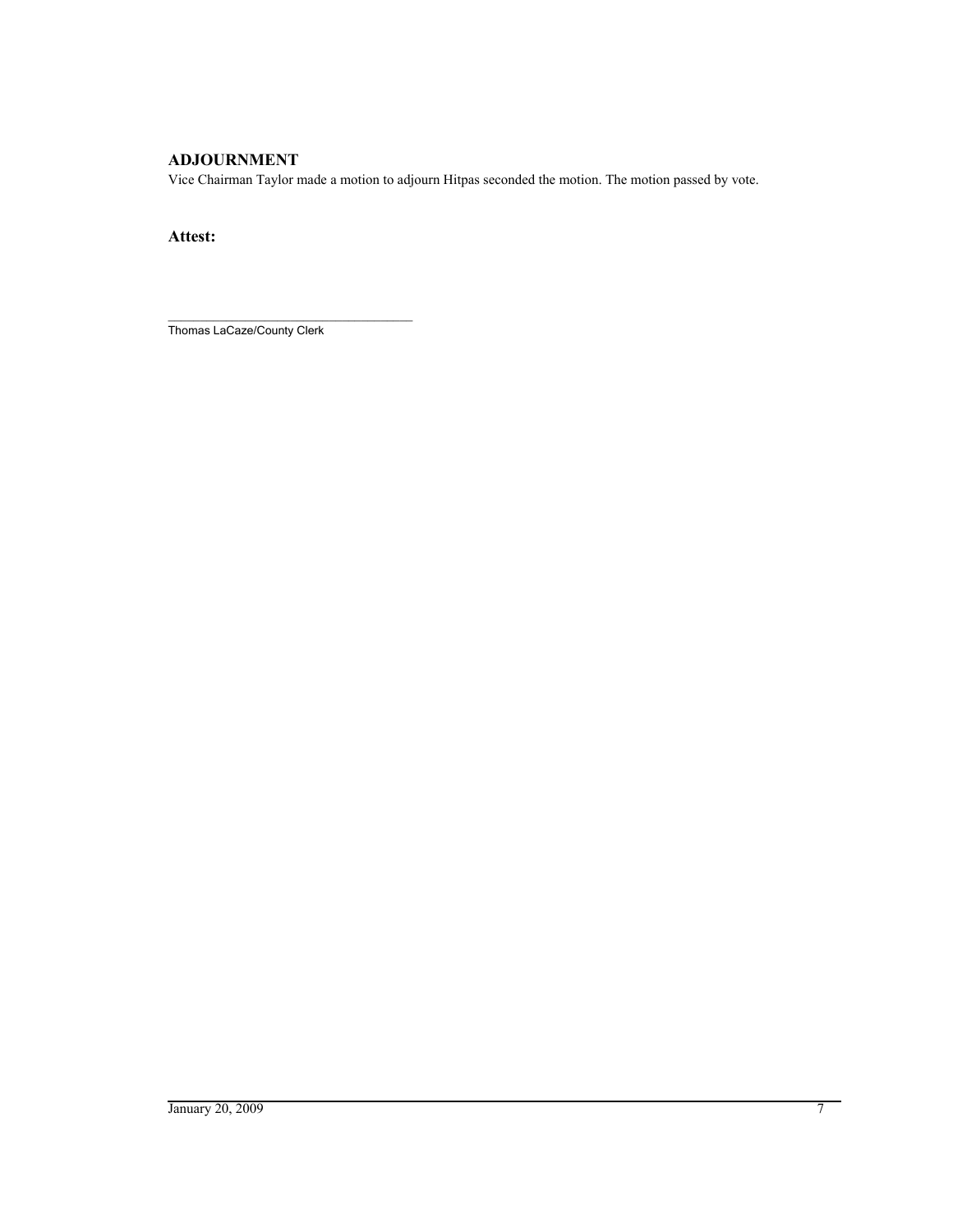## ADJOURNMENT

Vice Chairman Taylor made a motion to adjourn Hitpas seconded the motion. The motion passed by vote.

**Attest:**

\_\_\_\_\_\_\_\_\_\_\_\_\_\_\_\_\_\_\_\_\_\_\_\_\_\_\_\_\_\_\_\_\_\_\_\_

Thomas LaCaze/County Clerk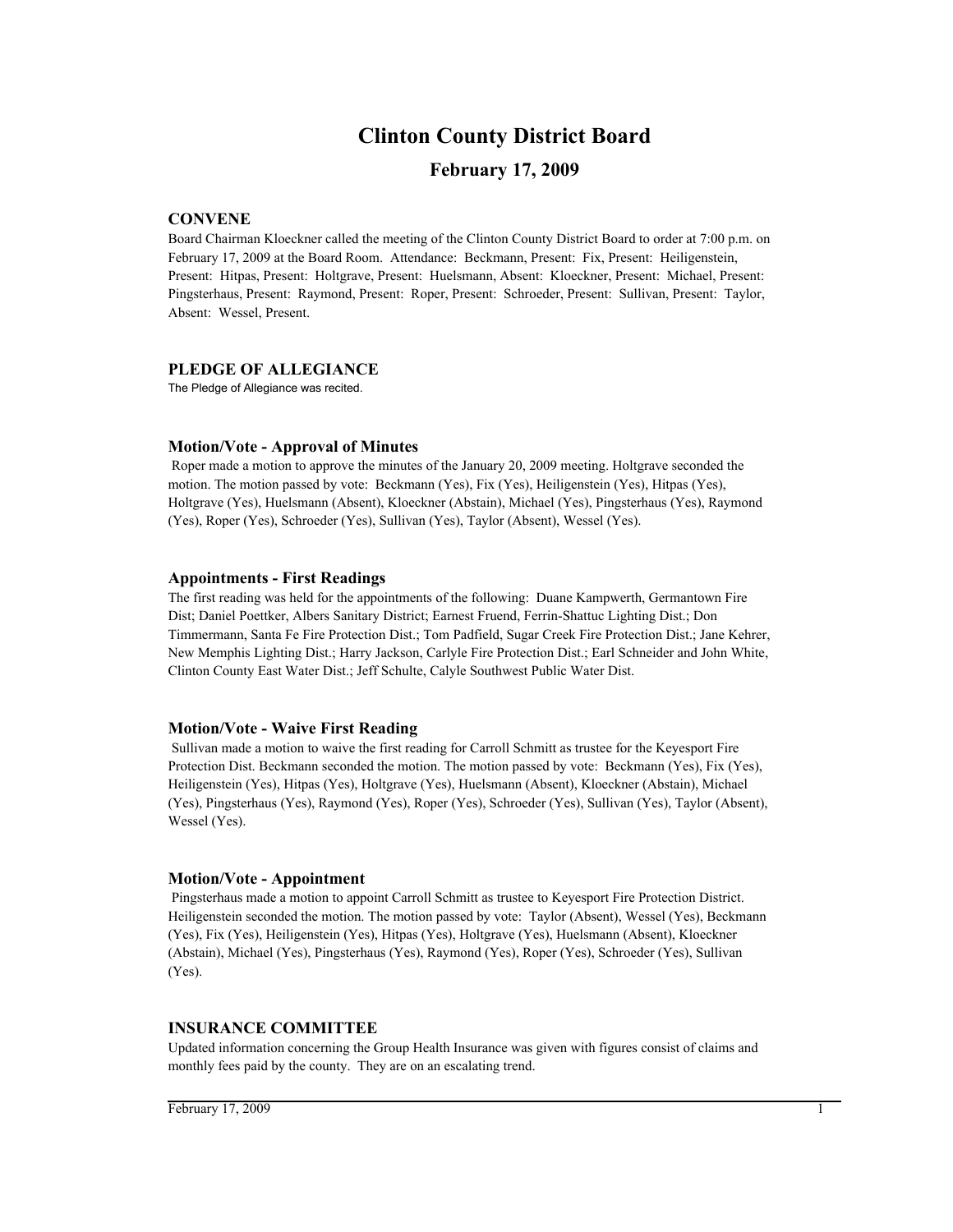# Clinton County District Board

## February 17, 2009

### CONVENE

Board Chairman Kloeckner called the meeting of the Clinton County District Board to order at 7:00 p.m. on February 17, 2009 at the Board Room. Attendance: Beckmann, Present: Fix, Present: Heiligenstein, Present: Hitpas, Present: Holtgrave, Present: Huelsmann, Absent: Kloeckner, Present: Michael, Present: Pingsterhaus, Present: Raymond, Present: Roper, Present: Schroeder, Present: Sullivan, Present: Taylor, Absent: Wessel, Present.

### PLEDGE OF ALLEGIANCE

The Pledge of Allegiance was recited.

#### Motion/Vote - Approval of Minutes

Roper made a motion to approve the minutes of the January 20, 2009 meeting. Holtgrave seconded the motion. The motion passed by vote: Beckmann (Yes), Fix (Yes), Heiligenstein (Yes), Hitpas (Yes), Holtgrave (Yes), Huelsmann (Absent), Kloeckner (Abstain), Michael (Yes), Pingsterhaus (Yes), Raymond (Yes), Roper (Yes), Schroeder (Yes), Sullivan (Yes), Taylor (Absent), Wessel (Yes).

#### Appointments - First Readings

The first reading was held for the appointments of the following: Duane Kampwerth, Germantown Fire Dist; Daniel Poettker, Albers Sanitary District; Earnest Fruend, Ferrin-Shattuc Lighting Dist.; Don Timmermann, Santa Fe Fire Protection Dist.; Tom Padfield, Sugar Creek Fire Protection Dist.; Jane Kehrer, New Memphis Lighting Dist.; Harry Jackson, Carlyle Fire Protection Dist.; Earl Schneider and John White, Clinton County East Water Dist.; Jeff Schulte, Calyle Southwest Public Water Dist.

#### Motion/Vote - Waive First Reading

Sullivan made a motion to waive the first reading for Carroll Schmitt as trustee for the Keyesport Fire Protection Dist. Beckmann seconded the motion. The motion passed by vote: Beckmann (Yes), Fix (Yes), Heiligenstein (Yes), Hitpas (Yes), Holtgrave (Yes), Huelsmann (Absent), Kloeckner (Abstain), Michael (Yes), Pingsterhaus (Yes), Raymond (Yes), Roper (Yes), Schroeder (Yes), Sullivan (Yes), Taylor (Absent), Wessel (Yes).

#### Motion/Vote - Appointment

Pingsterhaus made a motion to appoint Carroll Schmitt as trustee to Keyesport Fire Protection District. Heiligenstein seconded the motion. The motion passed by vote: Taylor (Absent), Wessel (Yes), Beckmann (Yes), Fix (Yes), Heiligenstein (Yes), Hitpas (Yes), Holtgrave (Yes), Huelsmann (Absent), Kloeckner (Abstain), Michael (Yes), Pingsterhaus (Yes), Raymond (Yes), Roper (Yes), Schroeder (Yes), Sullivan (Yes).

### INSURANCE COMMITTEE

Updated information concerning the Group Health Insurance was given with figures consist of claims and monthly fees paid by the county. They are on an escalating trend.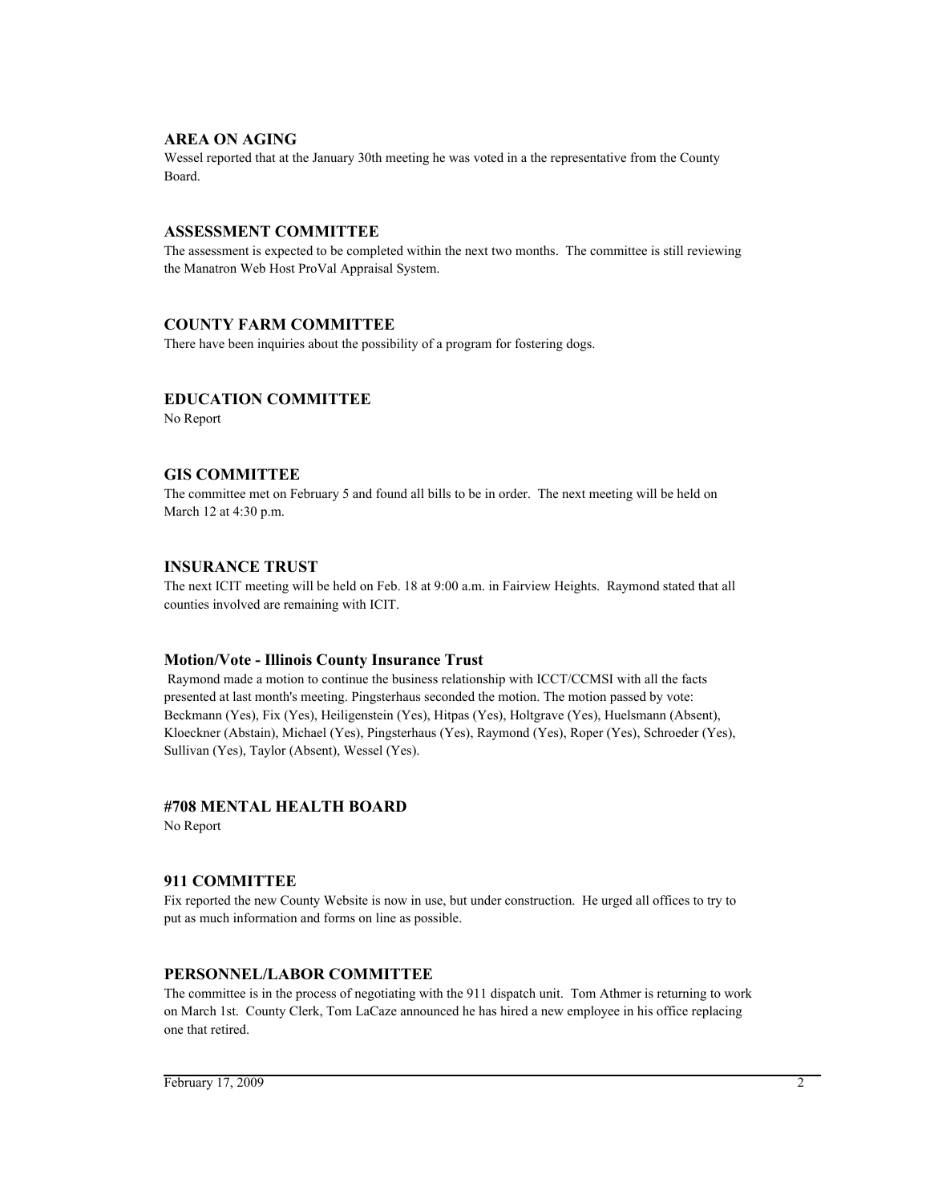### AREA ON AGING

Wessel reported that at the January 30th meeting he was voted in a the representative from the County Board.

### ASSESSMENT COMMITTEE

The assessment is expected to be completed within the next two months. The committee is still reviewing the Manatron Web Host ProVal Appraisal System.

### COUNTY FARM COMMITTEE

There have been inquiries about the possibility of a program for fostering dogs.

### EDUCATION COMMITTEE

No Report

### GIS COMMITTEE

The committee met on February 5 and found all bills to be in order. The next meeting will be held on March 12 at 4:30 p.m.

### INSURANCE TRUST

The next ICIT meeting will be held on Feb. 18 at 9:00 a.m. in Fairview Heights. Raymond stated that all counties involved are remaining with ICIT.

### Motion/Vote - Illinois County Insurance Trust

Raymond made a motion to continue the business relationship with ICCT/CCMSI with all the facts presented at last month's meeting. Pingsterhaus seconded the motion. The motion passed by vote: Beckmann (Yes), Fix (Yes), Heiligenstein (Yes), Hitpas (Yes), Holtgrave (Yes), Huelsmann (Absent), Kloeckner (Abstain), Michael (Yes), Pingsterhaus (Yes), Raymond (Yes), Roper (Yes), Schroeder (Yes), Sullivan (Yes), Taylor (Absent), Wessel (Yes).

### #708 MENTAL HEALTH BOARD

No Report

### 911 COMMITTEE

Fix reported the new County Website is now in use, but under construction. He urged all offices to try to put as much information and forms on line as possible.

### PERSONNEL/LABOR COMMITTEE

The committee is in the process of negotiating with the 911 dispatch unit. Tom Athmer is returning to work on March 1st. County Clerk, Tom LaCaze announced he has hired a new employee in his office replacing one that retired.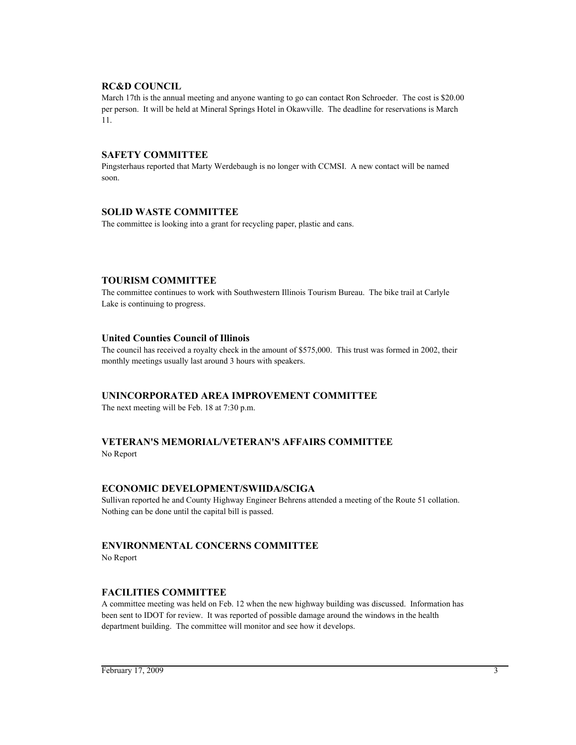## RC&D COUNCIL

March 17th is the annual meeting and anyone wanting to go can contact Ron Schroeder. The cost is $20.00 per person. It will be held at Mineral Springs Hotel in Okawville. The deadline for reservations is March 11.

## SAFETY COMMITTEE

Pingsterhaus reported that Marty Werdebaugh is no longer with CCMSI. A new contact will be named soon.

## SOLID WASTE COMMITTEE

The committee is looking into a grant for recycling paper, plastic and cans.

## TOURISM COMMITTEE

The committee continues to work with Southwestern Illinois Tourism Bureau. The bike trail at Carlyle Lake is continuing to progress.

## United Counties Council of Illinois

The council has received a royalty check in the amount of $575,000. This trust was formed in 2002, their monthly meetings usually last around 3 hours with speakers.

## UNINCORPORATED AREA IMPROVEMENT COMMITTEE

The next meeting will be Feb. 18 at 7:30 p.m.

## VETERAN'S MEMORIAL/VETERAN'S AFFAIRS COMMITTEE

No Report

## ECONOMIC DEVELOPMENT/SWIIDA/SCIGA

Sullivan reported he and County Highway Engineer Behrens attended a meeting of the Route 51 collation. Nothing can be done until the capital bill is passed.

## ENVIRONMENTAL CONCERNS COMMITTEE

No Report

## FACILITIES COMMITTEE

A committee meeting was held on Feb. 12 when the new highway building was discussed. Information has been sent to IDOT for review. It was reported of possible damage around the windows in the health department building. The committee will monitor and see how it develops.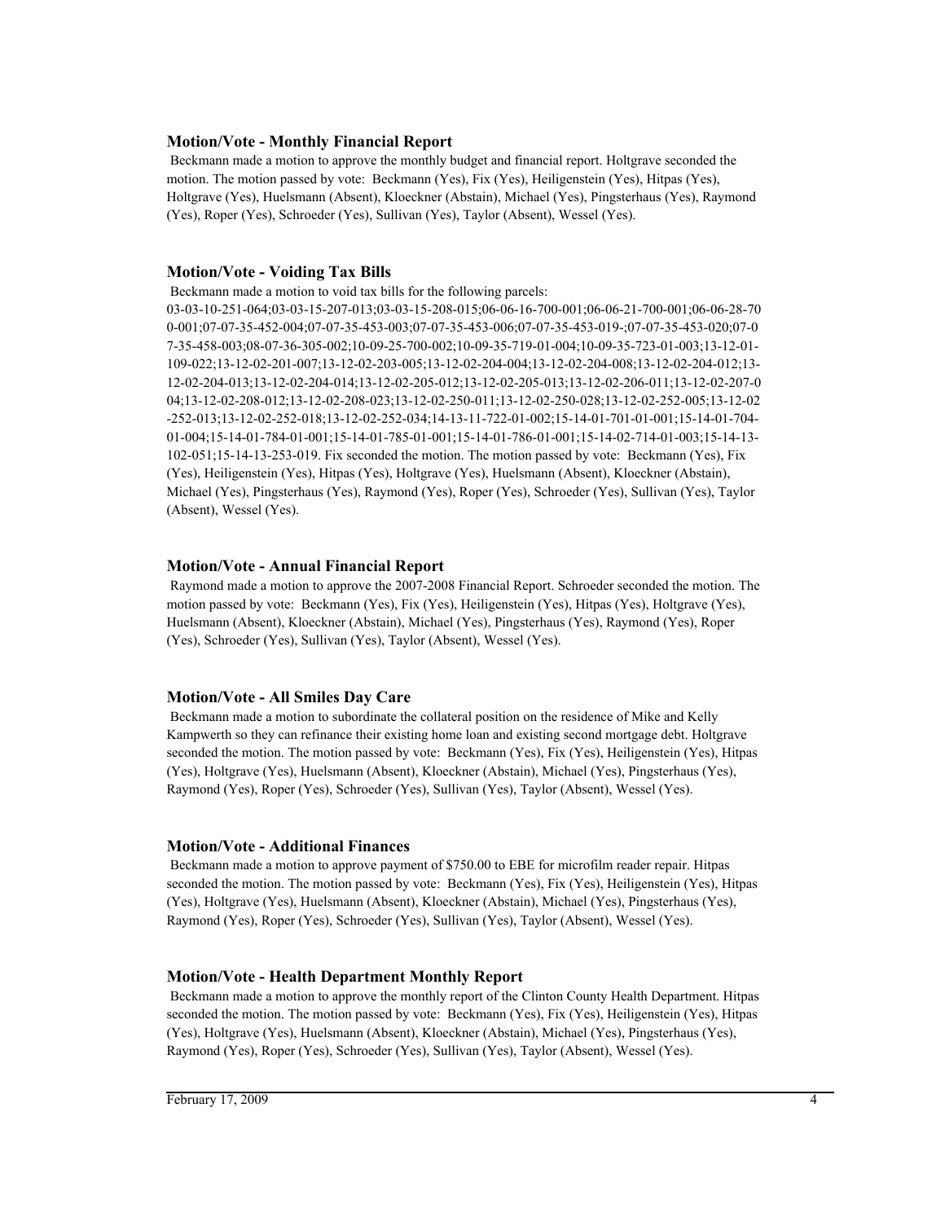### Motion/Vote - Monthly Financial Report

Beckmann made a motion to approve the monthly budget and financial report. Holtgrave seconded the motion. The motion passed by vote: Beckmann (Yes), Fix (Yes), Heiligenstein (Yes), Hitpas (Yes), Holtgrave (Yes), Huelsmann (Absent), Kloeckner (Abstain), Michael (Yes), Pingsterhaus (Yes), Raymond (Yes), Roper (Yes), Schroeder (Yes), Sullivan (Yes), Taylor (Absent), Wessel (Yes).

### Motion/Vote - Voiding Tax Bills

Beckmann made a motion to void tax bills for the following parcels: 03-03-10-251-064;03-03-15-207-013;03-03-15-208-015;06-06-16-700-001;06-06-21-700-001;06-06-28-700-001;07-07-35-452-004;07-07-35-453-003;07-07-35-453-006;07-07-35-453-019-;07-07-35-453-020;07-07-35-458-003;08-07-36-305-002;10-09-25-700-002;10-09-35-719-01-004;10-09-35-723-01-003;13-12-01-109-022;13-12-02-201-007;13-12-02-203-005;13-12-02-204-004;13-12-02-204-008;13-12-02-204-012;13-12-02-204-013;13-12-02-204-014;13-12-02-205-012;13-12-02-205-013;13-12-02-206-011;13-12-02-207-004;13-12-02-208-012;13-12-02-208-023;13-12-02-250-011;13-12-02-250-028;13-12-02-252-005;13-12-02-252-013;13-12-02-252-018;13-12-02-252-034;14-13-11-722-01-002;15-14-01-701-01-001;15-14-01-704-01-004;15-14-01-784-01-001;15-14-01-785-01-001;15-14-01-786-01-001;15-14-02-714-01-003;15-14-13-102-051;15-14-13-253-019. Fix seconded the motion. The motion passed by vote: Beckmann (Yes), Fix (Yes), Heiligenstein (Yes), Hitpas (Yes), Holtgrave (Yes), Huelsmann (Absent), Kloeckner (Abstain), Michael (Yes), Pingsterhaus (Yes), Raymond (Yes), Roper (Yes), Schroeder (Yes), Sullivan (Yes), Taylor (Absent), Wessel (Yes).

### Motion/Vote - Annual Financial Report

Raymond made a motion to approve the 2007-2008 Financial Report. Schroeder seconded the motion. The motion passed by vote: Beckmann (Yes), Fix (Yes), Heiligenstein (Yes), Hitpas (Yes), Holtgrave (Yes), Huelsmann (Absent), Kloeckner (Abstain), Michael (Yes), Pingsterhaus (Yes), Raymond (Yes), Roper (Yes), Schroeder (Yes), Sullivan (Yes), Taylor (Absent), Wessel (Yes).

### Motion/Vote - All Smiles Day Care

Beckmann made a motion to subordinate the collateral position on the residence of Mike and Kelly Kampwerth so they can refinance their existing home loan and existing second mortgage debt. Holtgrave seconded the motion. The motion passed by vote: Beckmann (Yes), Fix (Yes), Heiligenstein (Yes), Hitpas (Yes), Holtgrave (Yes), Huelsmann (Absent), Kloeckner (Abstain), Michael (Yes), Pingsterhaus (Yes), Raymond (Yes), Roper (Yes), Schroeder (Yes), Sullivan (Yes), Taylor (Absent), Wessel (Yes).

### Motion/Vote - Additional Finances

Beckmann made a motion to approve payment of $750.00 to EBE for microfilm reader repair. Hitpas seconded the motion. The motion passed by vote: Beckmann (Yes), Fix (Yes), Heiligenstein (Yes), Hitpas (Yes), Holtgrave (Yes), Huelsmann (Absent), Kloeckner (Abstain), Michael (Yes), Pingsterhaus (Yes), Raymond (Yes), Roper (Yes), Schroeder (Yes), Sullivan (Yes), Taylor (Absent), Wessel (Yes).

### Motion/Vote - Health Department Monthly Report

Beckmann made a motion to approve the monthly report of the Clinton County Health Department. Hitpas seconded the motion. The motion passed by vote: Beckmann (Yes), Fix (Yes), Heiligenstein (Yes), Hitpas (Yes), Holtgrave (Yes), Huelsmann (Absent), Kloeckner (Abstain), Michael (Yes), Pingsterhaus (Yes), Raymond (Yes), Roper (Yes), Schroeder (Yes), Sullivan (Yes), Taylor (Absent), Wessel (Yes).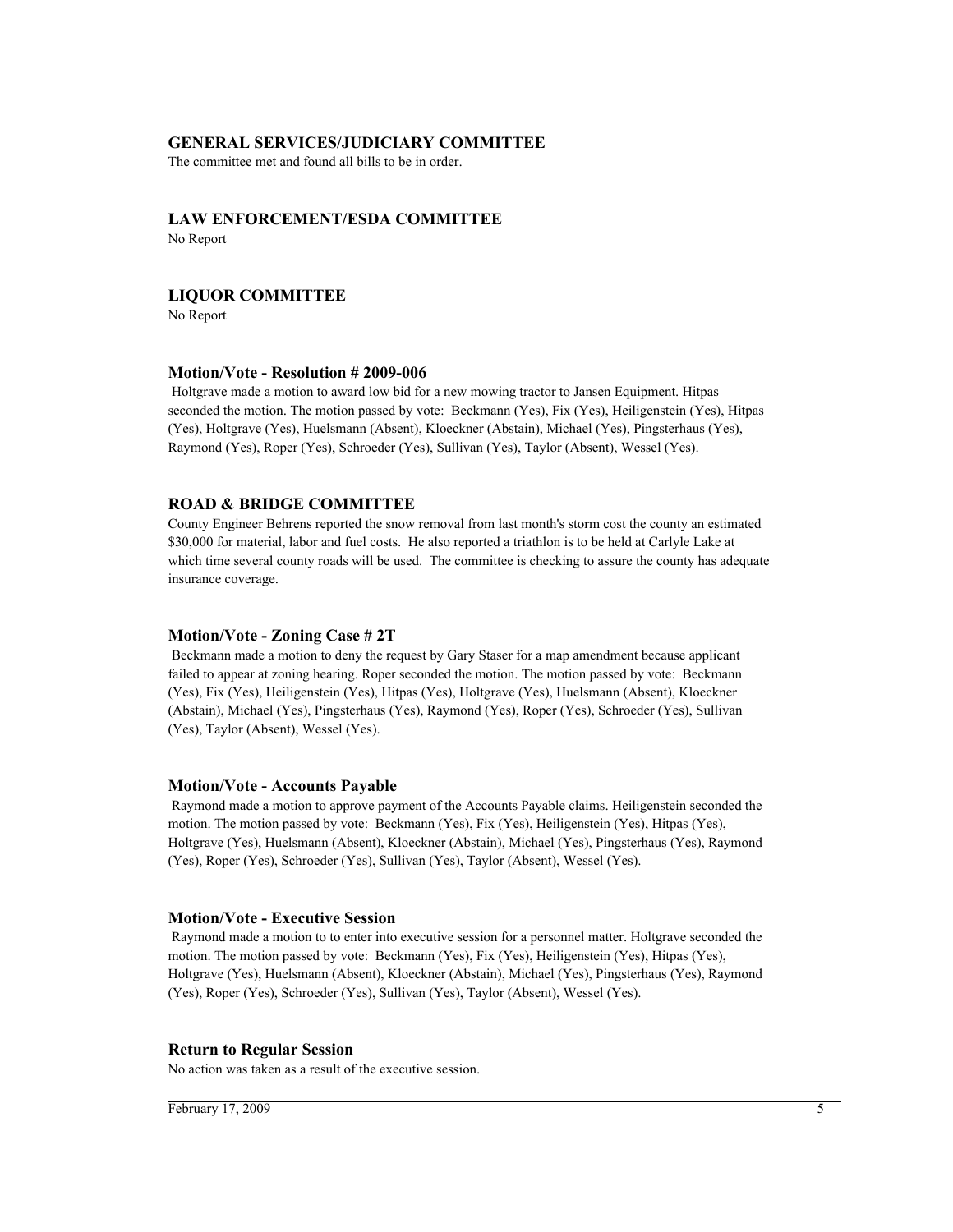### GENERAL SERVICES/JUDICIARY COMMITTEE

The committee met and found all bills to be in order.

### LAW ENFORCEMENT/ESDA COMMITTEE

No Report

### LIQUOR COMMITTEE

No Report

#### Motion/Vote - Resolution # 2009-006

Holtgrave made a motion to award low bid for a new mowing tractor to Jansen Equipment. Hitpas seconded the motion. The motion passed by vote: Beckmann (Yes), Fix (Yes), Heiligenstein (Yes), Hitpas (Yes), Holtgrave (Yes), Huelsmann (Absent), Kloeckner (Abstain), Michael (Yes), Pingsterhaus (Yes), Raymond (Yes), Roper (Yes), Schroeder (Yes), Sullivan (Yes), Taylor (Absent), Wessel (Yes).

### ROAD & BRIDGE COMMITTEE

County Engineer Behrens reported the snow removal from last month's storm cost the county an estimated $30,000 for material, labor and fuel costs. He also reported a triathlon is to be held at Carlyle Lake at which time several county roads will be used. The committee is checking to assure the county has adequate insurance coverage.

#### Motion/Vote - Zoning Case # 2T

Beckmann made a motion to deny the request by Gary Staser for a map amendment because applicant failed to appear at zoning hearing. Roper seconded the motion. The motion passed by vote: Beckmann (Yes), Fix (Yes), Heiligenstein (Yes), Hitpas (Yes), Holtgrave (Yes), Huelsmann (Absent), Kloeckner (Abstain), Michael (Yes), Pingsterhaus (Yes), Raymond (Yes), Roper (Yes), Schroeder (Yes), Sullivan (Yes), Taylor (Absent), Wessel (Yes).

#### Motion/Vote - Accounts Payable

Raymond made a motion to approve payment of the Accounts Payable claims. Heiligenstein seconded the motion. The motion passed by vote: Beckmann (Yes), Fix (Yes), Heiligenstein (Yes), Hitpas (Yes), Holtgrave (Yes), Huelsmann (Absent), Kloeckner (Abstain), Michael (Yes), Pingsterhaus (Yes), Raymond (Yes), Roper (Yes), Schroeder (Yes), Sullivan (Yes), Taylor (Absent), Wessel (Yes).

#### Motion/Vote - Executive Session

Raymond made a motion to to enter into executive session for a personnel matter. Holtgrave seconded the motion. The motion passed by vote: Beckmann (Yes), Fix (Yes), Heiligenstein (Yes), Hitpas (Yes), Holtgrave (Yes), Huelsmann (Absent), Kloeckner (Abstain), Michael (Yes), Pingsterhaus (Yes), Raymond (Yes), Roper (Yes), Schroeder (Yes), Sullivan (Yes), Taylor (Absent), Wessel (Yes).

#### Return to Regular Session

No action was taken as a result of the executive session.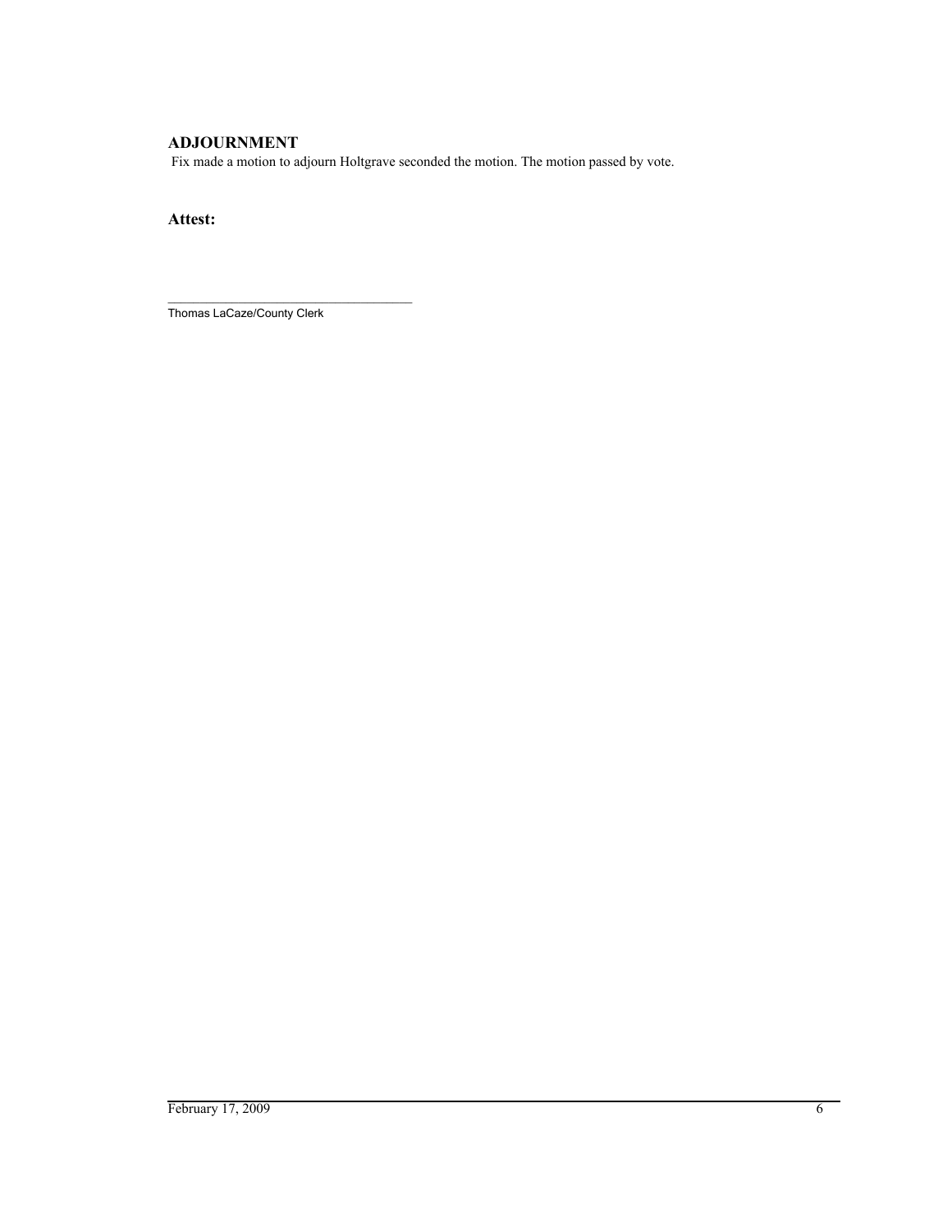## ADJOURNMENT

Fix made a motion to adjourn Holtgrave seconded the motion. The motion passed by vote.

**Attest:**

\_\_\_\_\_\_\_\_\_\_\_\_\_\_\_\_\_\_\_\_\_\_\_\_\_\_\_\_\_\_\_\_\_\_\_

Thomas LaCaze/County Clerk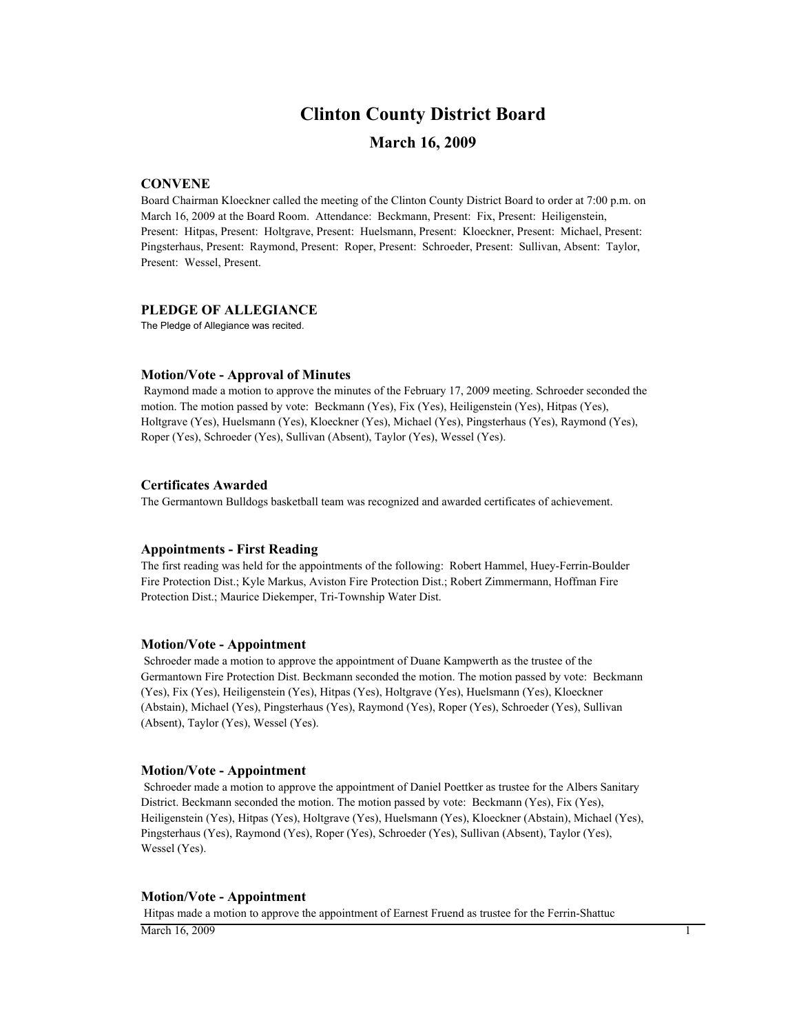# Clinton County District Board

## March 16, 2009

### CONVENE

Board Chairman Kloeckner called the meeting of the Clinton County District Board to order at 7:00 p.m. on March 16, 2009 at the Board Room. Attendance: Beckmann, Present: Fix, Present: Heiligenstein, Present: Hitpas, Present: Holtgrave, Present: Huelsmann, Present: Kloeckner, Present: Michael, Present: Pingsterhaus, Present: Raymond, Present: Roper, Present: Schroeder, Present: Sullivan, Absent: Taylor, Present: Wessel, Present.

### PLEDGE OF ALLEGIANCE

The Pledge of Allegiance was recited.

### Motion/Vote - Approval of Minutes

Raymond made a motion to approve the minutes of the February 17, 2009 meeting. Schroeder seconded the motion. The motion passed by vote: Beckmann (Yes), Fix (Yes), Heiligenstein (Yes), Hitpas (Yes), Holtgrave (Yes), Huelsmann (Yes), Kloeckner (Yes), Michael (Yes), Pingsterhaus (Yes), Raymond (Yes), Roper (Yes), Schroeder (Yes), Sullivan (Absent), Taylor (Yes), Wessel (Yes).

### Certificates Awarded

The Germantown Bulldogs basketball team was recognized and awarded certificates of achievement.

### Appointments - First Reading

The first reading was held for the appointments of the following: Robert Hammel, Huey-Ferrin-Boulder Fire Protection Dist.; Kyle Markus, Aviston Fire Protection Dist.; Robert Zimmermann, Hoffman Fire Protection Dist.; Maurice Diekemper, Tri-Township Water Dist.

### Motion/Vote - Appointment

Schroeder made a motion to approve the appointment of Duane Kampwerth as the trustee of the Germantown Fire Protection Dist. Beckmann seconded the motion. The motion passed by vote: Beckmann (Yes), Fix (Yes), Heiligenstein (Yes), Hitpas (Yes), Holtgrave (Yes), Huelsmann (Yes), Kloeckner (Abstain), Michael (Yes), Pingsterhaus (Yes), Raymond (Yes), Roper (Yes), Schroeder (Yes), Sullivan (Absent), Taylor (Yes), Wessel (Yes).

### Motion/Vote - Appointment

Schroeder made a motion to approve the appointment of Daniel Poettker as trustee for the Albers Sanitary District. Beckmann seconded the motion. The motion passed by vote: Beckmann (Yes), Fix (Yes), Heiligenstein (Yes), Hitpas (Yes), Holtgrave (Yes), Huelsmann (Yes), Kloeckner (Abstain), Michael (Yes), Pingsterhaus (Yes), Raymond (Yes), Roper (Yes), Schroeder (Yes), Sullivan (Absent), Taylor (Yes), Wessel (Yes).

### Motion/Vote - Appointment

Hitpas made a motion to approve the appointment of Earnest Fruend as trustee for the Ferrin-Shattuc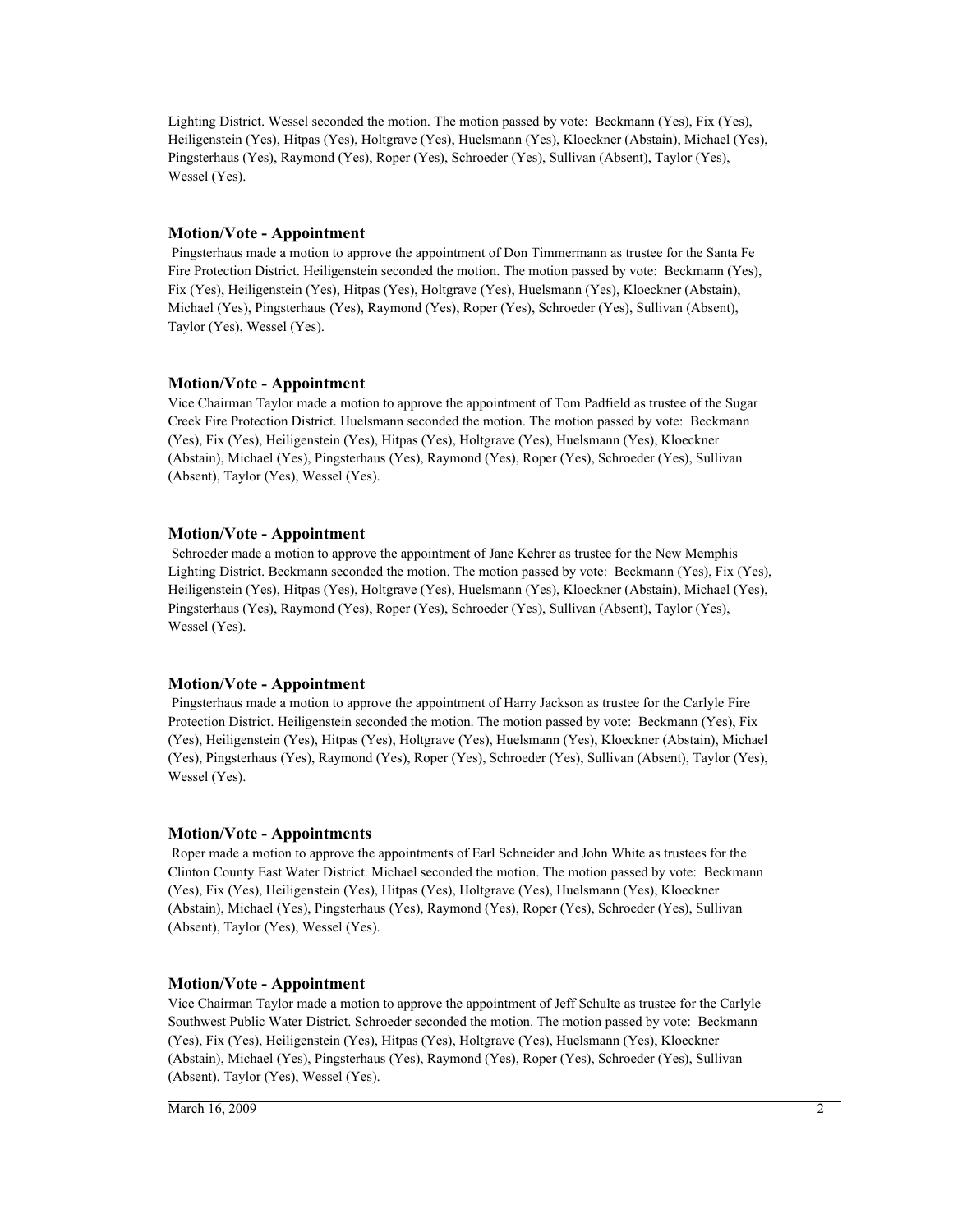Lighting District. Wessel seconded the motion. The motion passed by vote: Beckmann (Yes), Fix (Yes), Heiligenstein (Yes), Hitpas (Yes), Holtgrave (Yes), Huelsmann (Yes), Kloeckner (Abstain), Michael (Yes), Pingsterhaus (Yes), Raymond (Yes), Roper (Yes), Schroeder (Yes), Sullivan (Absent), Taylor (Yes), Wessel (Yes).

### Motion/Vote - Appointment

Pingsterhaus made a motion to approve the appointment of Don Timmermann as trustee for the Santa Fe Fire Protection District. Heiligenstein seconded the motion. The motion passed by vote: Beckmann (Yes), Fix (Yes), Heiligenstein (Yes), Hitpas (Yes), Holtgrave (Yes), Huelsmann (Yes), Kloeckner (Abstain), Michael (Yes), Pingsterhaus (Yes), Raymond (Yes), Roper (Yes), Schroeder (Yes), Sullivan (Absent), Taylor (Yes), Wessel (Yes).

### Motion/Vote - Appointment

Vice Chairman Taylor made a motion to approve the appointment of Tom Padfield as trustee of the Sugar Creek Fire Protection District. Huelsmann seconded the motion. The motion passed by vote: Beckmann (Yes), Fix (Yes), Heiligenstein (Yes), Hitpas (Yes), Holtgrave (Yes), Huelsmann (Yes), Kloeckner (Abstain), Michael (Yes), Pingsterhaus (Yes), Raymond (Yes), Roper (Yes), Schroeder (Yes), Sullivan (Absent), Taylor (Yes), Wessel (Yes).

### Motion/Vote - Appointment

Schroeder made a motion to approve the appointment of Jane Kehrer as trustee for the New Memphis Lighting District. Beckmann seconded the motion. The motion passed by vote: Beckmann (Yes), Fix (Yes), Heiligenstein (Yes), Hitpas (Yes), Holtgrave (Yes), Huelsmann (Yes), Kloeckner (Abstain), Michael (Yes), Pingsterhaus (Yes), Raymond (Yes), Roper (Yes), Schroeder (Yes), Sullivan (Absent), Taylor (Yes), Wessel (Yes).

### Motion/Vote - Appointment

Pingsterhaus made a motion to approve the appointment of Harry Jackson as trustee for the Carlyle Fire Protection District. Heiligenstein seconded the motion. The motion passed by vote: Beckmann (Yes), Fix (Yes), Heiligenstein (Yes), Hitpas (Yes), Holtgrave (Yes), Huelsmann (Yes), Kloeckner (Abstain), Michael (Yes), Pingsterhaus (Yes), Raymond (Yes), Roper (Yes), Schroeder (Yes), Sullivan (Absent), Taylor (Yes), Wessel (Yes).

### Motion/Vote - Appointments

Roper made a motion to approve the appointments of Earl Schneider and John White as trustees for the Clinton County East Water District. Michael seconded the motion. The motion passed by vote: Beckmann (Yes), Fix (Yes), Heiligenstein (Yes), Hitpas (Yes), Holtgrave (Yes), Huelsmann (Yes), Kloeckner (Abstain), Michael (Yes), Pingsterhaus (Yes), Raymond (Yes), Roper (Yes), Schroeder (Yes), Sullivan (Absent), Taylor (Yes), Wessel (Yes).

### Motion/Vote - Appointment

Vice Chairman Taylor made a motion to approve the appointment of Jeff Schulte as trustee for the Carlyle Southwest Public Water District. Schroeder seconded the motion. The motion passed by vote: Beckmann (Yes), Fix (Yes), Heiligenstein (Yes), Hitpas (Yes), Holtgrave (Yes), Huelsmann (Yes), Kloeckner (Abstain), Michael (Yes), Pingsterhaus (Yes), Raymond (Yes), Roper (Yes), Schroeder (Yes), Sullivan (Absent), Taylor (Yes), Wessel (Yes).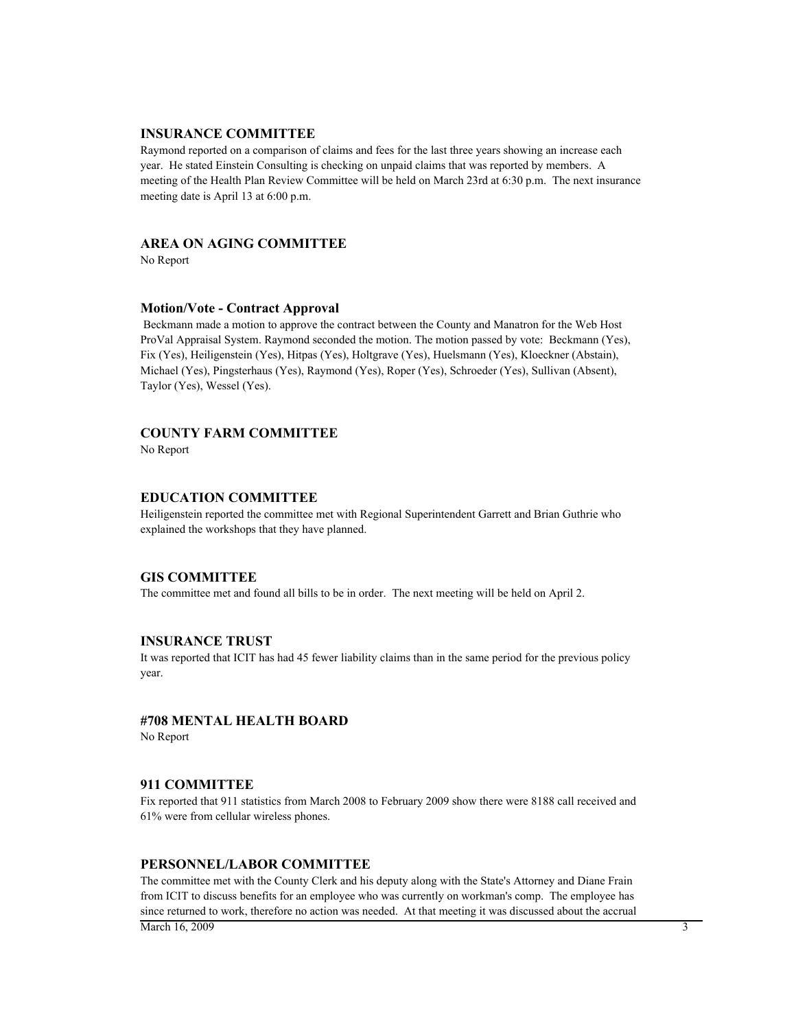## INSURANCE COMMITTEE

Raymond reported on a comparison of claims and fees for the last three years showing an increase each year. He stated Einstein Consulting is checking on unpaid claims that was reported by members. A meeting of the Health Plan Review Committee will be held on March 23rd at 6:30 p.m. The next insurance meeting date is April 13 at 6:00 p.m.

## AREA ON AGING COMMITTEE

No Report

### Motion/Vote - Contract Approval

Beckmann made a motion to approve the contract between the County and Manatron for the Web Host ProVal Appraisal System. Raymond seconded the motion. The motion passed by vote: Beckmann (Yes), Fix (Yes), Heiligenstein (Yes), Hitpas (Yes), Holtgrave (Yes), Huelsmann (Yes), Kloeckner (Abstain), Michael (Yes), Pingsterhaus (Yes), Raymond (Yes), Roper (Yes), Schroeder (Yes), Sullivan (Absent), Taylor (Yes), Wessel (Yes).

## COUNTY FARM COMMITTEE

No Report

## EDUCATION COMMITTEE

Heiligenstein reported the committee met with Regional Superintendent Garrett and Brian Guthrie who explained the workshops that they have planned.

## GIS COMMITTEE

The committee met and found all bills to be in order. The next meeting will be held on April 2.

## INSURANCE TRUST

It was reported that ICIT has had 45 fewer liability claims than in the same period for the previous policy year.

## #708 MENTAL HEALTH BOARD

No Report

## 911 COMMITTEE

Fix reported that 911 statistics from March 2008 to February 2009 show there were 8188 call received and 61% were from cellular wireless phones.

## PERSONNEL/LABOR COMMITTEE

The committee met with the County Clerk and his deputy along with the State's Attorney and Diane Frain from ICIT to discuss benefits for an employee who was currently on workman's comp. The employee has since returned to work, therefore no action was needed. At that meeting it was discussed about the accrual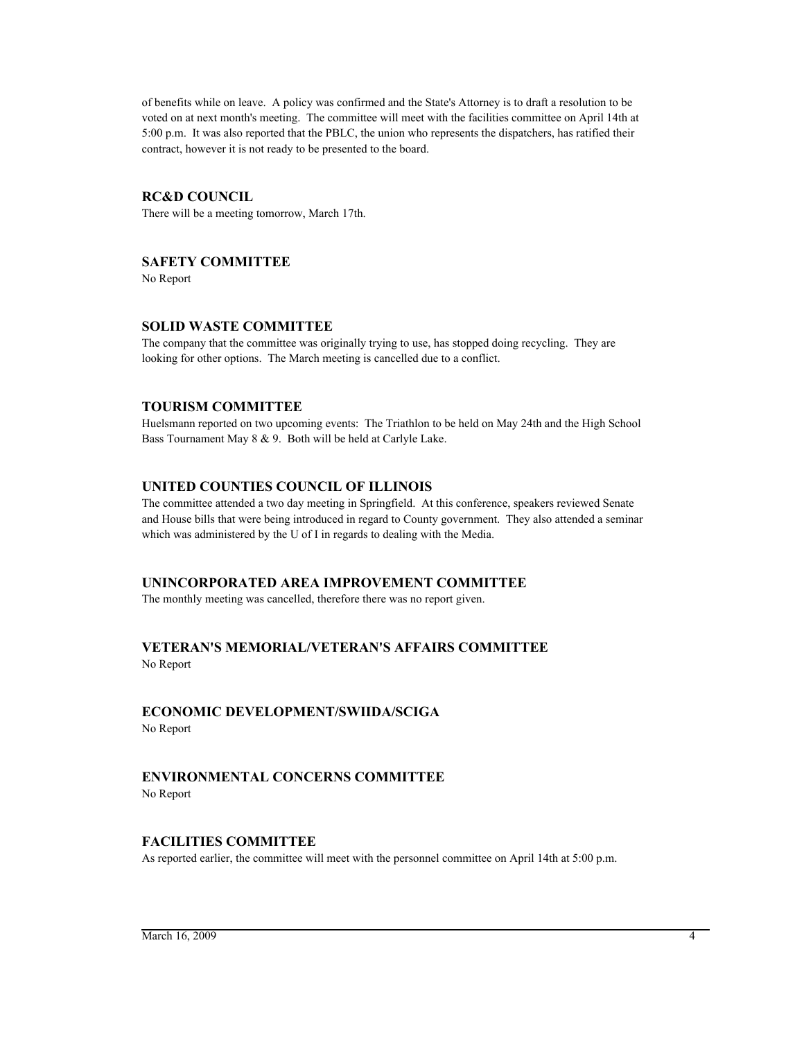of benefits while on leave. A policy was confirmed and the State's Attorney is to draft a resolution to be voted on at next month's meeting. The committee will meet with the facilities committee on April 14th at 5:00 p.m. It was also reported that the PBLC, the union who represents the dispatchers, has ratified their contract, however it is not ready to be presented to the board.

### RC&D COUNCIL

There will be a meeting tomorrow, March 17th.

### SAFETY COMMITTEE

No Report

### SOLID WASTE COMMITTEE

The company that the committee was originally trying to use, has stopped doing recycling. They are looking for other options. The March meeting is cancelled due to a conflict.

### TOURISM COMMITTEE

Huelsmann reported on two upcoming events: The Triathlon to be held on May 24th and the High School Bass Tournament May 8 & 9. Both will be held at Carlyle Lake.

### UNITED COUNTIES COUNCIL OF ILLINOIS

The committee attended a two day meeting in Springfield. At this conference, speakers reviewed Senate and House bills that were being introduced in regard to County government. They also attended a seminar which was administered by the U of I in regards to dealing with the Media.

### UNINCORPORATED AREA IMPROVEMENT COMMITTEE

The monthly meeting was cancelled, therefore there was no report given.

### VETERAN'S MEMORIAL/VETERAN'S AFFAIRS COMMITTEE

No Report

### ECONOMIC DEVELOPMENT/SWIIDA/SCIGA

No Report

### ENVIRONMENTAL CONCERNS COMMITTEE

No Report

### FACILITIES COMMITTEE

As reported earlier, the committee will meet with the personnel committee on April 14th at 5:00 p.m.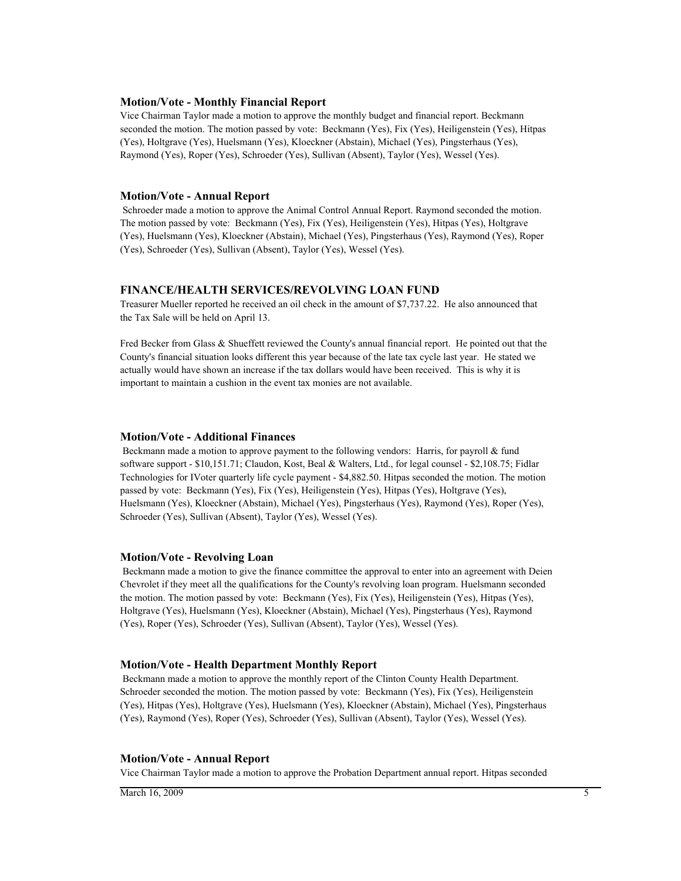### Motion/Vote - Monthly Financial Report

Vice Chairman Taylor made a motion to approve the monthly budget and financial report. Beckmann seconded the motion. The motion passed by vote: Beckmann (Yes), Fix (Yes), Heiligenstein (Yes), Hitpas (Yes), Holtgrave (Yes), Huelsmann (Yes), Kloeckner (Abstain), Michael (Yes), Pingsterhaus (Yes), Raymond (Yes), Roper (Yes), Schroeder (Yes), Sullivan (Absent), Taylor (Yes), Wessel (Yes).

### Motion/Vote - Annual Report

Schroeder made a motion to approve the Animal Control Annual Report. Raymond seconded the motion. The motion passed by vote: Beckmann (Yes), Fix (Yes), Heiligenstein (Yes), Hitpas (Yes), Holtgrave (Yes), Huelsmann (Yes), Kloeckner (Abstain), Michael (Yes), Pingsterhaus (Yes), Raymond (Yes), Roper (Yes), Schroeder (Yes), Sullivan (Absent), Taylor (Yes), Wessel (Yes).

## FINANCE/HEALTH SERVICES/REVOLVING LOAN FUND

Treasurer Mueller reported he received an oil check in the amount of $7,737.22. He also announced that the Tax Sale will be held on April 13.

Fred Becker from Glass & Shueffett reviewed the County's annual financial report. He pointed out that the County's financial situation looks different this year because of the late tax cycle last year. He stated we actually would have shown an increase if the tax dollars would have been received. This is why it is important to maintain a cushion in the event tax monies are not available.

### Motion/Vote - Additional Finances

Beckmann made a motion to approve payment to the following vendors: Harris, for payroll & fund software support - $10,151.71; Claudon, Kost, Beal & Walters, Ltd., for legal counsel - $2,108.75; Fidlar Technologies for IVoter quarterly life cycle payment - $4,882.50. Hitpas seconded the motion. The motion passed by vote: Beckmann (Yes), Fix (Yes), Heiligenstein (Yes), Hitpas (Yes), Holtgrave (Yes), Huelsmann (Yes), Kloeckner (Abstain), Michael (Yes), Pingsterhaus (Yes), Raymond (Yes), Roper (Yes), Schroeder (Yes), Sullivan (Absent), Taylor (Yes), Wessel (Yes).

### Motion/Vote - Revolving Loan

Beckmann made a motion to give the finance committee the approval to enter into an agreement with Deien Chevrolet if they meet all the qualifications for the County's revolving loan program. Huelsmann seconded the motion. The motion passed by vote: Beckmann (Yes), Fix (Yes), Heiligenstein (Yes), Hitpas (Yes), Holtgrave (Yes), Huelsmann (Yes), Kloeckner (Abstain), Michael (Yes), Pingsterhaus (Yes), Raymond (Yes), Roper (Yes), Schroeder (Yes), Sullivan (Absent), Taylor (Yes), Wessel (Yes).

### Motion/Vote - Health Department Monthly Report

Beckmann made a motion to approve the monthly report of the Clinton County Health Department. Schroeder seconded the motion. The motion passed by vote: Beckmann (Yes), Fix (Yes), Heiligenstein (Yes), Hitpas (Yes), Holtgrave (Yes), Huelsmann (Yes), Kloeckner (Abstain), Michael (Yes), Pingsterhaus (Yes), Raymond (Yes), Roper (Yes), Schroeder (Yes), Sullivan (Absent), Taylor (Yes), Wessel (Yes).

### Motion/Vote - Annual Report

Vice Chairman Taylor made a motion to approve the Probation Department annual report. Hitpas seconded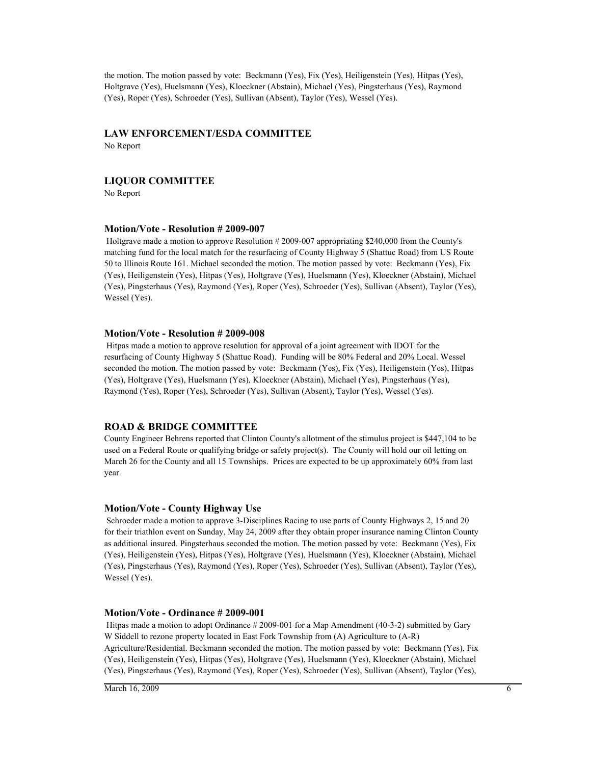the motion. The motion passed by vote: Beckmann (Yes), Fix (Yes), Heiligenstein (Yes), Hitpas (Yes), Holtgrave (Yes), Huelsmann (Yes), Kloeckner (Abstain), Michael (Yes), Pingsterhaus (Yes), Raymond (Yes), Roper (Yes), Schroeder (Yes), Sullivan (Absent), Taylor (Yes), Wessel (Yes).

### LAW ENFORCEMENT/ESDA COMMITTEE

No Report

### LIQUOR COMMITTEE

No Report

### Motion/Vote - Resolution # 2009-007

Holtgrave made a motion to approve Resolution # 2009-007 appropriating $240,000 from the County's matching fund for the local match for the resurfacing of County Highway 5 (Shattuc Road) from US Route 50 to Illinois Route 161. Michael seconded the motion. The motion passed by vote: Beckmann (Yes), Fix (Yes), Heiligenstein (Yes), Hitpas (Yes), Holtgrave (Yes), Huelsmann (Yes), Kloeckner (Abstain), Michael (Yes), Pingsterhaus (Yes), Raymond (Yes), Roper (Yes), Schroeder (Yes), Sullivan (Absent), Taylor (Yes), Wessel (Yes).

### Motion/Vote - Resolution # 2009-008

Hitpas made a motion to approve resolution for approval of a joint agreement with IDOT for the resurfacing of County Highway 5 (Shattuc Road). Funding will be 80% Federal and 20% Local. Wessel seconded the motion. The motion passed by vote: Beckmann (Yes), Fix (Yes), Heiligenstein (Yes), Hitpas (Yes), Holtgrave (Yes), Huelsmann (Yes), Kloeckner (Abstain), Michael (Yes), Pingsterhaus (Yes), Raymond (Yes), Roper (Yes), Schroeder (Yes), Sullivan (Absent), Taylor (Yes), Wessel (Yes).

### ROAD & BRIDGE COMMITTEE

County Engineer Behrens reported that Clinton County's allotment of the stimulus project is $447,104 to be used on a Federal Route or qualifying bridge or safety project(s). The County will hold our oil letting on March 26 for the County and all 15 Townships. Prices are expected to be up approximately 60% from last year.

### Motion/Vote - County Highway Use

Schroeder made a motion to approve 3-Disciplines Racing to use parts of County Highways 2, 15 and 20 for their triathlon event on Sunday, May 24, 2009 after they obtain proper insurance naming Clinton County as additional insured. Pingsterhaus seconded the motion. The motion passed by vote: Beckmann (Yes), Fix (Yes), Heiligenstein (Yes), Hitpas (Yes), Holtgrave (Yes), Huelsmann (Yes), Kloeckner (Abstain), Michael (Yes), Pingsterhaus (Yes), Raymond (Yes), Roper (Yes), Schroeder (Yes), Sullivan (Absent), Taylor (Yes), Wessel (Yes).

### Motion/Vote - Ordinance # 2009-001

Hitpas made a motion to adopt Ordinance # 2009-001 for a Map Amendment (40-3-2) submitted by Gary W Siddell to rezone property located in East Fork Township from (A) Agriculture to (A-R) Agriculture/Residential. Beckmann seconded the motion. The motion passed by vote: Beckmann (Yes), Fix (Yes), Heiligenstein (Yes), Hitpas (Yes), Holtgrave (Yes), Huelsmann (Yes), Kloeckner (Abstain), Michael (Yes), Pingsterhaus (Yes), Raymond (Yes), Roper (Yes), Schroeder (Yes), Sullivan (Absent), Taylor (Yes),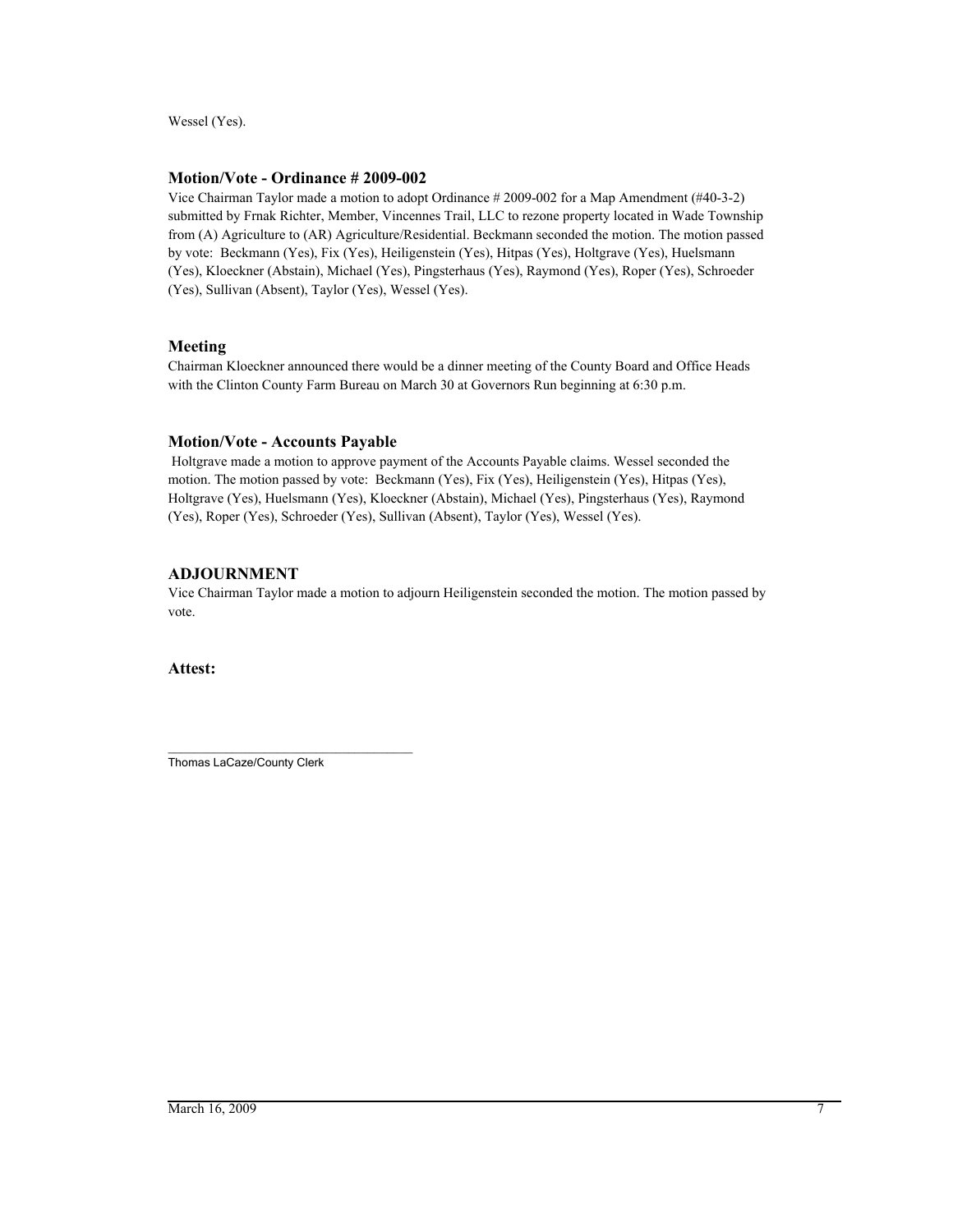Wessel (Yes).

### Motion/Vote - Ordinance # 2009-002

Vice Chairman Taylor made a motion to adopt Ordinance # 2009-002 for a Map Amendment (#40-3-2) submitted by Frnak Richter, Member, Vincennes Trail, LLC to rezone property located in Wade Township from (A) Agriculture to (AR) Agriculture/Residential. Beckmann seconded the motion. The motion passed by vote: Beckmann (Yes), Fix (Yes), Heiligenstein (Yes), Hitpas (Yes), Holtgrave (Yes), Huelsmann (Yes), Kloeckner (Abstain), Michael (Yes), Pingsterhaus (Yes), Raymond (Yes), Roper (Yes), Schroeder (Yes), Sullivan (Absent), Taylor (Yes), Wessel (Yes).

### Meeting

Chairman Kloeckner announced there would be a dinner meeting of the County Board and Office Heads with the Clinton County Farm Bureau on March 30 at Governors Run beginning at 6:30 p.m.

### Motion/Vote - Accounts Payable

Holtgrave made a motion to approve payment of the Accounts Payable claims. Wessel seconded the motion. The motion passed by vote: Beckmann (Yes), Fix (Yes), Heiligenstein (Yes), Hitpas (Yes), Holtgrave (Yes), Huelsmann (Yes), Kloeckner (Abstain), Michael (Yes), Pingsterhaus (Yes), Raymond (Yes), Roper (Yes), Schroeder (Yes), Sullivan (Absent), Taylor (Yes), Wessel (Yes).

### ADJOURNMENT

Vice Chairman Taylor made a motion to adjourn Heiligenstein seconded the motion. The motion passed by vote.

**Attest:**

\_\_\_\_\_\_\_\_\_\_\_\_\_\_\_\_\_\_\_\_\_\_\_\_\_\_\_\_\_\_\_\_\_\_\_\_
Thomas LaCaze/County Clerk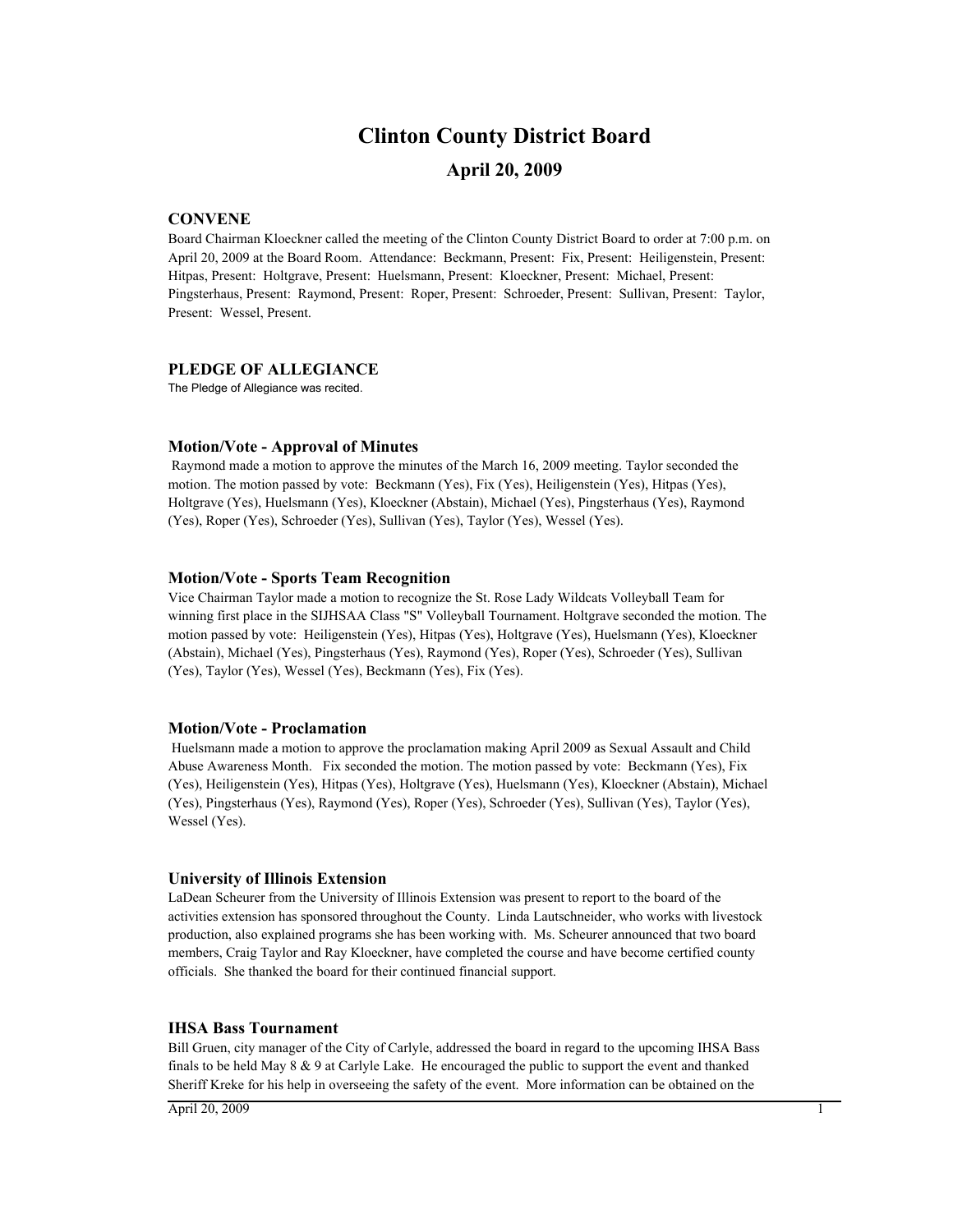# Clinton County District Board

## April 20, 2009

### CONVENE

Board Chairman Kloeckner called the meeting of the Clinton County District Board to order at 7:00 p.m. on April 20, 2009 at the Board Room. Attendance: Beckmann, Present: Fix, Present: Heiligenstein, Present: Hitpas, Present: Holtgrave, Present: Huelsmann, Present: Kloeckner, Present: Michael, Present: Pingsterhaus, Present: Raymond, Present: Roper, Present: Schroeder, Present: Sullivan, Present: Taylor, Present: Wessel, Present.

### PLEDGE OF ALLEGIANCE

The Pledge of Allegiance was recited.

### Motion/Vote - Approval of Minutes

Raymond made a motion to approve the minutes of the March 16, 2009 meeting. Taylor seconded the motion. The motion passed by vote: Beckmann (Yes), Fix (Yes), Heiligenstein (Yes), Hitpas (Yes), Holtgrave (Yes), Huelsmann (Yes), Kloeckner (Abstain), Michael (Yes), Pingsterhaus (Yes), Raymond (Yes), Roper (Yes), Schroeder (Yes), Sullivan (Yes), Taylor (Yes), Wessel (Yes).

### Motion/Vote - Sports Team Recognition

Vice Chairman Taylor made a motion to recognize the St. Rose Lady Wildcats Volleyball Team for winning first place in the SIJHSAA Class "S" Volleyball Tournament. Holtgrave seconded the motion. The motion passed by vote: Heiligenstein (Yes), Hitpas (Yes), Holtgrave (Yes), Huelsmann (Yes), Kloeckner (Abstain), Michael (Yes), Pingsterhaus (Yes), Raymond (Yes), Roper (Yes), Schroeder (Yes), Sullivan (Yes), Taylor (Yes), Wessel (Yes), Beckmann (Yes), Fix (Yes).

### Motion/Vote - Proclamation

Huelsmann made a motion to approve the proclamation making April 2009 as Sexual Assault and Child Abuse Awareness Month. Fix seconded the motion. The motion passed by vote: Beckmann (Yes), Fix (Yes), Heiligenstein (Yes), Hitpas (Yes), Holtgrave (Yes), Huelsmann (Yes), Kloeckner (Abstain), Michael (Yes), Pingsterhaus (Yes), Raymond (Yes), Roper (Yes), Schroeder (Yes), Sullivan (Yes), Taylor (Yes), Wessel (Yes).

### University of Illinois Extension

LaDean Scheurer from the University of Illinois Extension was present to report to the board of the activities extension has sponsored throughout the County. Linda Lautschneider, who works with livestock production, also explained programs she has been working with. Ms. Scheurer announced that two board members, Craig Taylor and Ray Kloeckner, have completed the course and have become certified county officials. She thanked the board for their continued financial support.

### IHSA Bass Tournament

Bill Gruen, city manager of the City of Carlyle, addressed the board in regard to the upcoming IHSA Bass finals to be held May 8 & 9 at Carlyle Lake. He encouraged the public to support the event and thanked Sheriff Kreke for his help in overseeing the safety of the event. More information can be obtained on the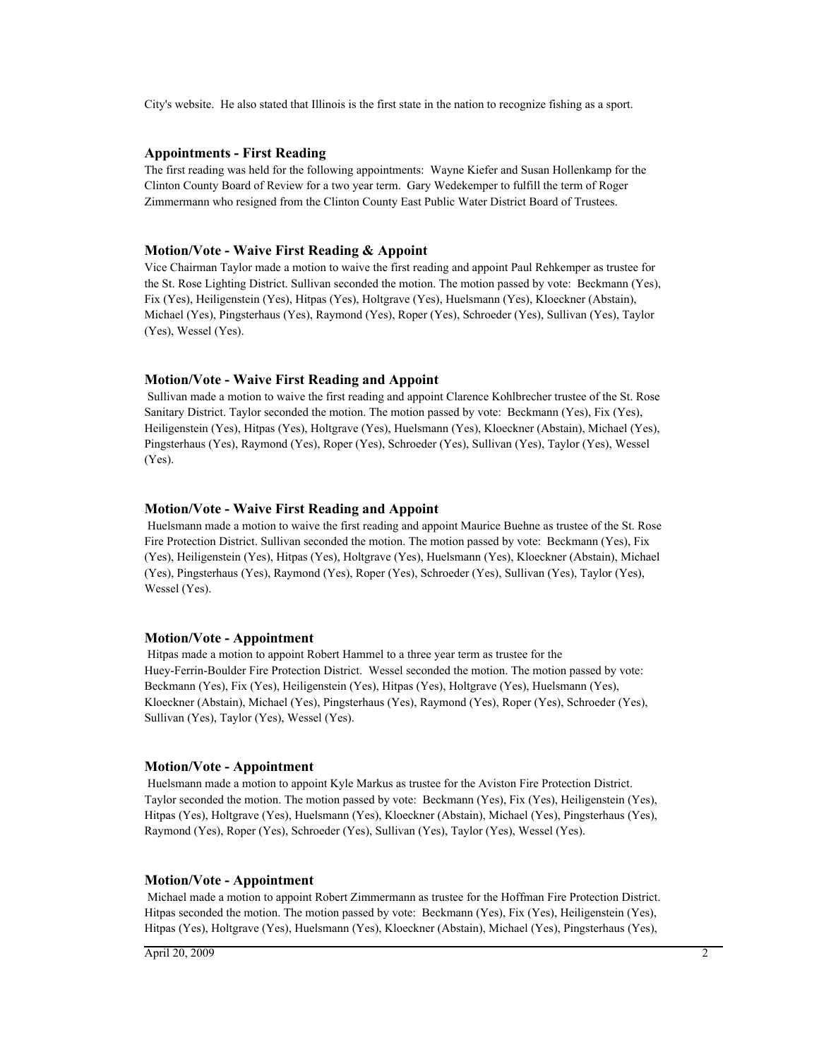City's website. He also stated that Illinois is the first state in the nation to recognize fishing as a sport.

### Appointments - First Reading

The first reading was held for the following appointments: Wayne Kiefer and Susan Hollenkamp for the Clinton County Board of Review for a two year term. Gary Wedekemper to fulfill the term of Roger Zimmermann who resigned from the Clinton County East Public Water District Board of Trustees.

### Motion/Vote - Waive First Reading & Appoint

Vice Chairman Taylor made a motion to waive the first reading and appoint Paul Rehkemper as trustee for the St. Rose Lighting District. Sullivan seconded the motion. The motion passed by vote: Beckmann (Yes), Fix (Yes), Heiligenstein (Yes), Hitpas (Yes), Holtgrave (Yes), Huelsmann (Yes), Kloeckner (Abstain), Michael (Yes), Pingsterhaus (Yes), Raymond (Yes), Roper (Yes), Schroeder (Yes), Sullivan (Yes), Taylor (Yes), Wessel (Yes).

### Motion/Vote - Waive First Reading and Appoint

Sullivan made a motion to waive the first reading and appoint Clarence Kohlbrecher trustee of the St. Rose Sanitary District. Taylor seconded the motion. The motion passed by vote: Beckmann (Yes), Fix (Yes), Heiligenstein (Yes), Hitpas (Yes), Holtgrave (Yes), Huelsmann (Yes), Kloeckner (Abstain), Michael (Yes), Pingsterhaus (Yes), Raymond (Yes), Roper (Yes), Schroeder (Yes), Sullivan (Yes), Taylor (Yes), Wessel (Yes).

### Motion/Vote - Waive First Reading and Appoint

Huelsmann made a motion to waive the first reading and appoint Maurice Buehne as trustee of the St. Rose Fire Protection District. Sullivan seconded the motion. The motion passed by vote: Beckmann (Yes), Fix (Yes), Heiligenstein (Yes), Hitpas (Yes), Holtgrave (Yes), Huelsmann (Yes), Kloeckner (Abstain), Michael (Yes), Pingsterhaus (Yes), Raymond (Yes), Roper (Yes), Schroeder (Yes), Sullivan (Yes), Taylor (Yes), Wessel (Yes).

### Motion/Vote - Appointment

Hitpas made a motion to appoint Robert Hammel to a three year term as trustee for the Huey-Ferrin-Boulder Fire Protection District. Wessel seconded the motion. The motion passed by vote: Beckmann (Yes), Fix (Yes), Heiligenstein (Yes), Hitpas (Yes), Holtgrave (Yes), Huelsmann (Yes), Kloeckner (Abstain), Michael (Yes), Pingsterhaus (Yes), Raymond (Yes), Roper (Yes), Schroeder (Yes), Sullivan (Yes), Taylor (Yes), Wessel (Yes).

### Motion/Vote - Appointment

Huelsmann made a motion to appoint Kyle Markus as trustee for the Aviston Fire Protection District. Taylor seconded the motion. The motion passed by vote: Beckmann (Yes), Fix (Yes), Heiligenstein (Yes), Hitpas (Yes), Holtgrave (Yes), Huelsmann (Yes), Kloeckner (Abstain), Michael (Yes), Pingsterhaus (Yes), Raymond (Yes), Roper (Yes), Schroeder (Yes), Sullivan (Yes), Taylor (Yes), Wessel (Yes).

### Motion/Vote - Appointment

Michael made a motion to appoint Robert Zimmermann as trustee for the Hoffman Fire Protection District. Hitpas seconded the motion. The motion passed by vote: Beckmann (Yes), Fix (Yes), Heiligenstein (Yes), Hitpas (Yes), Holtgrave (Yes), Huelsmann (Yes), Kloeckner (Abstain), Michael (Yes), Pingsterhaus (Yes),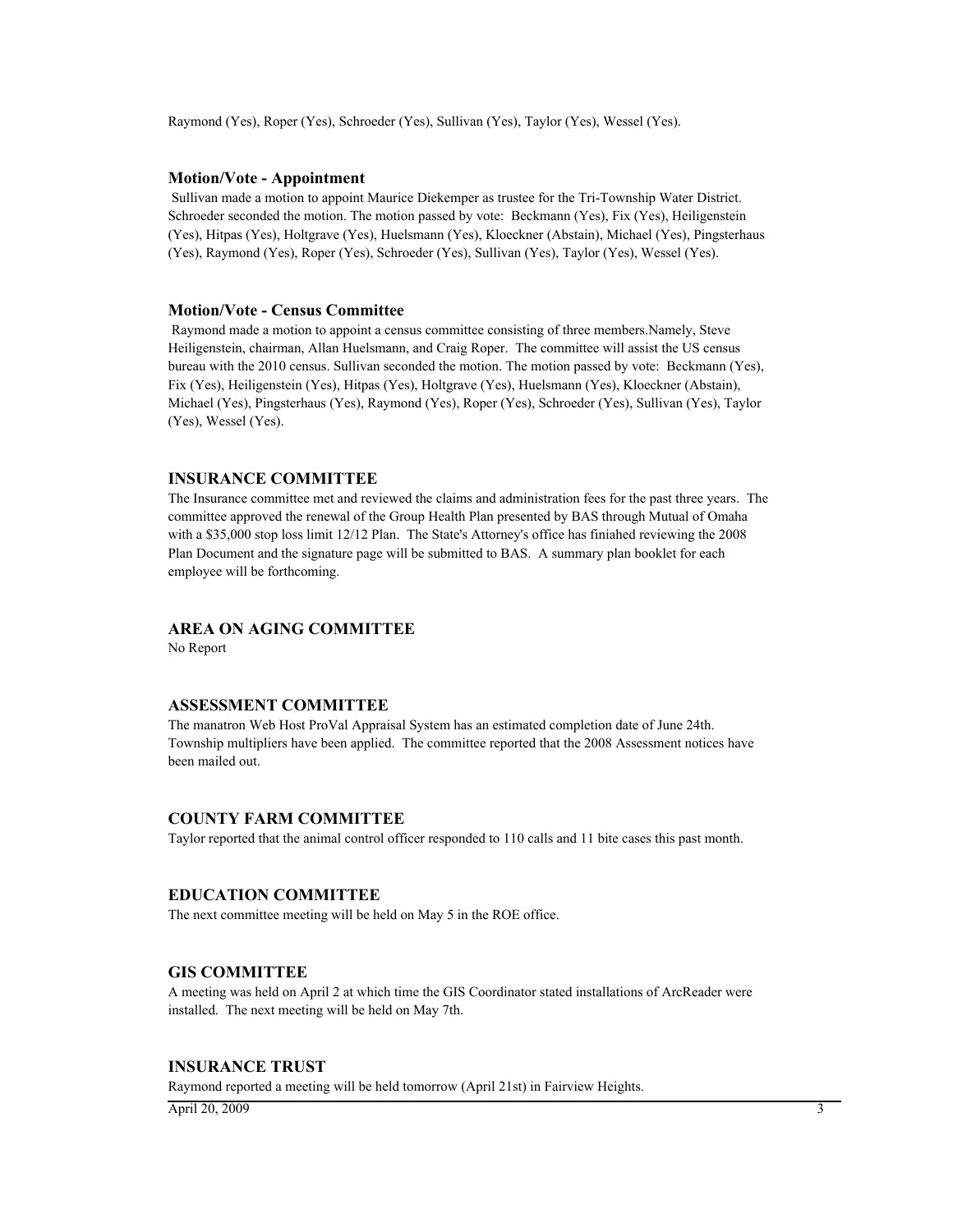Raymond (Yes), Roper (Yes), Schroeder (Yes), Sullivan (Yes), Taylor (Yes), Wessel (Yes).

### Motion/Vote - Appointment

Sullivan made a motion to appoint Maurice Diekemper as trustee for the Tri-Township Water District. Schroeder seconded the motion. The motion passed by vote: Beckmann (Yes), Fix (Yes), Heiligenstein (Yes), Hitpas (Yes), Holtgrave (Yes), Huelsmann (Yes), Kloeckner (Abstain), Michael (Yes), Pingsterhaus (Yes), Raymond (Yes), Roper (Yes), Schroeder (Yes), Sullivan (Yes), Taylor (Yes), Wessel (Yes).

### Motion/Vote - Census Committee

Raymond made a motion to appoint a census committee consisting of three members.Namely, Steve Heiligenstein, chairman, Allan Huelsmann, and Craig Roper. The committee will assist the US census bureau with the 2010 census. Sullivan seconded the motion. The motion passed by vote: Beckmann (Yes), Fix (Yes), Heiligenstein (Yes), Hitpas (Yes), Holtgrave (Yes), Huelsmann (Yes), Kloeckner (Abstain), Michael (Yes), Pingsterhaus (Yes), Raymond (Yes), Roper (Yes), Schroeder (Yes), Sullivan (Yes), Taylor (Yes), Wessel (Yes).

### INSURANCE COMMITTEE

The Insurance committee met and reviewed the claims and administration fees for the past three years. The committee approved the renewal of the Group Health Plan presented by BAS through Mutual of Omaha with a $35,000 stop loss limit 12/12 Plan. The State's Attorney's office has finiahed reviewing the 2008 Plan Document and the signature page will be submitted to BAS. A summary plan booklet for each employee will be forthcoming.

### AREA ON AGING COMMITTEE

No Report

### ASSESSMENT COMMITTEE

The manatron Web Host ProVal Appraisal System has an estimated completion date of June 24th. Township multipliers have been applied. The committee reported that the 2008 Assessment notices have been mailed out.

### COUNTY FARM COMMITTEE

Taylor reported that the animal control officer responded to 110 calls and 11 bite cases this past month.

### EDUCATION COMMITTEE

The next committee meeting will be held on May 5 in the ROE office.

### GIS COMMITTEE

A meeting was held on April 2 at which time the GIS Coordinator stated installations of ArcReader were installed. The next meeting will be held on May 7th.

### INSURANCE TRUST

Raymond reported a meeting will be held tomorrow (April 21st) in Fairview Heights.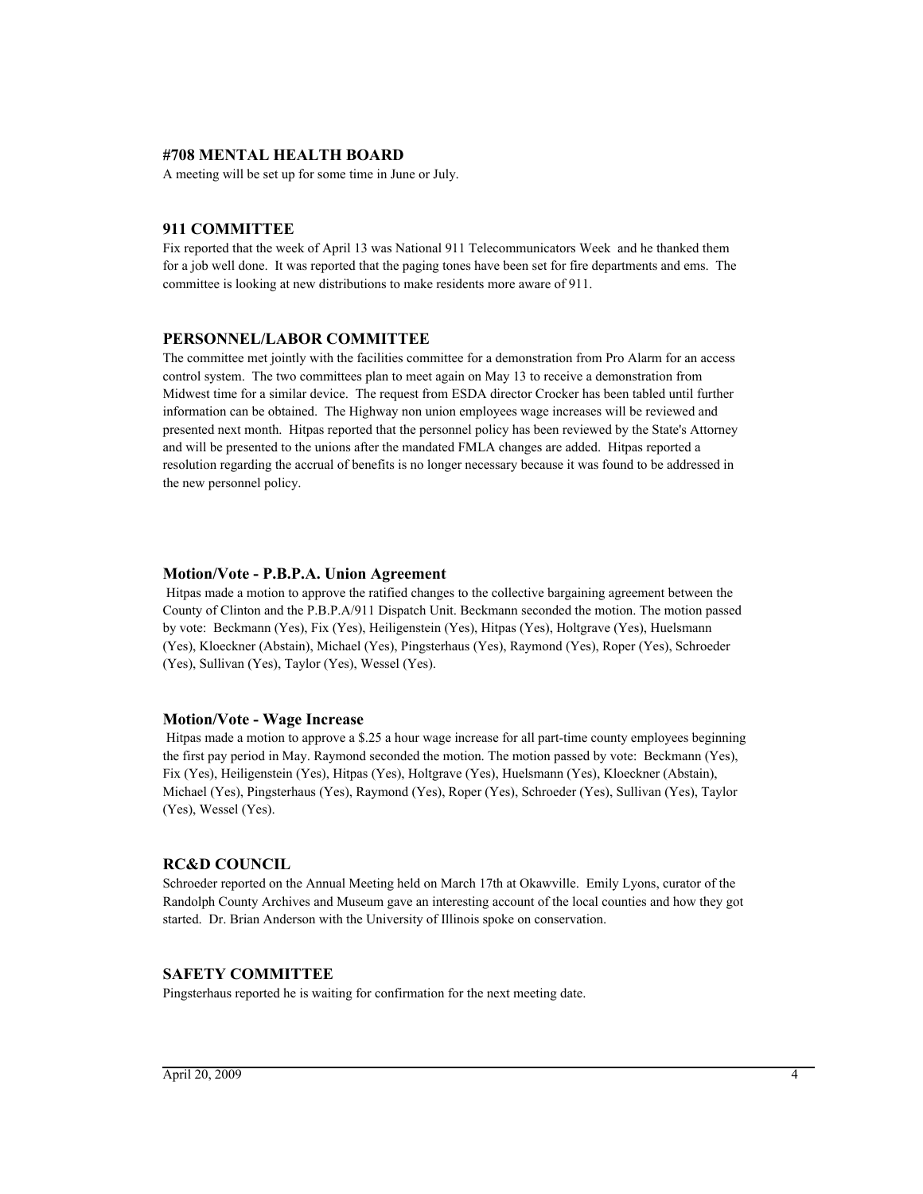### #708 MENTAL HEALTH BOARD

A meeting will be set up for some time in June or July.

### 911 COMMITTEE

Fix reported that the week of April 13 was National 911 Telecommunicators Week and he thanked them for a job well done. It was reported that the paging tones have been set for fire departments and ems. The committee is looking at new distributions to make residents more aware of 911.

### PERSONNEL/LABOR COMMITTEE

The committee met jointly with the facilities committee for a demonstration from Pro Alarm for an access control system. The two committees plan to meet again on May 13 to receive a demonstration from Midwest time for a similar device. The request from ESDA director Crocker has been tabled until further information can be obtained. The Highway non union employees wage increases will be reviewed and presented next month. Hitpas reported that the personnel policy has been reviewed by the State's Attorney and will be presented to the unions after the mandated FMLA changes are added. Hitpas reported a resolution regarding the accrual of benefits is no longer necessary because it was found to be addressed in the new personnel policy.

### Motion/Vote - P.B.P.A. Union Agreement

Hitpas made a motion to approve the ratified changes to the collective bargaining agreement between the County of Clinton and the P.B.P.A/911 Dispatch Unit. Beckmann seconded the motion. The motion passed by vote: Beckmann (Yes), Fix (Yes), Heiligenstein (Yes), Hitpas (Yes), Holtgrave (Yes), Huelsmann (Yes), Kloeckner (Abstain), Michael (Yes), Pingsterhaus (Yes), Raymond (Yes), Roper (Yes), Schroeder (Yes), Sullivan (Yes), Taylor (Yes), Wessel (Yes).

### Motion/Vote - Wage Increase

Hitpas made a motion to approve a $.25 a hour wage increase for all part-time county employees beginning the first pay period in May. Raymond seconded the motion. The motion passed by vote: Beckmann (Yes), Fix (Yes), Heiligenstein (Yes), Hitpas (Yes), Holtgrave (Yes), Huelsmann (Yes), Kloeckner (Abstain), Michael (Yes), Pingsterhaus (Yes), Raymond (Yes), Roper (Yes), Schroeder (Yes), Sullivan (Yes), Taylor (Yes), Wessel (Yes).

### RC&D COUNCIL

Schroeder reported on the Annual Meeting held on March 17th at Okawville. Emily Lyons, curator of the Randolph County Archives and Museum gave an interesting account of the local counties and how they got started. Dr. Brian Anderson with the University of Illinois spoke on conservation.

### SAFETY COMMITTEE

Pingsterhaus reported he is waiting for confirmation for the next meeting date.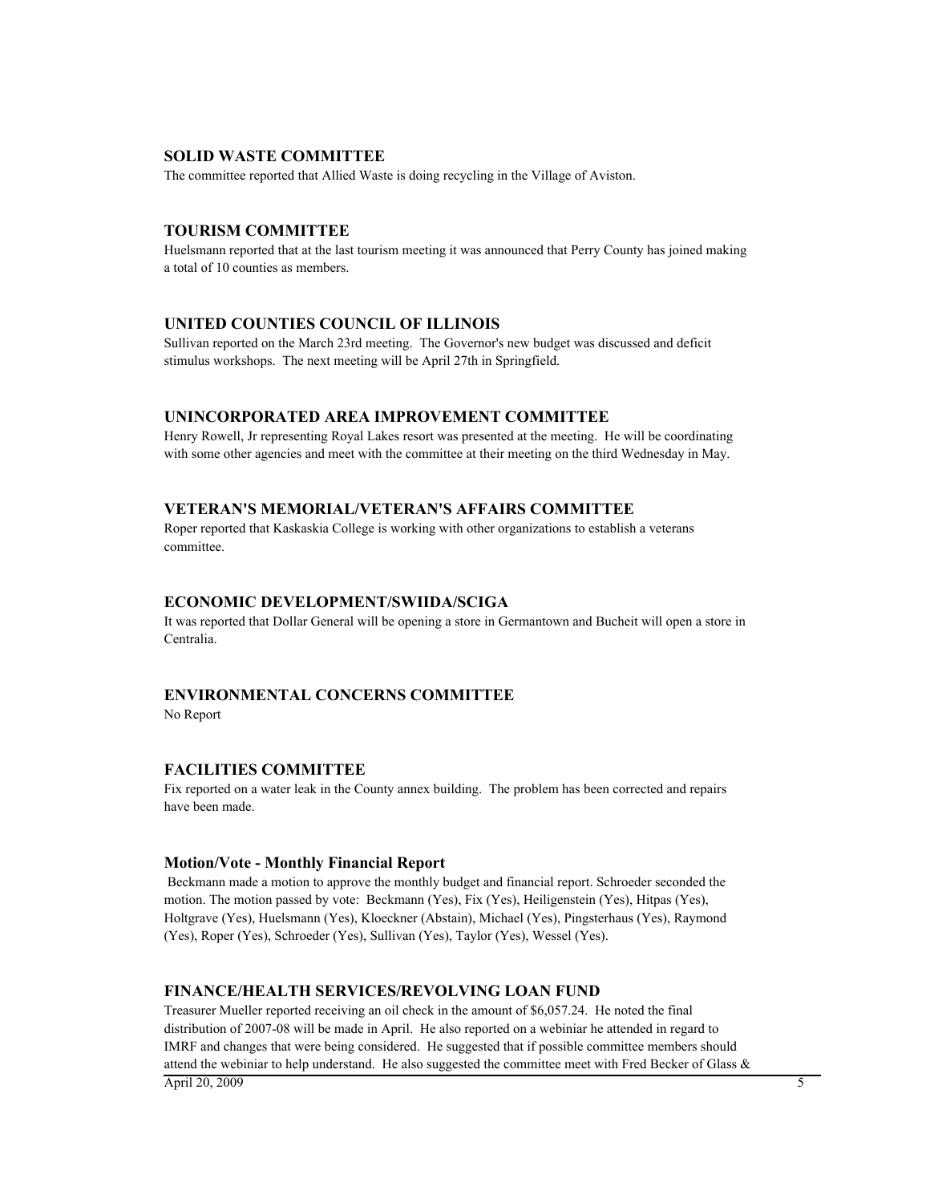## SOLID WASTE COMMITTEE

The committee reported that Allied Waste is doing recycling in the Village of Aviston.

## TOURISM COMMITTEE

Huelsmann reported that at the last tourism meeting it was announced that Perry County has joined making a total of 10 counties as members.

## UNITED COUNTIES COUNCIL OF ILLINOIS

Sullivan reported on the March 23rd meeting. The Governor's new budget was discussed and deficit stimulus workshops. The next meeting will be April 27th in Springfield.

## UNINCORPORATED AREA IMPROVEMENT COMMITTEE

Henry Rowell, Jr representing Royal Lakes resort was presented at the meeting. He will be coordinating with some other agencies and meet with the committee at their meeting on the third Wednesday in May.

## VETERAN'S MEMORIAL/VETERAN'S AFFAIRS COMMITTEE

Roper reported that Kaskaskia College is working with other organizations to establish a veterans committee.

## ECONOMIC DEVELOPMENT/SWIIDA/SCIGA

It was reported that Dollar General will be opening a store in Germantown and Bucheit will open a store in Centralia.

## ENVIRONMENTAL CONCERNS COMMITTEE

No Report

## FACILITIES COMMITTEE

Fix reported on a water leak in the County annex building. The problem has been corrected and repairs have been made.

### Motion/Vote - Monthly Financial Report

Beckmann made a motion to approve the monthly budget and financial report. Schroeder seconded the motion. The motion passed by vote: Beckmann (Yes), Fix (Yes), Heiligenstein (Yes), Hitpas (Yes), Holtgrave (Yes), Huelsmann (Yes), Kloeckner (Abstain), Michael (Yes), Pingsterhaus (Yes), Raymond (Yes), Roper (Yes), Schroeder (Yes), Sullivan (Yes), Taylor (Yes), Wessel (Yes).

## FINANCE/HEALTH SERVICES/REVOLVING LOAN FUND

Treasurer Mueller reported receiving an oil check in the amount of $6,057.24. He noted the final distribution of 2007-08 will be made in April. He also reported on a webiniar he attended in regard to IMRF and changes that were being considered. He suggested that if possible committee members should attend the webiniar to help understand. He also suggested the committee meet with Fred Becker of Glass &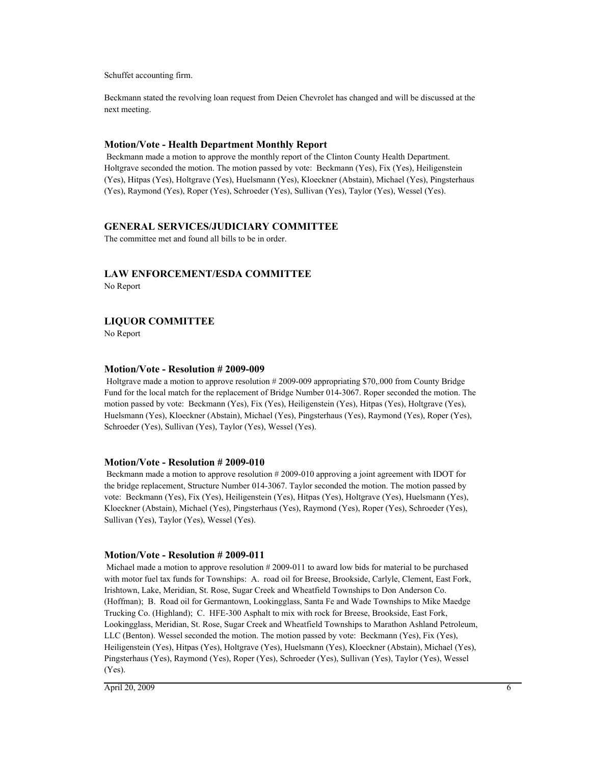Schuffet accounting firm.

Beckmann stated the revolving loan request from Deien Chevrolet has changed and will be discussed at the next meeting.

### Motion/Vote - Health Department Monthly Report

Beckmann made a motion to approve the monthly report of the Clinton County Health Department. Holtgrave seconded the motion. The motion passed by vote: Beckmann (Yes), Fix (Yes), Heiligenstein (Yes), Hitpas (Yes), Holtgrave (Yes), Huelsmann (Yes), Kloeckner (Abstain), Michael (Yes), Pingsterhaus (Yes), Raymond (Yes), Roper (Yes), Schroeder (Yes), Sullivan (Yes), Taylor (Yes), Wessel (Yes).

## GENERAL SERVICES/JUDICIARY COMMITTEE

The committee met and found all bills to be in order.

## LAW ENFORCEMENT/ESDA COMMITTEE

No Report

## LIQUOR COMMITTEE

No Report

### Motion/Vote - Resolution # 2009-009

Holtgrave made a motion to approve resolution # 2009-009 appropriating $70,.000 from County Bridge Fund for the local match for the replacement of Bridge Number 014-3067. Roper seconded the motion. The motion passed by vote: Beckmann (Yes), Fix (Yes), Heiligenstein (Yes), Hitpas (Yes), Holtgrave (Yes), Huelsmann (Yes), Kloeckner (Abstain), Michael (Yes), Pingsterhaus (Yes), Raymond (Yes), Roper (Yes), Schroeder (Yes), Sullivan (Yes), Taylor (Yes), Wessel (Yes).

### Motion/Vote - Resolution # 2009-010

Beckmann made a motion to approve resolution # 2009-010 approving a joint agreement with IDOT for the bridge replacement, Structure Number 014-3067. Taylor seconded the motion. The motion passed by vote: Beckmann (Yes), Fix (Yes), Heiligenstein (Yes), Hitpas (Yes), Holtgrave (Yes), Huelsmann (Yes), Kloeckner (Abstain), Michael (Yes), Pingsterhaus (Yes), Raymond (Yes), Roper (Yes), Schroeder (Yes), Sullivan (Yes), Taylor (Yes), Wessel (Yes).

### Motion/Vote - Resolution # 2009-011

Michael made a motion to approve resolution # 2009-011 to award low bids for material to be purchased with motor fuel tax funds for Townships: A. road oil for Breese, Brookside, Carlyle, Clement, East Fork, Irishtown, Lake, Meridian, St. Rose, Sugar Creek and Wheatfield Townships to Don Anderson Co. (Hoffman); B. Road oil for Germantown, Lookingglass, Santa Fe and Wade Townships to Mike Maedge Trucking Co. (Highland); C. HFE-300 Asphalt to mix with rock for Breese, Brookside, East Fork, Lookingglass, Meridian, St. Rose, Sugar Creek and Wheatfield Townships to Marathon Ashland Petroleum, LLC (Benton). Wessel seconded the motion. The motion passed by vote: Beckmann (Yes), Fix (Yes), Heiligenstein (Yes), Hitpas (Yes), Holtgrave (Yes), Huelsmann (Yes), Kloeckner (Abstain), Michael (Yes), Pingsterhaus (Yes), Raymond (Yes), Roper (Yes), Schroeder (Yes), Sullivan (Yes), Taylor (Yes), Wessel (Yes).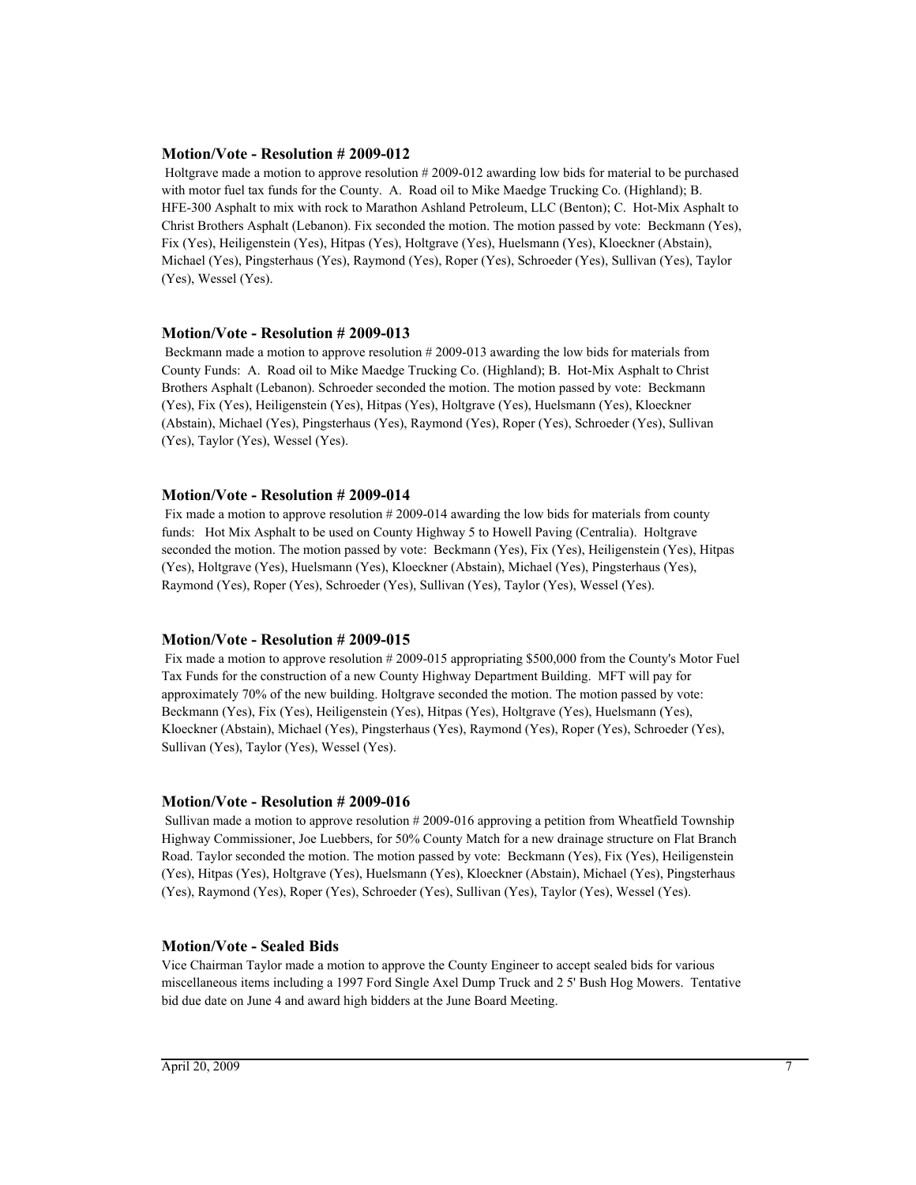### Motion/Vote - Resolution # 2009-012

Holtgrave made a motion to approve resolution # 2009-012 awarding low bids for material to be purchased with motor fuel tax funds for the County. A. Road oil to Mike Maedge Trucking Co. (Highland); B. HFE-300 Asphalt to mix with rock to Marathon Ashland Petroleum, LLC (Benton); C. Hot-Mix Asphalt to Christ Brothers Asphalt (Lebanon). Fix seconded the motion. The motion passed by vote: Beckmann (Yes), Fix (Yes), Heiligenstein (Yes), Hitpas (Yes), Holtgrave (Yes), Huelsmann (Yes), Kloeckner (Abstain), Michael (Yes), Pingsterhaus (Yes), Raymond (Yes), Roper (Yes), Schroeder (Yes), Sullivan (Yes), Taylor (Yes), Wessel (Yes).

### Motion/Vote - Resolution # 2009-013

Beckmann made a motion to approve resolution # 2009-013 awarding the low bids for materials from County Funds: A. Road oil to Mike Maedge Trucking Co. (Highland); B. Hot-Mix Asphalt to Christ Brothers Asphalt (Lebanon). Schroeder seconded the motion. The motion passed by vote: Beckmann (Yes), Fix (Yes), Heiligenstein (Yes), Hitpas (Yes), Holtgrave (Yes), Huelsmann (Yes), Kloeckner (Abstain), Michael (Yes), Pingsterhaus (Yes), Raymond (Yes), Roper (Yes), Schroeder (Yes), Sullivan (Yes), Taylor (Yes), Wessel (Yes).

### Motion/Vote - Resolution # 2009-014

Fix made a motion to approve resolution # 2009-014 awarding the low bids for materials from county funds: Hot Mix Asphalt to be used on County Highway 5 to Howell Paving (Centralia). Holtgrave seconded the motion. The motion passed by vote: Beckmann (Yes), Fix (Yes), Heiligenstein (Yes), Hitpas (Yes), Holtgrave (Yes), Huelsmann (Yes), Kloeckner (Abstain), Michael (Yes), Pingsterhaus (Yes), Raymond (Yes), Roper (Yes), Schroeder (Yes), Sullivan (Yes), Taylor (Yes), Wessel (Yes).

### Motion/Vote - Resolution # 2009-015

Fix made a motion to approve resolution # 2009-015 appropriating $500,000 from the County's Motor Fuel Tax Funds for the construction of a new County Highway Department Building. MFT will pay for approximately 70% of the new building. Holtgrave seconded the motion. The motion passed by vote: Beckmann (Yes), Fix (Yes), Heiligenstein (Yes), Hitpas (Yes), Holtgrave (Yes), Huelsmann (Yes), Kloeckner (Abstain), Michael (Yes), Pingsterhaus (Yes), Raymond (Yes), Roper (Yes), Schroeder (Yes), Sullivan (Yes), Taylor (Yes), Wessel (Yes).

### Motion/Vote - Resolution # 2009-016

Sullivan made a motion to approve resolution # 2009-016 approving a petition from Wheatfield Township Highway Commissioner, Joe Luebbers, for 50% County Match for a new drainage structure on Flat Branch Road. Taylor seconded the motion. The motion passed by vote: Beckmann (Yes), Fix (Yes), Heiligenstein (Yes), Hitpas (Yes), Holtgrave (Yes), Huelsmann (Yes), Kloeckner (Abstain), Michael (Yes), Pingsterhaus (Yes), Raymond (Yes), Roper (Yes), Schroeder (Yes), Sullivan (Yes), Taylor (Yes), Wessel (Yes).

### Motion/Vote - Sealed Bids

Vice Chairman Taylor made a motion to approve the County Engineer to accept sealed bids for various miscellaneous items including a 1997 Ford Single Axel Dump Truck and 2 5' Bush Hog Mowers. Tentative bid due date on June 4 and award high bidders at the June Board Meeting.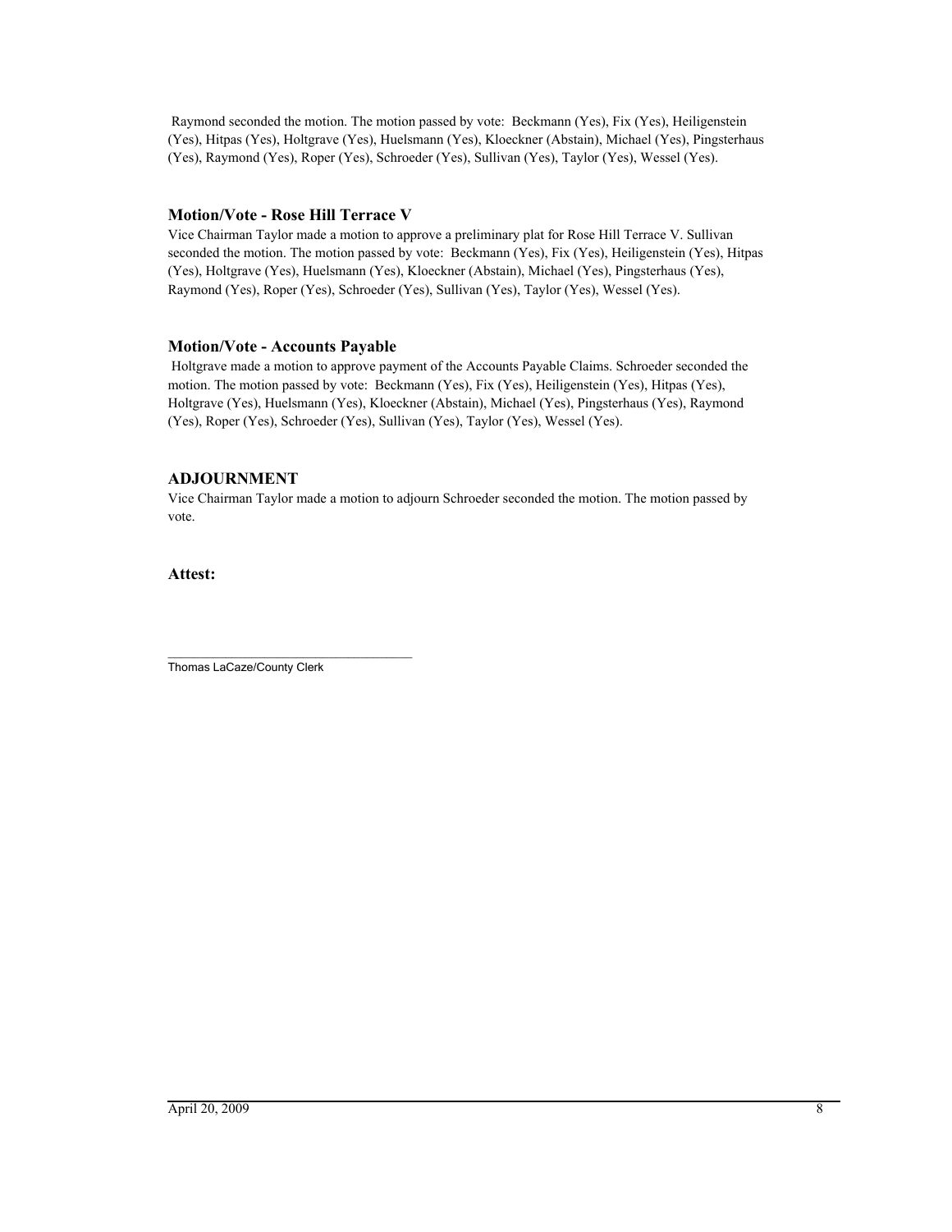Raymond seconded the motion. The motion passed by vote: Beckmann (Yes), Fix (Yes), Heiligenstein (Yes), Hitpas (Yes), Holtgrave (Yes), Huelsmann (Yes), Kloeckner (Abstain), Michael (Yes), Pingsterhaus (Yes), Raymond (Yes), Roper (Yes), Schroeder (Yes), Sullivan (Yes), Taylor (Yes), Wessel (Yes).

### Motion/Vote - Rose Hill Terrace V

Vice Chairman Taylor made a motion to approve a preliminary plat for Rose Hill Terrace V. Sullivan seconded the motion. The motion passed by vote: Beckmann (Yes), Fix (Yes), Heiligenstein (Yes), Hitpas (Yes), Holtgrave (Yes), Huelsmann (Yes), Kloeckner (Abstain), Michael (Yes), Pingsterhaus (Yes), Raymond (Yes), Roper (Yes), Schroeder (Yes), Sullivan (Yes), Taylor (Yes), Wessel (Yes).

### Motion/Vote - Accounts Payable

Holtgrave made a motion to approve payment of the Accounts Payable Claims. Schroeder seconded the motion. The motion passed by vote: Beckmann (Yes), Fix (Yes), Heiligenstein (Yes), Hitpas (Yes), Holtgrave (Yes), Huelsmann (Yes), Kloeckner (Abstain), Michael (Yes), Pingsterhaus (Yes), Raymond (Yes), Roper (Yes), Schroeder (Yes), Sullivan (Yes), Taylor (Yes), Wessel (Yes).

### ADJOURNMENT

Vice Chairman Taylor made a motion to adjourn Schroeder seconded the motion. The motion passed by vote.

**Attest:**

___________________________________
Thomas LaCaze/County Clerk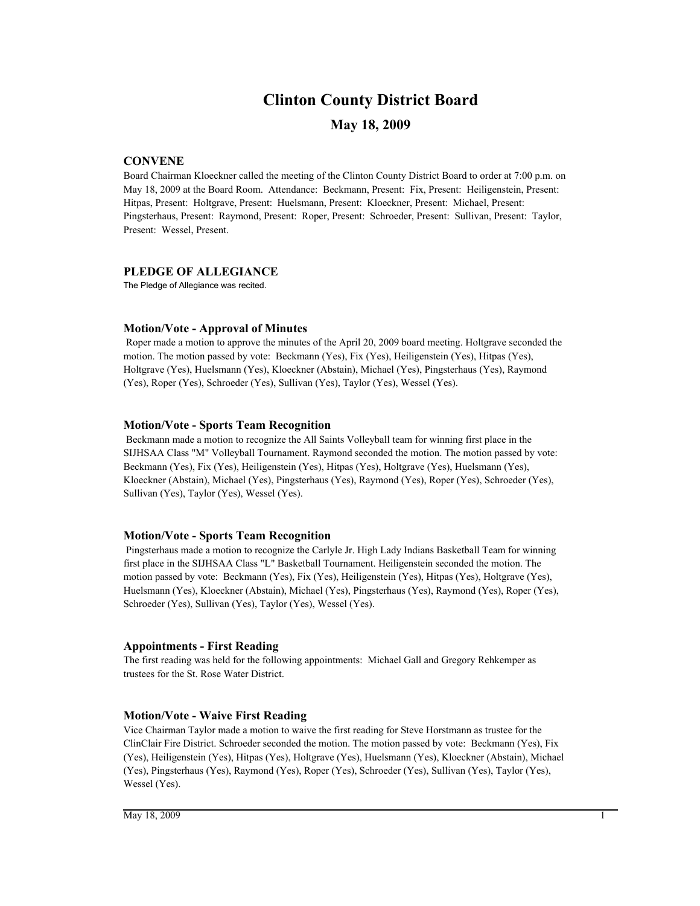# Clinton County District Board

## May 18, 2009

### CONVENE

Board Chairman Kloeckner called the meeting of the Clinton County District Board to order at 7:00 p.m. on May 18, 2009 at the Board Room. Attendance: Beckmann, Present: Fix, Present: Heiligenstein, Present: Hitpas, Present: Holtgrave, Present: Huelsmann, Present: Kloeckner, Present: Michael, Present: Pingsterhaus, Present: Raymond, Present: Roper, Present: Schroeder, Present: Sullivan, Present: Taylor, Present: Wessel, Present.

### PLEDGE OF ALLEGIANCE

The Pledge of Allegiance was recited.

### Motion/Vote - Approval of Minutes

Roper made a motion to approve the minutes of the April 20, 2009 board meeting. Holtgrave seconded the motion. The motion passed by vote: Beckmann (Yes), Fix (Yes), Heiligenstein (Yes), Hitpas (Yes), Holtgrave (Yes), Huelsmann (Yes), Kloeckner (Abstain), Michael (Yes), Pingsterhaus (Yes), Raymond (Yes), Roper (Yes), Schroeder (Yes), Sullivan (Yes), Taylor (Yes), Wessel (Yes).

### Motion/Vote - Sports Team Recognition

Beckmann made a motion to recognize the All Saints Volleyball team for winning first place in the SIJHSAA Class "M" Volleyball Tournament. Raymond seconded the motion. The motion passed by vote: Beckmann (Yes), Fix (Yes), Heiligenstein (Yes), Hitpas (Yes), Holtgrave (Yes), Huelsmann (Yes), Kloeckner (Abstain), Michael (Yes), Pingsterhaus (Yes), Raymond (Yes), Roper (Yes), Schroeder (Yes), Sullivan (Yes), Taylor (Yes), Wessel (Yes).

### Motion/Vote - Sports Team Recognition

Pingsterhaus made a motion to recognize the Carlyle Jr. High Lady Indians Basketball Team for winning first place in the SIJHSAA Class "L" Basketball Tournament. Heiligenstein seconded the motion. The motion passed by vote: Beckmann (Yes), Fix (Yes), Heiligenstein (Yes), Hitpas (Yes), Holtgrave (Yes), Huelsmann (Yes), Kloeckner (Abstain), Michael (Yes), Pingsterhaus (Yes), Raymond (Yes), Roper (Yes), Schroeder (Yes), Sullivan (Yes), Taylor (Yes), Wessel (Yes).

### Appointments - First Reading

The first reading was held for the following appointments: Michael Gall and Gregory Rehkemper as trustees for the St. Rose Water District.

### Motion/Vote - Waive First Reading

Vice Chairman Taylor made a motion to waive the first reading for Steve Horstmann as trustee for the ClinClair Fire District. Schroeder seconded the motion. The motion passed by vote: Beckmann (Yes), Fix (Yes), Heiligenstein (Yes), Hitpas (Yes), Holtgrave (Yes), Huelsmann (Yes), Kloeckner (Abstain), Michael (Yes), Pingsterhaus (Yes), Raymond (Yes), Roper (Yes), Schroeder (Yes), Sullivan (Yes), Taylor (Yes), Wessel (Yes).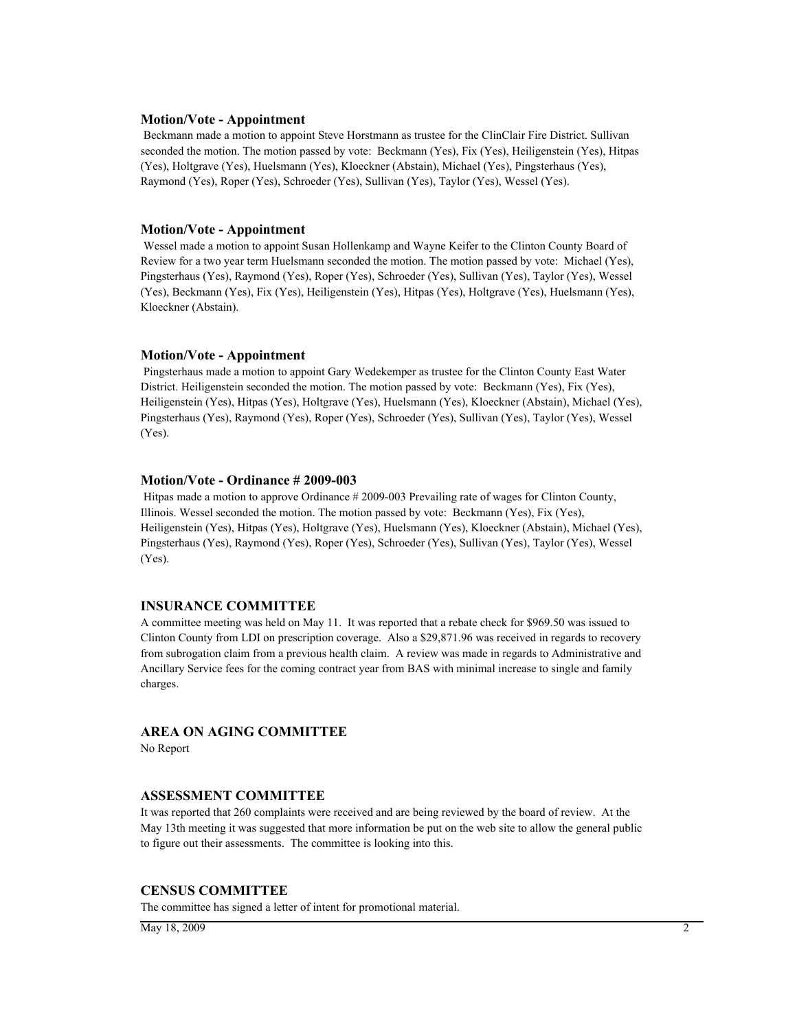### Motion/Vote - Appointment

Beckmann made a motion to appoint Steve Horstmann as trustee for the ClinClair Fire District. Sullivan seconded the motion. The motion passed by vote: Beckmann (Yes), Fix (Yes), Heiligenstein (Yes), Hitpas (Yes), Holtgrave (Yes), Huelsmann (Yes), Kloeckner (Abstain), Michael (Yes), Pingsterhaus (Yes), Raymond (Yes), Roper (Yes), Schroeder (Yes), Sullivan (Yes), Taylor (Yes), Wessel (Yes).

### Motion/Vote - Appointment

Wessel made a motion to appoint Susan Hollenkamp and Wayne Keifer to the Clinton County Board of Review for a two year term Huelsmann seconded the motion. The motion passed by vote: Michael (Yes), Pingsterhaus (Yes), Raymond (Yes), Roper (Yes), Schroeder (Yes), Sullivan (Yes), Taylor (Yes), Wessel (Yes), Beckmann (Yes), Fix (Yes), Heiligenstein (Yes), Hitpas (Yes), Holtgrave (Yes), Huelsmann (Yes), Kloeckner (Abstain).

### Motion/Vote - Appointment

Pingsterhaus made a motion to appoint Gary Wedekemper as trustee for the Clinton County East Water District. Heiligenstein seconded the motion. The motion passed by vote: Beckmann (Yes), Fix (Yes), Heiligenstein (Yes), Hitpas (Yes), Holtgrave (Yes), Huelsmann (Yes), Kloeckner (Abstain), Michael (Yes), Pingsterhaus (Yes), Raymond (Yes), Roper (Yes), Schroeder (Yes), Sullivan (Yes), Taylor (Yes), Wessel (Yes).

### Motion/Vote - Ordinance # 2009-003

Hitpas made a motion to approve Ordinance # 2009-003 Prevailing rate of wages for Clinton County, Illinois. Wessel seconded the motion. The motion passed by vote: Beckmann (Yes), Fix (Yes), Heiligenstein (Yes), Hitpas (Yes), Holtgrave (Yes), Huelsmann (Yes), Kloeckner (Abstain), Michael (Yes), Pingsterhaus (Yes), Raymond (Yes), Roper (Yes), Schroeder (Yes), Sullivan (Yes), Taylor (Yes), Wessel (Yes).

### INSURANCE COMMITTEE

A committee meeting was held on May 11. It was reported that a rebate check for $969.50 was issued to Clinton County from LDI on prescription coverage. Also a $29,871.96 was received in regards to recovery from subrogation claim from a previous health claim. A review was made in regards to Administrative and Ancillary Service fees for the coming contract year from BAS with minimal increase to single and family charges.

### AREA ON AGING COMMITTEE

No Report

### ASSESSMENT COMMITTEE

It was reported that 260 complaints were received and are being reviewed by the board of review. At the May 13th meeting it was suggested that more information be put on the web site to allow the general public to figure out their assessments. The committee is looking into this.

### CENSUS COMMITTEE

The committee has signed a letter of intent for promotional material.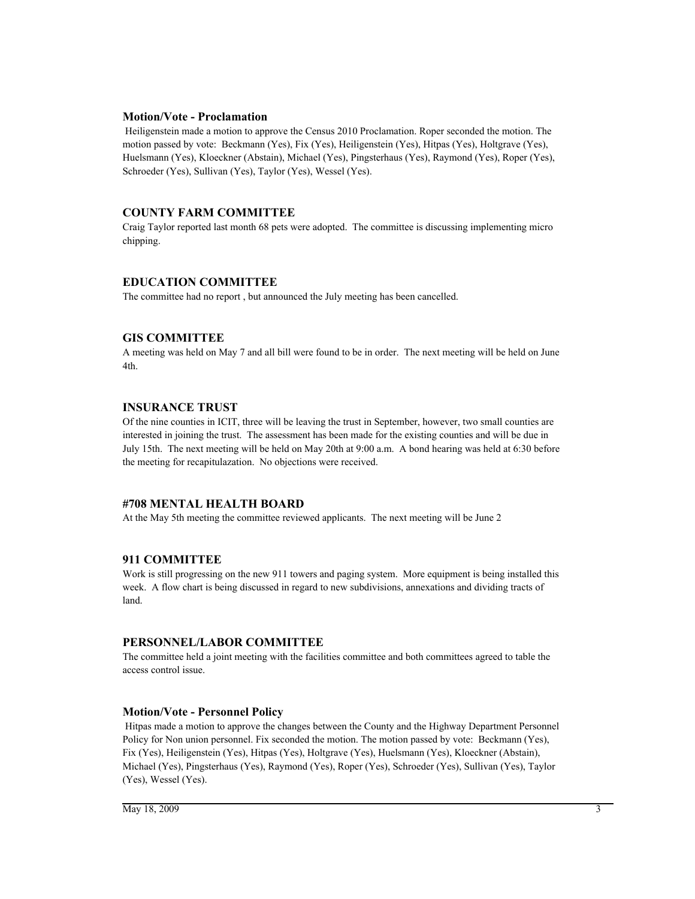### Motion/Vote - Proclamation

Heiligenstein made a motion to approve the Census 2010 Proclamation. Roper seconded the motion. The motion passed by vote: Beckmann (Yes), Fix (Yes), Heiligenstein (Yes), Hitpas (Yes), Holtgrave (Yes), Huelsmann (Yes), Kloeckner (Abstain), Michael (Yes), Pingsterhaus (Yes), Raymond (Yes), Roper (Yes), Schroeder (Yes), Sullivan (Yes), Taylor (Yes), Wessel (Yes).

### COUNTY FARM COMMITTEE

Craig Taylor reported last month 68 pets were adopted. The committee is discussing implementing micro chipping.

### EDUCATION COMMITTEE

The committee had no report , but announced the July meeting has been cancelled.

### GIS COMMITTEE

A meeting was held on May 7 and all bill were found to be in order. The next meeting will be held on June 4th.

### INSURANCE TRUST

Of the nine counties in ICIT, three will be leaving the trust in September, however, two small counties are interested in joining the trust. The assessment has been made for the existing counties and will be due in July 15th. The next meeting will be held on May 20th at 9:00 a.m. A bond hearing was held at 6:30 before the meeting for recapitulazation. No objections were received.

### #708 MENTAL HEALTH BOARD

At the May 5th meeting the committee reviewed applicants. The next meeting will be June 2

### 911 COMMITTEE

Work is still progressing on the new 911 towers and paging system. More equipment is being installed this week. A flow chart is being discussed in regard to new subdivisions, annexations and dividing tracts of land.

### PERSONNEL/LABOR COMMITTEE

The committee held a joint meeting with the facilities committee and both committees agreed to table the access control issue.

### Motion/Vote - Personnel Policy

Hitpas made a motion to approve the changes between the County and the Highway Department Personnel Policy for Non union personnel. Fix seconded the motion. The motion passed by vote: Beckmann (Yes), Fix (Yes), Heiligenstein (Yes), Hitpas (Yes), Holtgrave (Yes), Huelsmann (Yes), Kloeckner (Abstain), Michael (Yes), Pingsterhaus (Yes), Raymond (Yes), Roper (Yes), Schroeder (Yes), Sullivan (Yes), Taylor (Yes), Wessel (Yes).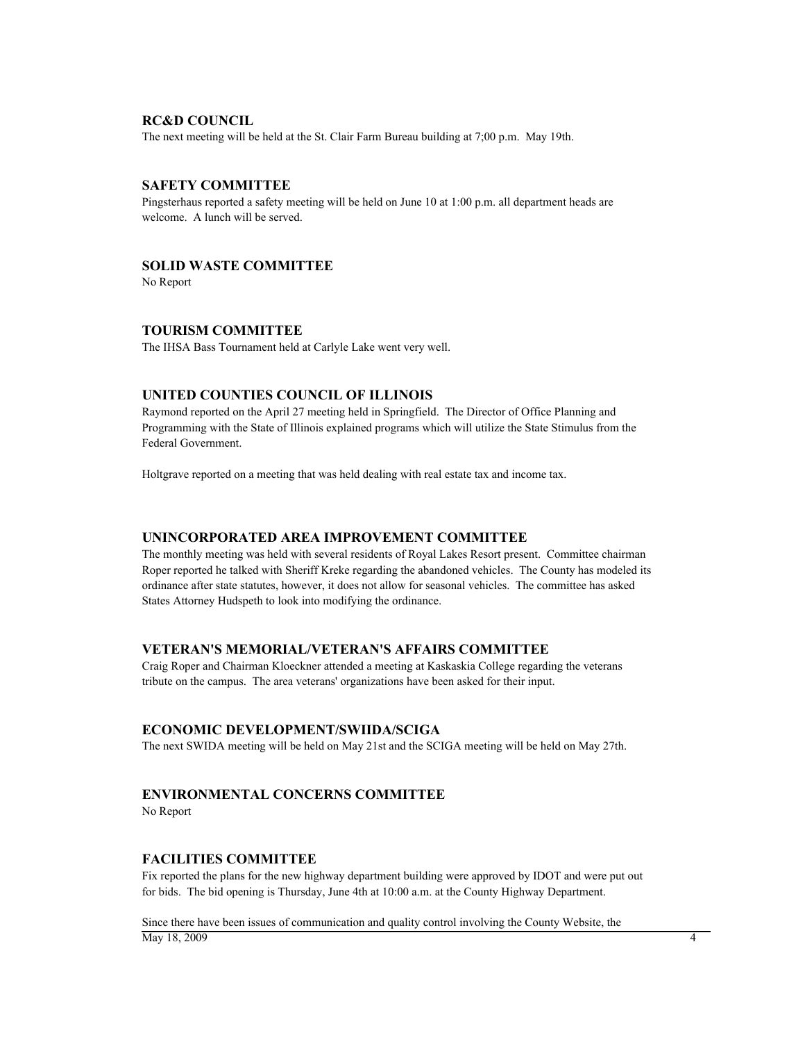### RC&D COUNCIL

The next meeting will be held at the St. Clair Farm Bureau building at 7;00 p.m. May 19th.

### SAFETY COMMITTEE

Pingsterhaus reported a safety meeting will be held on June 10 at 1:00 p.m. all department heads are welcome. A lunch will be served.

### SOLID WASTE COMMITTEE

No Report

### TOURISM COMMITTEE

The IHSA Bass Tournament held at Carlyle Lake went very well.

### UNITED COUNTIES COUNCIL OF ILLINOIS

Raymond reported on the April 27 meeting held in Springfield. The Director of Office Planning and Programming with the State of Illinois explained programs which will utilize the State Stimulus from the Federal Government.

Holtgrave reported on a meeting that was held dealing with real estate tax and income tax.

### UNINCORPORATED AREA IMPROVEMENT COMMITTEE

The monthly meeting was held with several residents of Royal Lakes Resort present. Committee chairman Roper reported he talked with Sheriff Kreke regarding the abandoned vehicles. The County has modeled its ordinance after state statutes, however, it does not allow for seasonal vehicles. The committee has asked States Attorney Hudspeth to look into modifying the ordinance.

### VETERAN'S MEMORIAL/VETERAN'S AFFAIRS COMMITTEE

Craig Roper and Chairman Kloeckner attended a meeting at Kaskaskia College regarding the veterans tribute on the campus. The area veterans' organizations have been asked for their input.

### ECONOMIC DEVELOPMENT/SWIIDA/SCIGA

The next SWIDA meeting will be held on May 21st and the SCIGA meeting will be held on May 27th.

### ENVIRONMENTAL CONCERNS COMMITTEE

No Report

### FACILITIES COMMITTEE

Fix reported the plans for the new highway department building were approved by IDOT and were put out for bids. The bid opening is Thursday, June 4th at 10:00 a.m. at the County Highway Department.

Since there have been issues of communication and quality control involving the County Website, the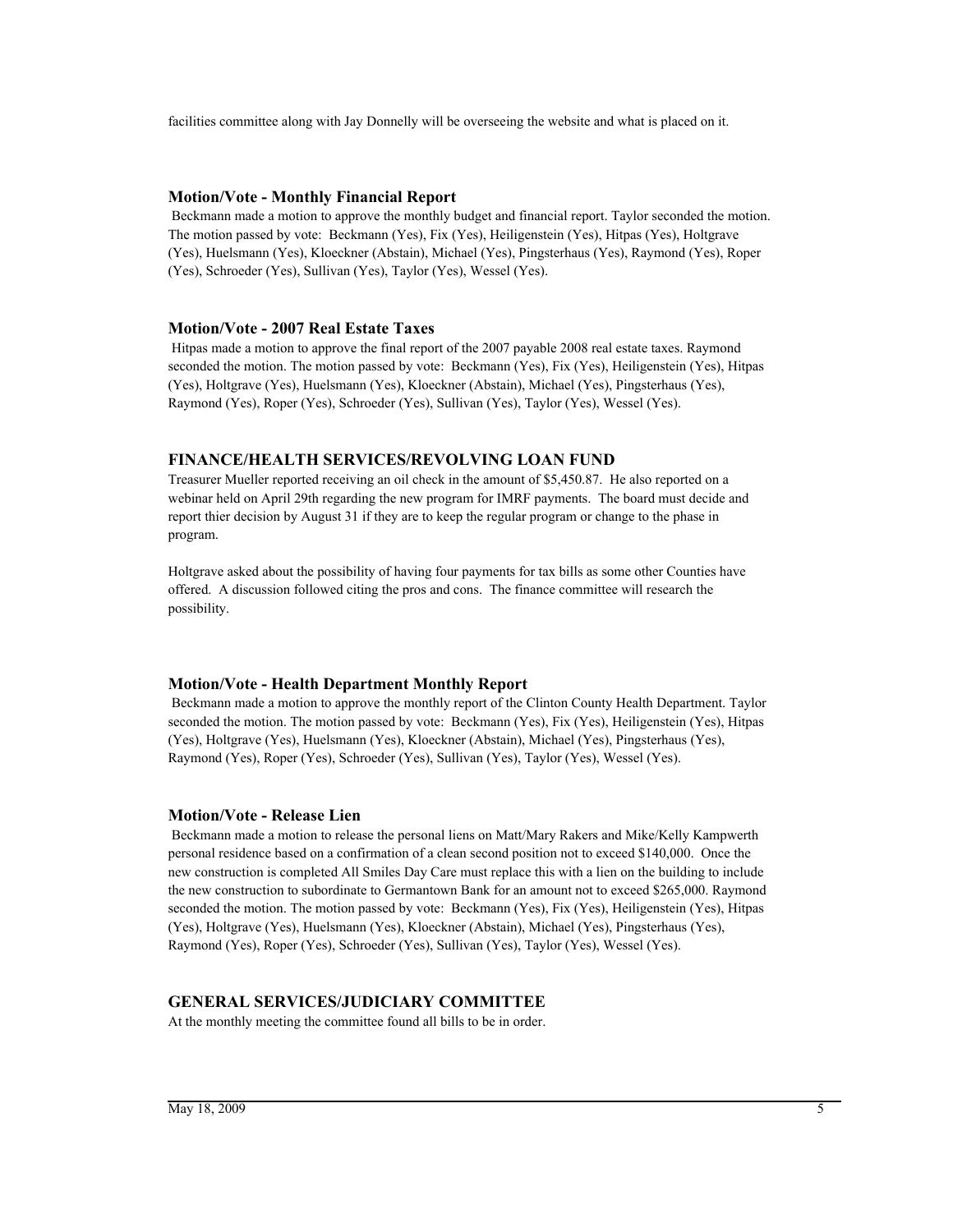facilities committee along with Jay Donnelly will be overseeing the website and what is placed on it.

### Motion/Vote - Monthly Financial Report

Beckmann made a motion to approve the monthly budget and financial report. Taylor seconded the motion. The motion passed by vote: Beckmann (Yes), Fix (Yes), Heiligenstein (Yes), Hitpas (Yes), Holtgrave (Yes), Huelsmann (Yes), Kloeckner (Abstain), Michael (Yes), Pingsterhaus (Yes), Raymond (Yes), Roper (Yes), Schroeder (Yes), Sullivan (Yes), Taylor (Yes), Wessel (Yes).

### Motion/Vote - 2007 Real Estate Taxes

Hitpas made a motion to approve the final report of the 2007 payable 2008 real estate taxes. Raymond seconded the motion. The motion passed by vote: Beckmann (Yes), Fix (Yes), Heiligenstein (Yes), Hitpas (Yes), Holtgrave (Yes), Huelsmann (Yes), Kloeckner (Abstain), Michael (Yes), Pingsterhaus (Yes), Raymond (Yes), Roper (Yes), Schroeder (Yes), Sullivan (Yes), Taylor (Yes), Wessel (Yes).

## FINANCE/HEALTH SERVICES/REVOLVING LOAN FUND

Treasurer Mueller reported receiving an oil check in the amount of $5,450.87. He also reported on a webinar held on April 29th regarding the new program for IMRF payments. The board must decide and report thier decision by August 31 if they are to keep the regular program or change to the phase in program.

Holtgrave asked about the possibility of having four payments for tax bills as some other Counties have offered. A discussion followed citing the pros and cons. The finance committee will research the possibility.

### Motion/Vote - Health Department Monthly Report

Beckmann made a motion to approve the monthly report of the Clinton County Health Department. Taylor seconded the motion. The motion passed by vote: Beckmann (Yes), Fix (Yes), Heiligenstein (Yes), Hitpas (Yes), Holtgrave (Yes), Huelsmann (Yes), Kloeckner (Abstain), Michael (Yes), Pingsterhaus (Yes), Raymond (Yes), Roper (Yes), Schroeder (Yes), Sullivan (Yes), Taylor (Yes), Wessel (Yes).

### Motion/Vote - Release Lien

Beckmann made a motion to release the personal liens on Matt/Mary Rakers and Mike/Kelly Kampwerth personal residence based on a confirmation of a clean second position not to exceed $140,000. Once the new construction is completed All Smiles Day Care must replace this with a lien on the building to include the new construction to subordinate to Germantown Bank for an amount not to exceed $265,000. Raymond seconded the motion. The motion passed by vote: Beckmann (Yes), Fix (Yes), Heiligenstein (Yes), Hitpas (Yes), Holtgrave (Yes), Huelsmann (Yes), Kloeckner (Abstain), Michael (Yes), Pingsterhaus (Yes), Raymond (Yes), Roper (Yes), Schroeder (Yes), Sullivan (Yes), Taylor (Yes), Wessel (Yes).

## GENERAL SERVICES/JUDICIARY COMMITTEE

At the monthly meeting the committee found all bills to be in order.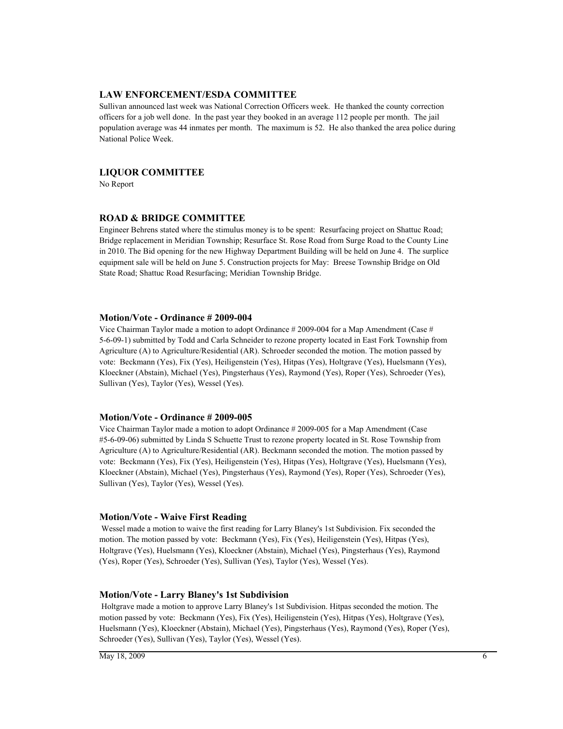## LAW ENFORCEMENT/ESDA COMMITTEE

Sullivan announced last week was National Correction Officers week. He thanked the county correction officers for a job well done. In the past year they booked in an average 112 people per month. The jail population average was 44 inmates per month. The maximum is 52. He also thanked the area police during National Police Week.

## LIQUOR COMMITTEE

No Report

## ROAD & BRIDGE COMMITTEE

Engineer Behrens stated where the stimulus money is to be spent: Resurfacing project on Shattuc Road; Bridge replacement in Meridian Township; Resurface St. Rose Road from Surge Road to the County Line in 2010. The Bid opening for the new Highway Department Building will be held on June 4. The surplice equipment sale will be held on June 5. Construction projects for May: Breese Township Bridge on Old State Road; Shattuc Road Resurfacing; Meridian Township Bridge.

### Motion/Vote - Ordinance # 2009-004

Vice Chairman Taylor made a motion to adopt Ordinance # 2009-004 for a Map Amendment (Case # 5-6-09-1) submitted by Todd and Carla Schneider to rezone property located in East Fork Township from Agriculture (A) to Agriculture/Residential (AR). Schroeder seconded the motion. The motion passed by vote: Beckmann (Yes), Fix (Yes), Heiligenstein (Yes), Hitpas (Yes), Holtgrave (Yes), Huelsmann (Yes), Kloeckner (Abstain), Michael (Yes), Pingsterhaus (Yes), Raymond (Yes), Roper (Yes), Schroeder (Yes), Sullivan (Yes), Taylor (Yes), Wessel (Yes).

### Motion/Vote - Ordinance # 2009-005

Vice Chairman Taylor made a motion to adopt Ordinance # 2009-005 for a Map Amendment (Case #5-6-09-06) submitted by Linda S Schuette Trust to rezone property located in St. Rose Township from Agriculture (A) to Agriculture/Residential (AR). Beckmann seconded the motion. The motion passed by vote: Beckmann (Yes), Fix (Yes), Heiligenstein (Yes), Hitpas (Yes), Holtgrave (Yes), Huelsmann (Yes), Kloeckner (Abstain), Michael (Yes), Pingsterhaus (Yes), Raymond (Yes), Roper (Yes), Schroeder (Yes), Sullivan (Yes), Taylor (Yes), Wessel (Yes).

### Motion/Vote - Waive First Reading

Wessel made a motion to waive the first reading for Larry Blaney's 1st Subdivision. Fix seconded the motion. The motion passed by vote: Beckmann (Yes), Fix (Yes), Heiligenstein (Yes), Hitpas (Yes), Holtgrave (Yes), Huelsmann (Yes), Kloeckner (Abstain), Michael (Yes), Pingsterhaus (Yes), Raymond (Yes), Roper (Yes), Schroeder (Yes), Sullivan (Yes), Taylor (Yes), Wessel (Yes).

### Motion/Vote - Larry Blaney's 1st Subdivision

Holtgrave made a motion to approve Larry Blaney's 1st Subdivision. Hitpas seconded the motion. The motion passed by vote: Beckmann (Yes), Fix (Yes), Heiligenstein (Yes), Hitpas (Yes), Holtgrave (Yes), Huelsmann (Yes), Kloeckner (Abstain), Michael (Yes), Pingsterhaus (Yes), Raymond (Yes), Roper (Yes), Schroeder (Yes), Sullivan (Yes), Taylor (Yes), Wessel (Yes).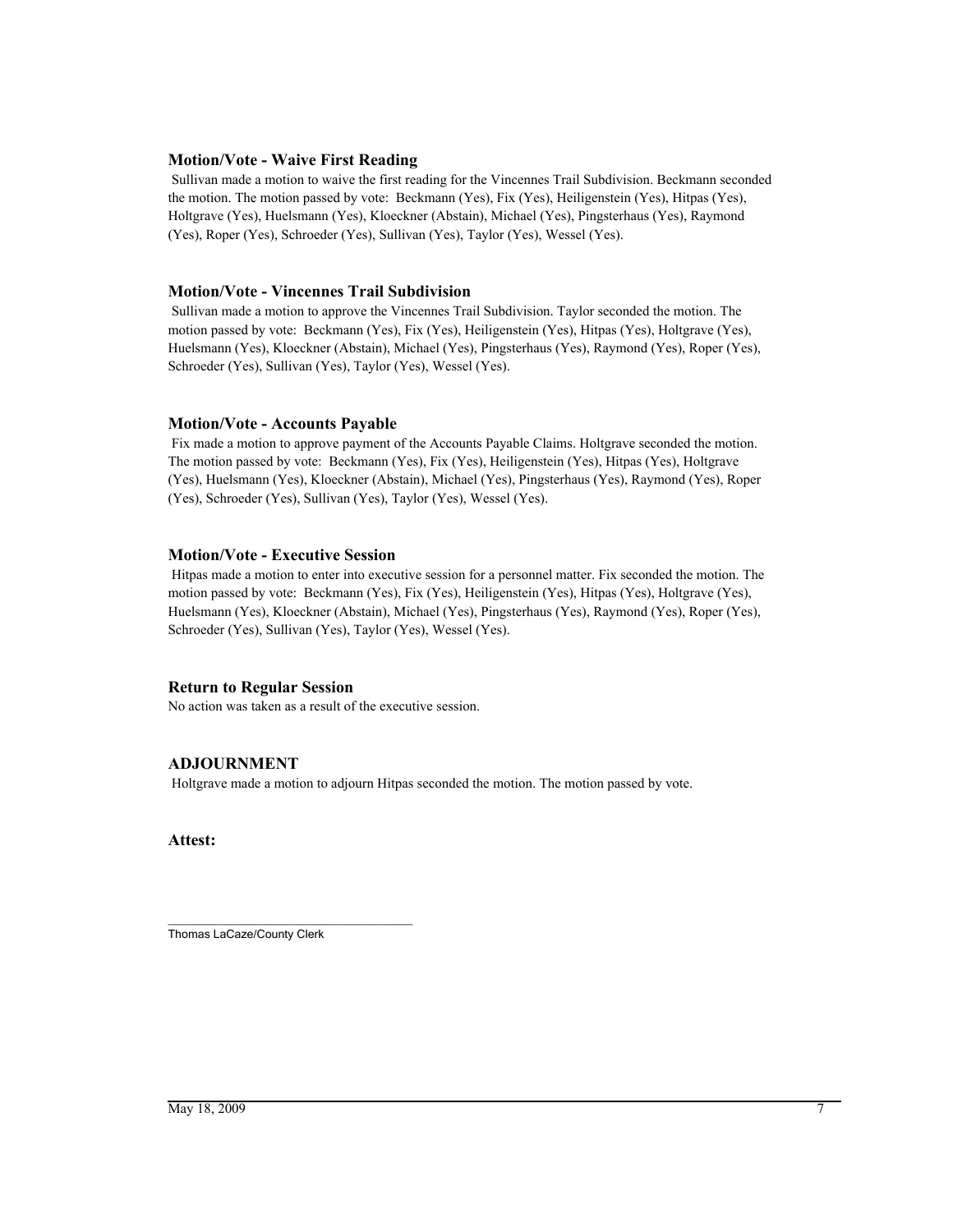### Motion/Vote - Waive First Reading

Sullivan made a motion to waive the first reading for the Vincennes Trail Subdivision. Beckmann seconded the motion. The motion passed by vote: Beckmann (Yes), Fix (Yes), Heiligenstein (Yes), Hitpas (Yes), Holtgrave (Yes), Huelsmann (Yes), Kloeckner (Abstain), Michael (Yes), Pingsterhaus (Yes), Raymond (Yes), Roper (Yes), Schroeder (Yes), Sullivan (Yes), Taylor (Yes), Wessel (Yes).

### Motion/Vote - Vincennes Trail Subdivision

Sullivan made a motion to approve the Vincennes Trail Subdivision. Taylor seconded the motion. The motion passed by vote: Beckmann (Yes), Fix (Yes), Heiligenstein (Yes), Hitpas (Yes), Holtgrave (Yes), Huelsmann (Yes), Kloeckner (Abstain), Michael (Yes), Pingsterhaus (Yes), Raymond (Yes), Roper (Yes), Schroeder (Yes), Sullivan (Yes), Taylor (Yes), Wessel (Yes).

### Motion/Vote - Accounts Payable

Fix made a motion to approve payment of the Accounts Payable Claims. Holtgrave seconded the motion. The motion passed by vote: Beckmann (Yes), Fix (Yes), Heiligenstein (Yes), Hitpas (Yes), Holtgrave (Yes), Huelsmann (Yes), Kloeckner (Abstain), Michael (Yes), Pingsterhaus (Yes), Raymond (Yes), Roper (Yes), Schroeder (Yes), Sullivan (Yes), Taylor (Yes), Wessel (Yes).

### Motion/Vote - Executive Session

Hitpas made a motion to enter into executive session for a personnel matter. Fix seconded the motion. The motion passed by vote: Beckmann (Yes), Fix (Yes), Heiligenstein (Yes), Hitpas (Yes), Holtgrave (Yes), Huelsmann (Yes), Kloeckner (Abstain), Michael (Yes), Pingsterhaus (Yes), Raymond (Yes), Roper (Yes), Schroeder (Yes), Sullivan (Yes), Taylor (Yes), Wessel (Yes).

### Return to Regular Session

No action was taken as a result of the executive session.

### ADJOURNMENT

Holtgrave made a motion to adjourn Hitpas seconded the motion. The motion passed by vote.

**Attest:**

\_\_\_\_\_\_\_\_\_\_\_\_\_\_\_\_\_\_\_\_\_\_\_\_\_\_\_\_\_\_\_\_\_\_\_\_

Thomas LaCaze/County Clerk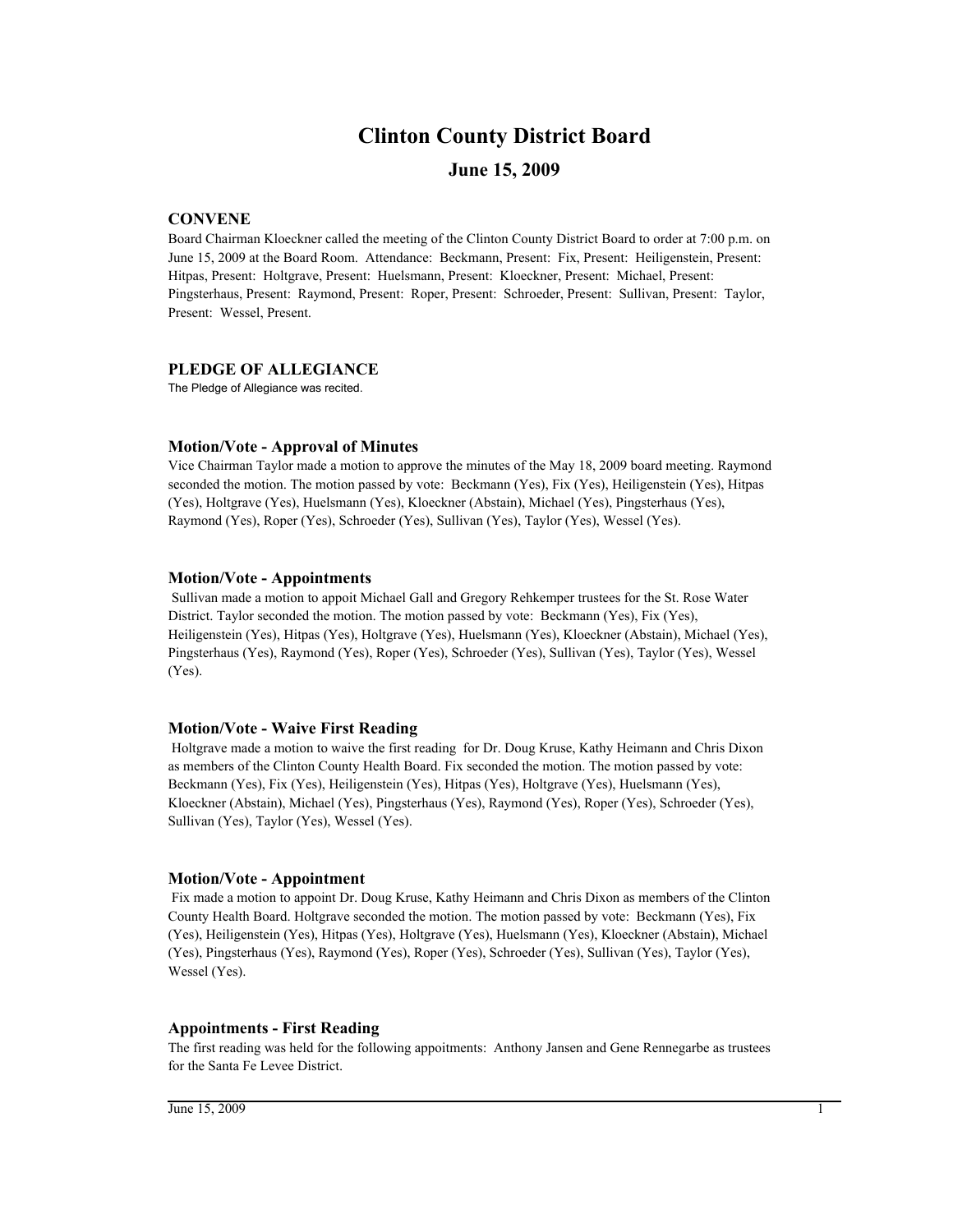# Clinton County District Board

## June 15, 2009

### CONVENE

Board Chairman Kloeckner called the meeting of the Clinton County District Board to order at 7:00 p.m. on June 15, 2009 at the Board Room. Attendance: Beckmann, Present: Fix, Present: Heiligenstein, Present: Hitpas, Present: Holtgrave, Present: Huelsmann, Present: Kloeckner, Present: Michael, Present: Pingsterhaus, Present: Raymond, Present: Roper, Present: Schroeder, Present: Sullivan, Present: Taylor, Present: Wessel, Present.

### PLEDGE OF ALLEGIANCE

The Pledge of Allegiance was recited.

### Motion/Vote - Approval of Minutes

Vice Chairman Taylor made a motion to approve the minutes of the May 18, 2009 board meeting. Raymond seconded the motion. The motion passed by vote: Beckmann (Yes), Fix (Yes), Heiligenstein (Yes), Hitpas (Yes), Holtgrave (Yes), Huelsmann (Yes), Kloeckner (Abstain), Michael (Yes), Pingsterhaus (Yes), Raymond (Yes), Roper (Yes), Schroeder (Yes), Sullivan (Yes), Taylor (Yes), Wessel (Yes).

### Motion/Vote - Appointments

Sullivan made a motion to appoit Michael Gall and Gregory Rehkemper trustees for the St. Rose Water District. Taylor seconded the motion. The motion passed by vote: Beckmann (Yes), Fix (Yes), Heiligenstein (Yes), Hitpas (Yes), Holtgrave (Yes), Huelsmann (Yes), Kloeckner (Abstain), Michael (Yes), Pingsterhaus (Yes), Raymond (Yes), Roper (Yes), Schroeder (Yes), Sullivan (Yes), Taylor (Yes), Wessel (Yes).

### Motion/Vote - Waive First Reading

Holtgrave made a motion to waive the first reading for Dr. Doug Kruse, Kathy Heimann and Chris Dixon as members of the Clinton County Health Board. Fix seconded the motion. The motion passed by vote: Beckmann (Yes), Fix (Yes), Heiligenstein (Yes), Hitpas (Yes), Holtgrave (Yes), Huelsmann (Yes), Kloeckner (Abstain), Michael (Yes), Pingsterhaus (Yes), Raymond (Yes), Roper (Yes), Schroeder (Yes), Sullivan (Yes), Taylor (Yes), Wessel (Yes).

### Motion/Vote - Appointment

Fix made a motion to appoint Dr. Doug Kruse, Kathy Heimann and Chris Dixon as members of the Clinton County Health Board. Holtgrave seconded the motion. The motion passed by vote: Beckmann (Yes), Fix (Yes), Heiligenstein (Yes), Hitpas (Yes), Holtgrave (Yes), Huelsmann (Yes), Kloeckner (Abstain), Michael (Yes), Pingsterhaus (Yes), Raymond (Yes), Roper (Yes), Schroeder (Yes), Sullivan (Yes), Taylor (Yes), Wessel (Yes).

### Appointments - First Reading

The first reading was held for the following appoitments: Anthony Jansen and Gene Rennegarbe as trustees for the Santa Fe Levee District.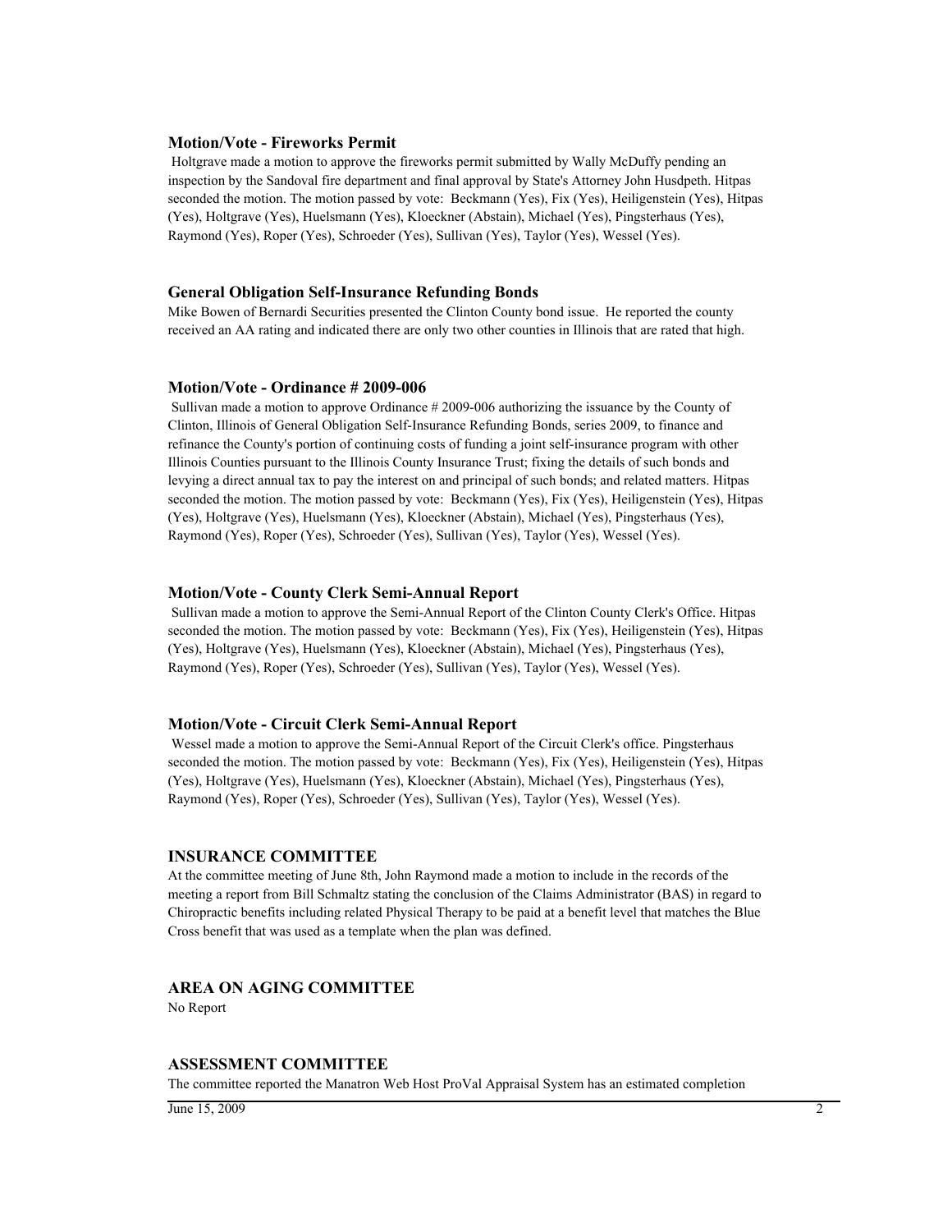### Motion/Vote - Fireworks Permit

Holtgrave made a motion to approve the fireworks permit submitted by Wally McDuffy pending an inspection by the Sandoval fire department and final approval by State's Attorney John Husdpeth. Hitpas seconded the motion. The motion passed by vote: Beckmann (Yes), Fix (Yes), Heiligenstein (Yes), Hitpas (Yes), Holtgrave (Yes), Huelsmann (Yes), Kloeckner (Abstain), Michael (Yes), Pingsterhaus (Yes), Raymond (Yes), Roper (Yes), Schroeder (Yes), Sullivan (Yes), Taylor (Yes), Wessel (Yes).

### General Obligation Self-Insurance Refunding Bonds

Mike Bowen of Bernardi Securities presented the Clinton County bond issue. He reported the county received an AA rating and indicated there are only two other counties in Illinois that are rated that high.

### Motion/Vote - Ordinance # 2009-006

Sullivan made a motion to approve Ordinance # 2009-006 authorizing the issuance by the County of Clinton, Illinois of General Obligation Self-Insurance Refunding Bonds, series 2009, to finance and refinance the County's portion of continuing costs of funding a joint self-insurance program with other Illinois Counties pursuant to the Illinois County Insurance Trust; fixing the details of such bonds and levying a direct annual tax to pay the interest on and principal of such bonds; and related matters. Hitpas seconded the motion. The motion passed by vote: Beckmann (Yes), Fix (Yes), Heiligenstein (Yes), Hitpas (Yes), Holtgrave (Yes), Huelsmann (Yes), Kloeckner (Abstain), Michael (Yes), Pingsterhaus (Yes), Raymond (Yes), Roper (Yes), Schroeder (Yes), Sullivan (Yes), Taylor (Yes), Wessel (Yes).

### Motion/Vote - County Clerk Semi-Annual Report

Sullivan made a motion to approve the Semi-Annual Report of the Clinton County Clerk's Office. Hitpas seconded the motion. The motion passed by vote: Beckmann (Yes), Fix (Yes), Heiligenstein (Yes), Hitpas (Yes), Holtgrave (Yes), Huelsmann (Yes), Kloeckner (Abstain), Michael (Yes), Pingsterhaus (Yes), Raymond (Yes), Roper (Yes), Schroeder (Yes), Sullivan (Yes), Taylor (Yes), Wessel (Yes).

### Motion/Vote - Circuit Clerk Semi-Annual Report

Wessel made a motion to approve the Semi-Annual Report of the Circuit Clerk's office. Pingsterhaus seconded the motion. The motion passed by vote: Beckmann (Yes), Fix (Yes), Heiligenstein (Yes), Hitpas (Yes), Holtgrave (Yes), Huelsmann (Yes), Kloeckner (Abstain), Michael (Yes), Pingsterhaus (Yes), Raymond (Yes), Roper (Yes), Schroeder (Yes), Sullivan (Yes), Taylor (Yes), Wessel (Yes).

## INSURANCE COMMITTEE

At the committee meeting of June 8th, John Raymond made a motion to include in the records of the meeting a report from Bill Schmaltz stating the conclusion of the Claims Administrator (BAS) in regard to Chiropractic benefits including related Physical Therapy to be paid at a benefit level that matches the Blue Cross benefit that was used as a template when the plan was defined.

## AREA ON AGING COMMITTEE

No Report

## ASSESSMENT COMMITTEE

The committee reported the Manatron Web Host ProVal Appraisal System has an estimated completion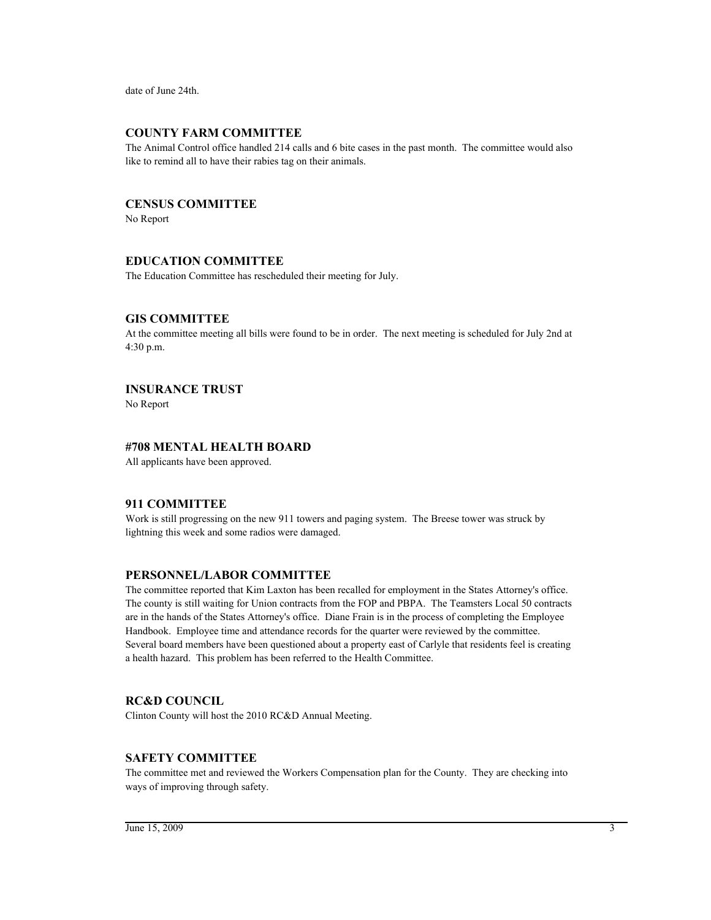date of June 24th.

### COUNTY FARM COMMITTEE

The Animal Control office handled 214 calls and 6 bite cases in the past month. The committee would also like to remind all to have their rabies tag on their animals.

### CENSUS COMMITTEE

No Report

### EDUCATION COMMITTEE

The Education Committee has rescheduled their meeting for July.

### GIS COMMITTEE

At the committee meeting all bills were found to be in order. The next meeting is scheduled for July 2nd at 4:30 p.m.

### INSURANCE TRUST

No Report

### #708 MENTAL HEALTH BOARD

All applicants have been approved.

### 911 COMMITTEE

Work is still progressing on the new 911 towers and paging system. The Breese tower was struck by lightning this week and some radios were damaged.

### PERSONNEL/LABOR COMMITTEE

The committee reported that Kim Laxton has been recalled for employment in the States Attorney's office. The county is still waiting for Union contracts from the FOP and PBPA. The Teamsters Local 50 contracts are in the hands of the States Attorney's office. Diane Frain is in the process of completing the Employee Handbook. Employee time and attendance records for the quarter were reviewed by the committee. Several board members have been questioned about a property east of Carlyle that residents feel is creating a health hazard. This problem has been referred to the Health Committee.

### RC&D COUNCIL

Clinton County will host the 2010 RC&D Annual Meeting.

### SAFETY COMMITTEE

The committee met and reviewed the Workers Compensation plan for the County. They are checking into ways of improving through safety.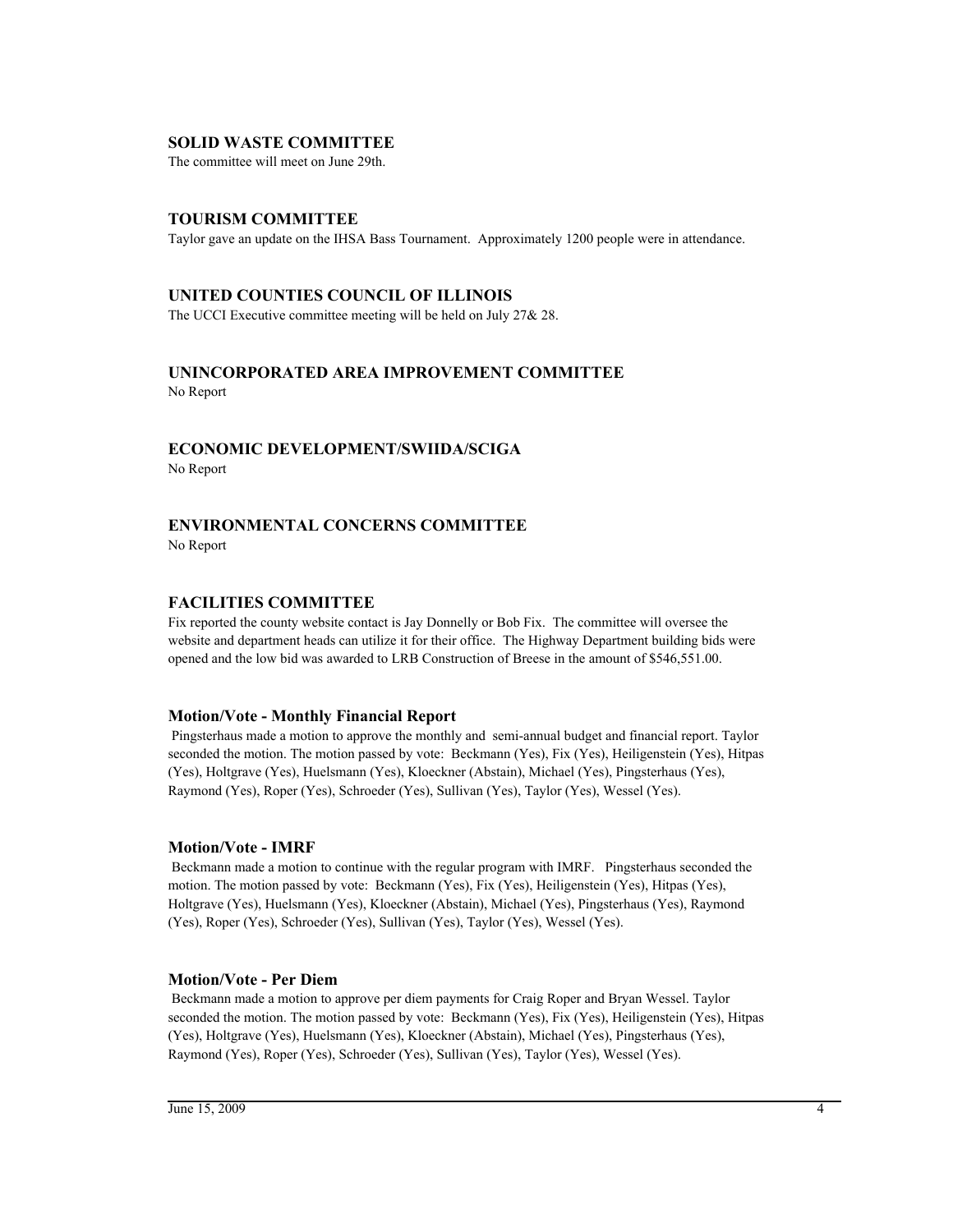## SOLID WASTE COMMITTEE

The committee will meet on June 29th.

## TOURISM COMMITTEE

Taylor gave an update on the IHSA Bass Tournament. Approximately 1200 people were in attendance.

## UNITED COUNTIES COUNCIL OF ILLINOIS

The UCCI Executive committee meeting will be held on July 27& 28.

## UNINCORPORATED AREA IMPROVEMENT COMMITTEE

No Report

## ECONOMIC DEVELOPMENT/SWIIDA/SCIGA

No Report

## ENVIRONMENTAL CONCERNS COMMITTEE

No Report

## FACILITIES COMMITTEE

Fix reported the county website contact is Jay Donnelly or Bob Fix. The committee will oversee the website and department heads can utilize it for their office. The Highway Department building bids were opened and the low bid was awarded to LRB Construction of Breese in the amount of $546,551.00.

### Motion/Vote - Monthly Financial Report

Pingsterhaus made a motion to approve the monthly and semi-annual budget and financial report. Taylor seconded the motion. The motion passed by vote: Beckmann (Yes), Fix (Yes), Heiligenstein (Yes), Hitpas (Yes), Holtgrave (Yes), Huelsmann (Yes), Kloeckner (Abstain), Michael (Yes), Pingsterhaus (Yes), Raymond (Yes), Roper (Yes), Schroeder (Yes), Sullivan (Yes), Taylor (Yes), Wessel (Yes).

### Motion/Vote - IMRF

Beckmann made a motion to continue with the regular program with IMRF. Pingsterhaus seconded the motion. The motion passed by vote: Beckmann (Yes), Fix (Yes), Heiligenstein (Yes), Hitpas (Yes), Holtgrave (Yes), Huelsmann (Yes), Kloeckner (Abstain), Michael (Yes), Pingsterhaus (Yes), Raymond (Yes), Roper (Yes), Schroeder (Yes), Sullivan (Yes), Taylor (Yes), Wessel (Yes).

### Motion/Vote - Per Diem

Beckmann made a motion to approve per diem payments for Craig Roper and Bryan Wessel. Taylor seconded the motion. The motion passed by vote: Beckmann (Yes), Fix (Yes), Heiligenstein (Yes), Hitpas (Yes), Holtgrave (Yes), Huelsmann (Yes), Kloeckner (Abstain), Michael (Yes), Pingsterhaus (Yes), Raymond (Yes), Roper (Yes), Schroeder (Yes), Sullivan (Yes), Taylor (Yes), Wessel (Yes).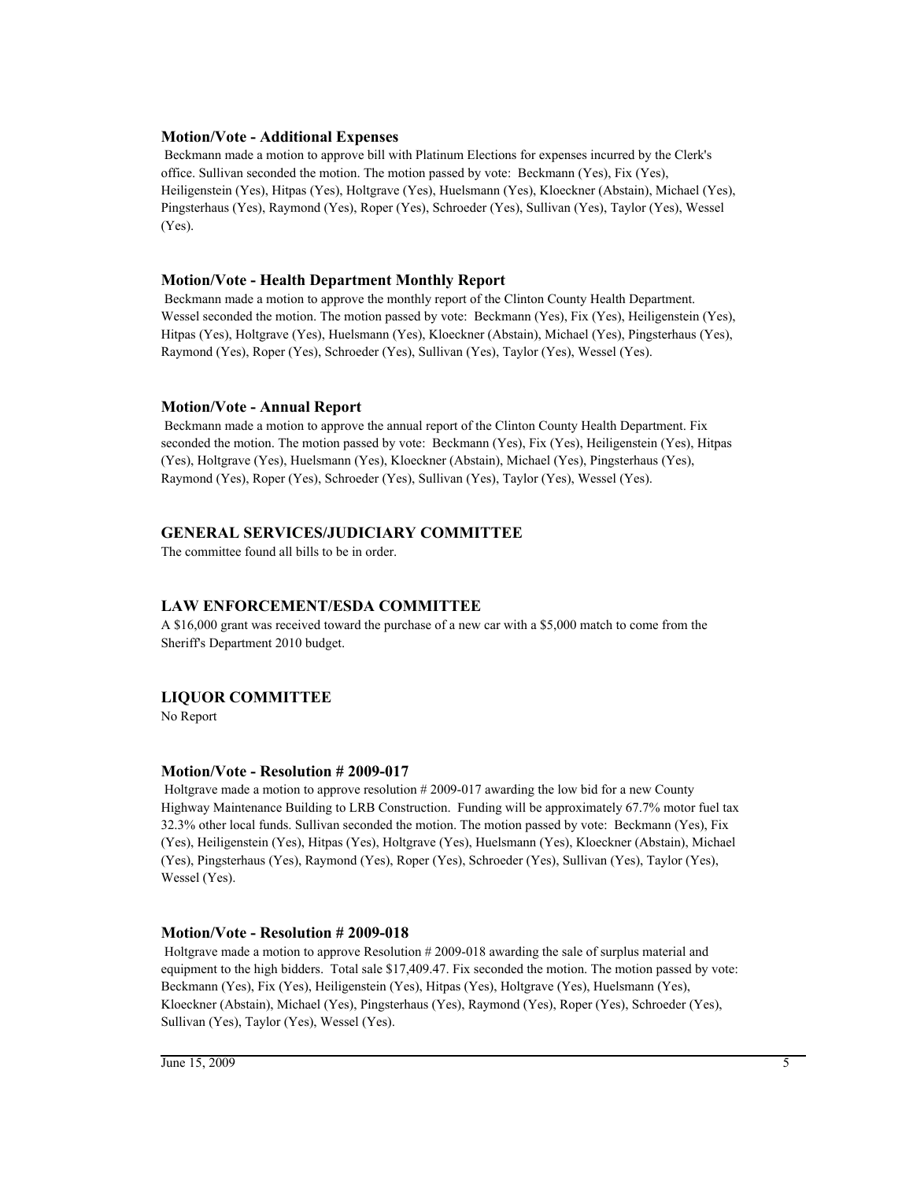### Motion/Vote - Additional Expenses

Beckmann made a motion to approve bill with Platinum Elections for expenses incurred by the Clerk's office. Sullivan seconded the motion. The motion passed by vote: Beckmann (Yes), Fix (Yes), Heiligenstein (Yes), Hitpas (Yes), Holtgrave (Yes), Huelsmann (Yes), Kloeckner (Abstain), Michael (Yes), Pingsterhaus (Yes), Raymond (Yes), Roper (Yes), Schroeder (Yes), Sullivan (Yes), Taylor (Yes), Wessel (Yes).

### Motion/Vote - Health Department Monthly Report

Beckmann made a motion to approve the monthly report of the Clinton County Health Department. Wessel seconded the motion. The motion passed by vote: Beckmann (Yes), Fix (Yes), Heiligenstein (Yes), Hitpas (Yes), Holtgrave (Yes), Huelsmann (Yes), Kloeckner (Abstain), Michael (Yes), Pingsterhaus (Yes), Raymond (Yes), Roper (Yes), Schroeder (Yes), Sullivan (Yes), Taylor (Yes), Wessel (Yes).

### Motion/Vote - Annual Report

Beckmann made a motion to approve the annual report of the Clinton County Health Department. Fix seconded the motion. The motion passed by vote: Beckmann (Yes), Fix (Yes), Heiligenstein (Yes), Hitpas (Yes), Holtgrave (Yes), Huelsmann (Yes), Kloeckner (Abstain), Michael (Yes), Pingsterhaus (Yes), Raymond (Yes), Roper (Yes), Schroeder (Yes), Sullivan (Yes), Taylor (Yes), Wessel (Yes).

## GENERAL SERVICES/JUDICIARY COMMITTEE

The committee found all bills to be in order.

## LAW ENFORCEMENT/ESDA COMMITTEE

A $16,000 grant was received toward the purchase of a new car with a $5,000 match to come from the Sheriff's Department 2010 budget.

## LIQUOR COMMITTEE

No Report

### Motion/Vote - Resolution # 2009-017

Holtgrave made a motion to approve resolution # 2009-017 awarding the low bid for a new County Highway Maintenance Building to LRB Construction. Funding will be approximately 67.7% motor fuel tax 32.3% other local funds. Sullivan seconded the motion. The motion passed by vote: Beckmann (Yes), Fix (Yes), Heiligenstein (Yes), Hitpas (Yes), Holtgrave (Yes), Huelsmann (Yes), Kloeckner (Abstain), Michael (Yes), Pingsterhaus (Yes), Raymond (Yes), Roper (Yes), Schroeder (Yes), Sullivan (Yes), Taylor (Yes), Wessel (Yes).

### Motion/Vote - Resolution # 2009-018

Holtgrave made a motion to approve Resolution # 2009-018 awarding the sale of surplus material and equipment to the high bidders. Total sale $17,409.47. Fix seconded the motion. The motion passed by vote: Beckmann (Yes), Fix (Yes), Heiligenstein (Yes), Hitpas (Yes), Holtgrave (Yes), Huelsmann (Yes), Kloeckner (Abstain), Michael (Yes), Pingsterhaus (Yes), Raymond (Yes), Roper (Yes), Schroeder (Yes), Sullivan (Yes), Taylor (Yes), Wessel (Yes).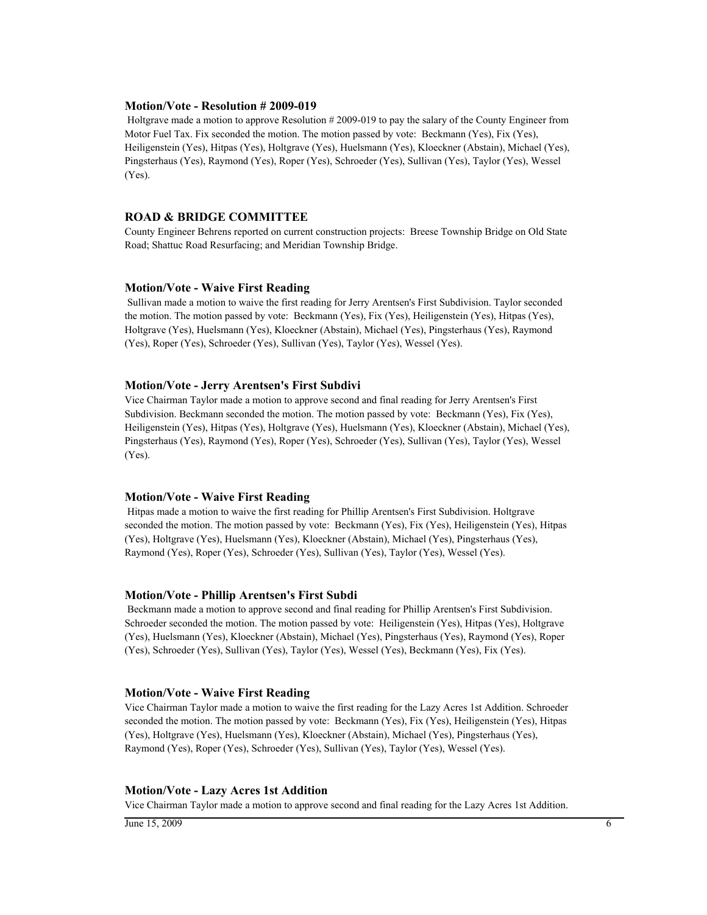### Motion/Vote - Resolution # 2009-019

Holtgrave made a motion to approve Resolution # 2009-019 to pay the salary of the County Engineer from Motor Fuel Tax. Fix seconded the motion. The motion passed by vote: Beckmann (Yes), Fix (Yes), Heiligenstein (Yes), Hitpas (Yes), Holtgrave (Yes), Huelsmann (Yes), Kloeckner (Abstain), Michael (Yes), Pingsterhaus (Yes), Raymond (Yes), Roper (Yes), Schroeder (Yes), Sullivan (Yes), Taylor (Yes), Wessel (Yes).

### ROAD & BRIDGE COMMITTEE

County Engineer Behrens reported on current construction projects: Breese Township Bridge on Old State Road; Shattuc Road Resurfacing; and Meridian Township Bridge.

### Motion/Vote - Waive First Reading

Sullivan made a motion to waive the first reading for Jerry Arentsen's First Subdivision. Taylor seconded the motion. The motion passed by vote: Beckmann (Yes), Fix (Yes), Heiligenstein (Yes), Hitpas (Yes), Holtgrave (Yes), Huelsmann (Yes), Kloeckner (Abstain), Michael (Yes), Pingsterhaus (Yes), Raymond (Yes), Roper (Yes), Schroeder (Yes), Sullivan (Yes), Taylor (Yes), Wessel (Yes).

### Motion/Vote - Jerry Arentsen's First Subdivi

Vice Chairman Taylor made a motion to approve second and final reading for Jerry Arentsen's First Subdivision. Beckmann seconded the motion. The motion passed by vote: Beckmann (Yes), Fix (Yes), Heiligenstein (Yes), Hitpas (Yes), Holtgrave (Yes), Huelsmann (Yes), Kloeckner (Abstain), Michael (Yes), Pingsterhaus (Yes), Raymond (Yes), Roper (Yes), Schroeder (Yes), Sullivan (Yes), Taylor (Yes), Wessel (Yes).

### Motion/Vote - Waive First Reading

Hitpas made a motion to waive the first reading for Phillip Arentsen's First Subdivision. Holtgrave seconded the motion. The motion passed by vote: Beckmann (Yes), Fix (Yes), Heiligenstein (Yes), Hitpas (Yes), Holtgrave (Yes), Huelsmann (Yes), Kloeckner (Abstain), Michael (Yes), Pingsterhaus (Yes), Raymond (Yes), Roper (Yes), Schroeder (Yes), Sullivan (Yes), Taylor (Yes), Wessel (Yes).

### Motion/Vote - Phillip Arentsen's First Subdi

Beckmann made a motion to approve second and final reading for Phillip Arentsen's First Subdivision. Schroeder seconded the motion. The motion passed by vote: Heiligenstein (Yes), Hitpas (Yes), Holtgrave (Yes), Huelsmann (Yes), Kloeckner (Abstain), Michael (Yes), Pingsterhaus (Yes), Raymond (Yes), Roper (Yes), Schroeder (Yes), Sullivan (Yes), Taylor (Yes), Wessel (Yes), Beckmann (Yes), Fix (Yes).

### Motion/Vote - Waive First Reading

Vice Chairman Taylor made a motion to waive the first reading for the Lazy Acres 1st Addition. Schroeder seconded the motion. The motion passed by vote: Beckmann (Yes), Fix (Yes), Heiligenstein (Yes), Hitpas (Yes), Holtgrave (Yes), Huelsmann (Yes), Kloeckner (Abstain), Michael (Yes), Pingsterhaus (Yes), Raymond (Yes), Roper (Yes), Schroeder (Yes), Sullivan (Yes), Taylor (Yes), Wessel (Yes).

### Motion/Vote - Lazy Acres 1st Addition

Vice Chairman Taylor made a motion to approve second and final reading for the Lazy Acres 1st Addition.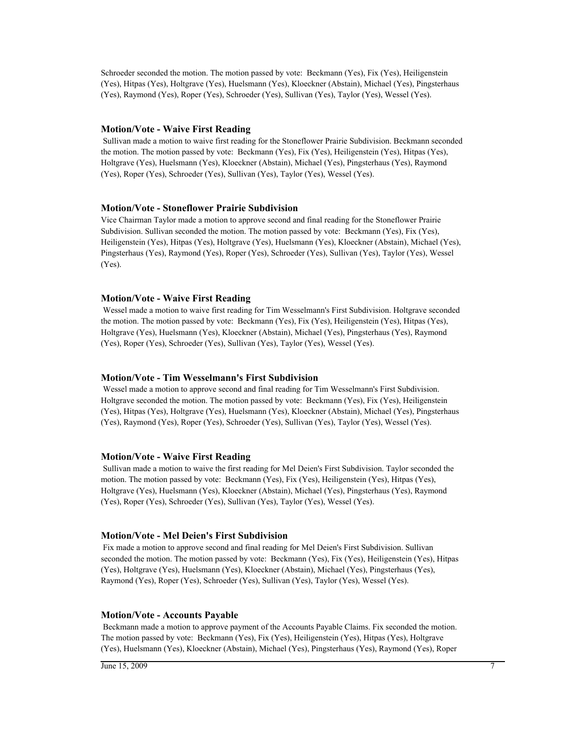Schroeder seconded the motion. The motion passed by vote: Beckmann (Yes), Fix (Yes), Heiligenstein (Yes), Hitpas (Yes), Holtgrave (Yes), Huelsmann (Yes), Kloeckner (Abstain), Michael (Yes), Pingsterhaus (Yes), Raymond (Yes), Roper (Yes), Schroeder (Yes), Sullivan (Yes), Taylor (Yes), Wessel (Yes).

### Motion/Vote - Waive First Reading

Sullivan made a motion to waive first reading for the Stoneflower Prairie Subdivision. Beckmann seconded the motion. The motion passed by vote: Beckmann (Yes), Fix (Yes), Heiligenstein (Yes), Hitpas (Yes), Holtgrave (Yes), Huelsmann (Yes), Kloeckner (Abstain), Michael (Yes), Pingsterhaus (Yes), Raymond (Yes), Roper (Yes), Schroeder (Yes), Sullivan (Yes), Taylor (Yes), Wessel (Yes).

### Motion/Vote - Stoneflower Prairie Subdivision

Vice Chairman Taylor made a motion to approve second and final reading for the Stoneflower Prairie Subdivision. Sullivan seconded the motion. The motion passed by vote: Beckmann (Yes), Fix (Yes), Heiligenstein (Yes), Hitpas (Yes), Holtgrave (Yes), Huelsmann (Yes), Kloeckner (Abstain), Michael (Yes), Pingsterhaus (Yes), Raymond (Yes), Roper (Yes), Schroeder (Yes), Sullivan (Yes), Taylor (Yes), Wessel (Yes).

### Motion/Vote - Waive First Reading

Wessel made a motion to waive first reading for Tim Wesselmann's First Subdivision. Holtgrave seconded the motion. The motion passed by vote: Beckmann (Yes), Fix (Yes), Heiligenstein (Yes), Hitpas (Yes), Holtgrave (Yes), Huelsmann (Yes), Kloeckner (Abstain), Michael (Yes), Pingsterhaus (Yes), Raymond (Yes), Roper (Yes), Schroeder (Yes), Sullivan (Yes), Taylor (Yes), Wessel (Yes).

### Motion/Vote - Tim Wesselmann's First Subdivision

Wessel made a motion to approve second and final reading for Tim Wesselmann's First Subdivision. Holtgrave seconded the motion. The motion passed by vote: Beckmann (Yes), Fix (Yes), Heiligenstein (Yes), Hitpas (Yes), Holtgrave (Yes), Huelsmann (Yes), Kloeckner (Abstain), Michael (Yes), Pingsterhaus (Yes), Raymond (Yes), Roper (Yes), Schroeder (Yes), Sullivan (Yes), Taylor (Yes), Wessel (Yes).

### Motion/Vote - Waive First Reading

Sullivan made a motion to waive the first reading for Mel Deien's First Subdivision. Taylor seconded the motion. The motion passed by vote: Beckmann (Yes), Fix (Yes), Heiligenstein (Yes), Hitpas (Yes), Holtgrave (Yes), Huelsmann (Yes), Kloeckner (Abstain), Michael (Yes), Pingsterhaus (Yes), Raymond (Yes), Roper (Yes), Schroeder (Yes), Sullivan (Yes), Taylor (Yes), Wessel (Yes).

### Motion/Vote - Mel Deien's First Subdivision

Fix made a motion to approve second and final reading for Mel Deien's First Subdivision. Sullivan seconded the motion. The motion passed by vote: Beckmann (Yes), Fix (Yes), Heiligenstein (Yes), Hitpas (Yes), Holtgrave (Yes), Huelsmann (Yes), Kloeckner (Abstain), Michael (Yes), Pingsterhaus (Yes), Raymond (Yes), Roper (Yes), Schroeder (Yes), Sullivan (Yes), Taylor (Yes), Wessel (Yes).

### Motion/Vote - Accounts Payable

Beckmann made a motion to approve payment of the Accounts Payable Claims. Fix seconded the motion. The motion passed by vote: Beckmann (Yes), Fix (Yes), Heiligenstein (Yes), Hitpas (Yes), Holtgrave (Yes), Huelsmann (Yes), Kloeckner (Abstain), Michael (Yes), Pingsterhaus (Yes), Raymond (Yes), Roper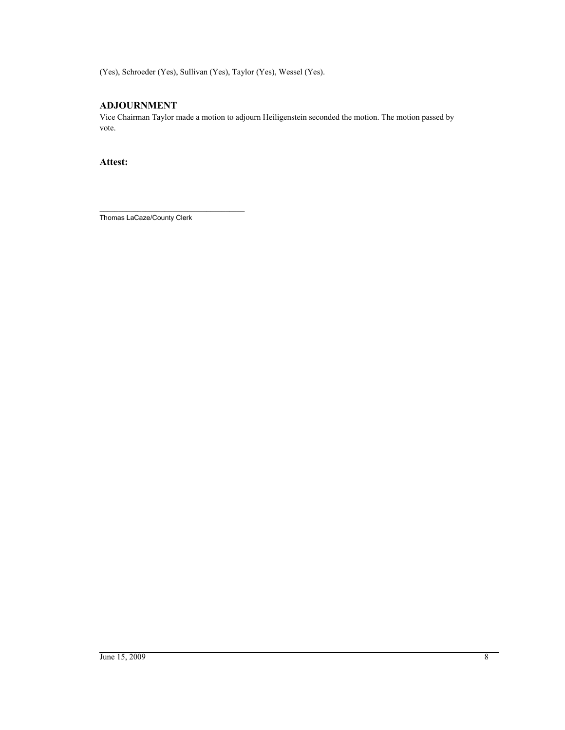(Yes), Schroeder (Yes), Sullivan (Yes), Taylor (Yes), Wessel (Yes).

## ADJOURNMENT

Vice Chairman Taylor made a motion to adjourn Heiligenstein seconded the motion. The motion passed by vote.

**Attest:**

\_\_\_\_\_\_\_\_\_\_\_\_\_\_\_\_\_\_\_\_\_\_\_\_\_\_\_\_\_\_\_\_\_\_\_\_

Thomas LaCaze/County Clerk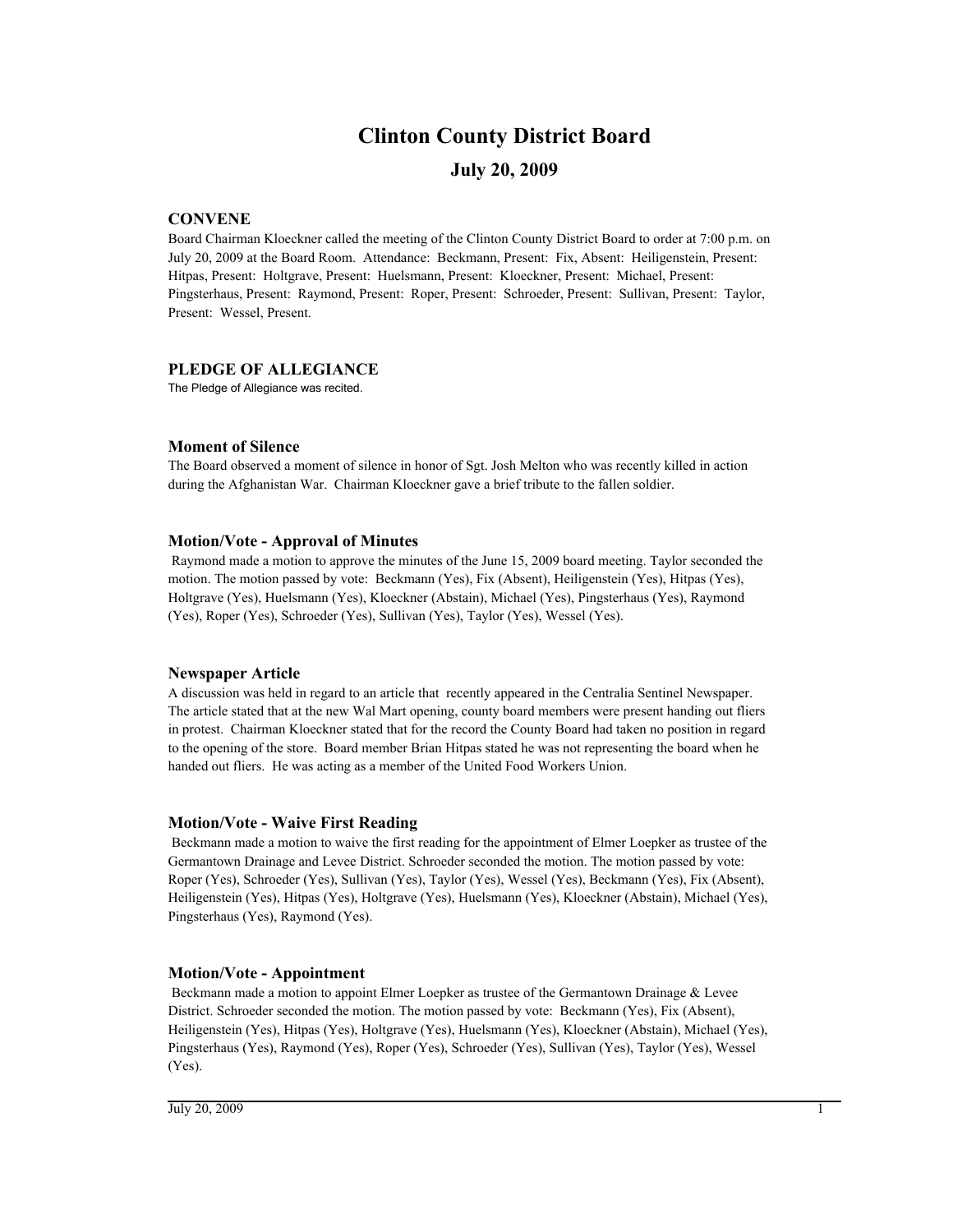# Clinton County District Board

## July 20, 2009

### CONVENE

Board Chairman Kloeckner called the meeting of the Clinton County District Board to order at 7:00 p.m. on July 20, 2009 at the Board Room. Attendance: Beckmann, Present: Fix, Absent: Heiligenstein, Present: Hitpas, Present: Holtgrave, Present: Huelsmann, Present: Kloeckner, Present: Michael, Present: Pingsterhaus, Present: Raymond, Present: Roper, Present: Schroeder, Present: Sullivan, Present: Taylor, Present: Wessel, Present.

### PLEDGE OF ALLEGIANCE

The Pledge of Allegiance was recited.

### Moment of Silence

The Board observed a moment of silence in honor of Sgt. Josh Melton who was recently killed in action during the Afghanistan War. Chairman Kloeckner gave a brief tribute to the fallen soldier.

### Motion/Vote - Approval of Minutes

Raymond made a motion to approve the minutes of the June 15, 2009 board meeting. Taylor seconded the motion. The motion passed by vote: Beckmann (Yes), Fix (Absent), Heiligenstein (Yes), Hitpas (Yes), Holtgrave (Yes), Huelsmann (Yes), Kloeckner (Abstain), Michael (Yes), Pingsterhaus (Yes), Raymond (Yes), Roper (Yes), Schroeder (Yes), Sullivan (Yes), Taylor (Yes), Wessel (Yes).

### Newspaper Article

A discussion was held in regard to an article that recently appeared in the Centralia Sentinel Newspaper. The article stated that at the new Wal Mart opening, county board members were present handing out fliers in protest. Chairman Kloeckner stated that for the record the County Board had taken no position in regard to the opening of the store. Board member Brian Hitpas stated he was not representing the board when he handed out fliers. He was acting as a member of the United Food Workers Union.

### Motion/Vote - Waive First Reading

Beckmann made a motion to waive the first reading for the appointment of Elmer Loepker as trustee of the Germantown Drainage and Levee District. Schroeder seconded the motion. The motion passed by vote: Roper (Yes), Schroeder (Yes), Sullivan (Yes), Taylor (Yes), Wessel (Yes), Beckmann (Yes), Fix (Absent), Heiligenstein (Yes), Hitpas (Yes), Holtgrave (Yes), Huelsmann (Yes), Kloeckner (Abstain), Michael (Yes), Pingsterhaus (Yes), Raymond (Yes).

### Motion/Vote - Appointment

Beckmann made a motion to appoint Elmer Loepker as trustee of the Germantown Drainage & Levee District. Schroeder seconded the motion. The motion passed by vote: Beckmann (Yes), Fix (Absent), Heiligenstein (Yes), Hitpas (Yes), Holtgrave (Yes), Huelsmann (Yes), Kloeckner (Abstain), Michael (Yes), Pingsterhaus (Yes), Raymond (Yes), Roper (Yes), Schroeder (Yes), Sullivan (Yes), Taylor (Yes), Wessel (Yes).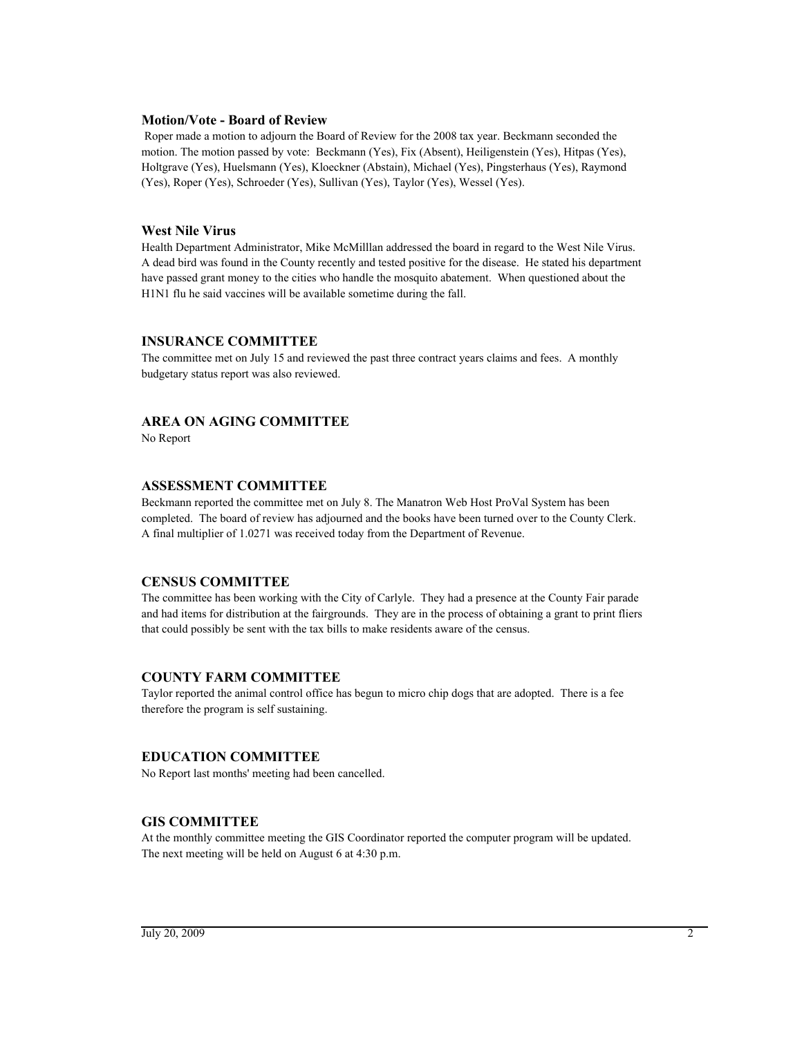### Motion/Vote - Board of Review

Roper made a motion to adjourn the Board of Review for the 2008 tax year. Beckmann seconded the motion. The motion passed by vote: Beckmann (Yes), Fix (Absent), Heiligenstein (Yes), Hitpas (Yes), Holtgrave (Yes), Huelsmann (Yes), Kloeckner (Abstain), Michael (Yes), Pingsterhaus (Yes), Raymond (Yes), Roper (Yes), Schroeder (Yes), Sullivan (Yes), Taylor (Yes), Wessel (Yes).

### West Nile Virus

Health Department Administrator, Mike McMilllan addressed the board in regard to the West Nile Virus. A dead bird was found in the County recently and tested positive for the disease. He stated his department have passed grant money to the cities who handle the mosquito abatement. When questioned about the H1N1 flu he said vaccines will be available sometime during the fall.

### INSURANCE COMMITTEE

The committee met on July 15 and reviewed the past three contract years claims and fees. A monthly budgetary status report was also reviewed.

### AREA ON AGING COMMITTEE

No Report

### ASSESSMENT COMMITTEE

Beckmann reported the committee met on July 8. The Manatron Web Host ProVal System has been completed. The board of review has adjourned and the books have been turned over to the County Clerk. A final multiplier of 1.0271 was received today from the Department of Revenue.

### CENSUS COMMITTEE

The committee has been working with the City of Carlyle. They had a presence at the County Fair parade and had items for distribution at the fairgrounds. They are in the process of obtaining a grant to print fliers that could possibly be sent with the tax bills to make residents aware of the census.

### COUNTY FARM COMMITTEE

Taylor reported the animal control office has begun to micro chip dogs that are adopted. There is a fee therefore the program is self sustaining.

### EDUCATION COMMITTEE

No Report last months' meeting had been cancelled.

### GIS COMMITTEE

At the monthly committee meeting the GIS Coordinator reported the computer program will be updated. The next meeting will be held on August 6 at 4:30 p.m.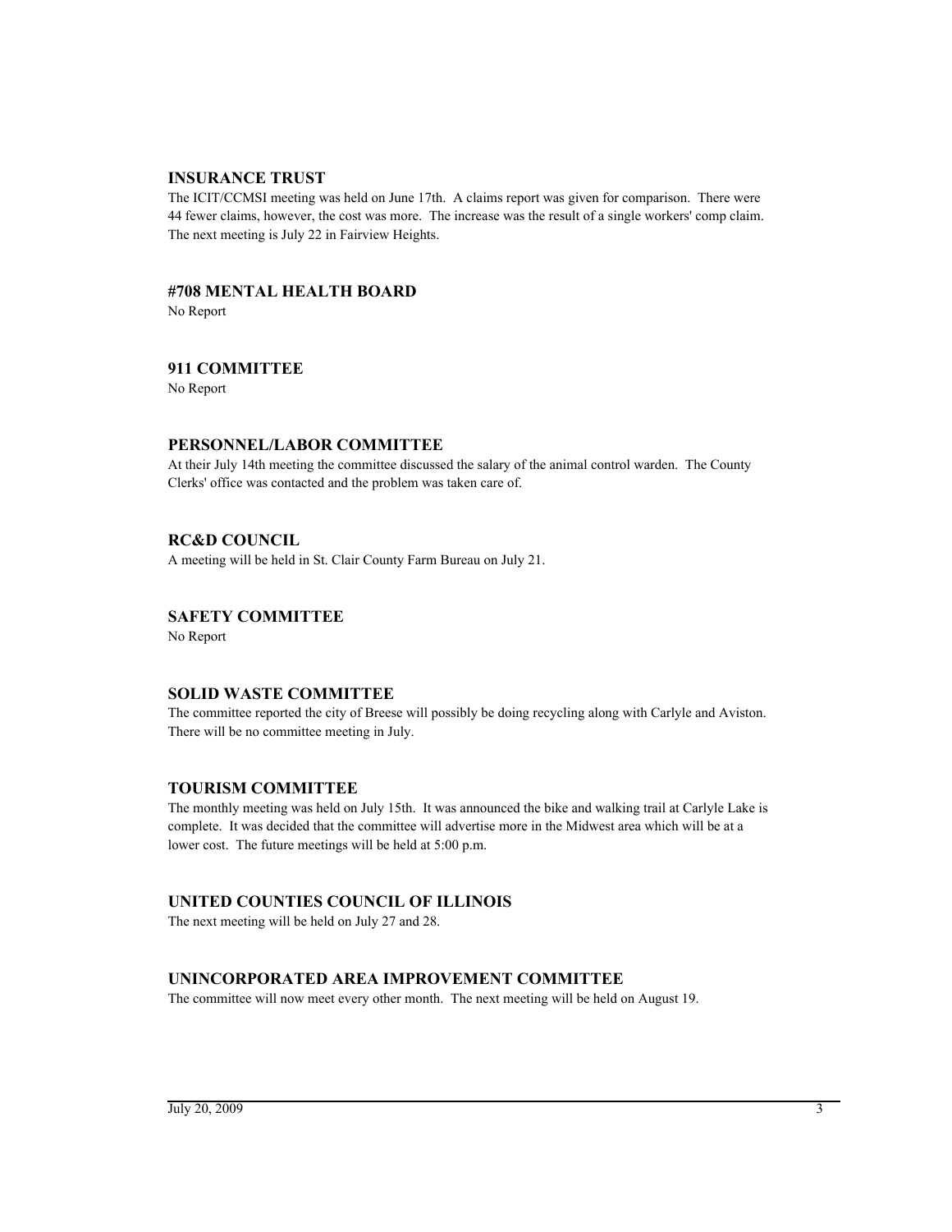## INSURANCE TRUST

The ICIT/CCMSI meeting was held on June 17th. A claims report was given for comparison. There were 44 fewer claims, however, the cost was more. The increase was the result of a single workers' comp claim. The next meeting is July 22 in Fairview Heights.

## #708 MENTAL HEALTH BOARD

No Report

## 911 COMMITTEE

No Report

## PERSONNEL/LABOR COMMITTEE

At their July 14th meeting the committee discussed the salary of the animal control warden. The County Clerks' office was contacted and the problem was taken care of.

## RC&D COUNCIL

A meeting will be held in St. Clair County Farm Bureau on July 21.

## SAFETY COMMITTEE

No Report

## SOLID WASTE COMMITTEE

The committee reported the city of Breese will possibly be doing recycling along with Carlyle and Aviston. There will be no committee meeting in July.

## TOURISM COMMITTEE

The monthly meeting was held on July 15th. It was announced the bike and walking trail at Carlyle Lake is complete. It was decided that the committee will advertise more in the Midwest area which will be at a lower cost. The future meetings will be held at 5:00 p.m.

## UNITED COUNTIES COUNCIL OF ILLINOIS

The next meeting will be held on July 27 and 28.

## UNINCORPORATED AREA IMPROVEMENT COMMITTEE

The committee will now meet every other month. The next meeting will be held on August 19.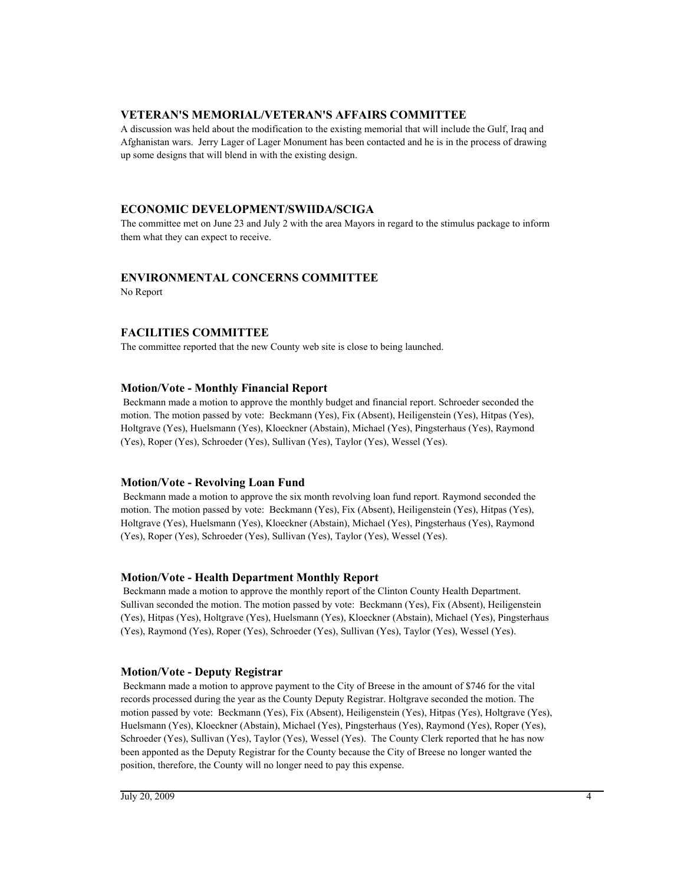### VETERAN'S MEMORIAL/VETERAN'S AFFAIRS COMMITTEE

A discussion was held about the modification to the existing memorial that will include the Gulf, Iraq and Afghanistan wars. Jerry Lager of Lager Monument has been contacted and he is in the process of drawing up some designs that will blend in with the existing design.

### ECONOMIC DEVELOPMENT/SWIIDA/SCIGA

The committee met on June 23 and July 2 with the area Mayors in regard to the stimulus package to inform them what they can expect to receive.

### ENVIRONMENTAL CONCERNS COMMITTEE

No Report

### FACILITIES COMMITTEE

The committee reported that the new County web site is close to being launched.

### Motion/Vote - Monthly Financial Report

Beckmann made a motion to approve the monthly budget and financial report. Schroeder seconded the motion. The motion passed by vote: Beckmann (Yes), Fix (Absent), Heiligenstein (Yes), Hitpas (Yes), Holtgrave (Yes), Huelsmann (Yes), Kloeckner (Abstain), Michael (Yes), Pingsterhaus (Yes), Raymond (Yes), Roper (Yes), Schroeder (Yes), Sullivan (Yes), Taylor (Yes), Wessel (Yes).

### Motion/Vote - Revolving Loan Fund

Beckmann made a motion to approve the six month revolving loan fund report. Raymond seconded the motion. The motion passed by vote: Beckmann (Yes), Fix (Absent), Heiligenstein (Yes), Hitpas (Yes), Holtgrave (Yes), Huelsmann (Yes), Kloeckner (Abstain), Michael (Yes), Pingsterhaus (Yes), Raymond (Yes), Roper (Yes), Schroeder (Yes), Sullivan (Yes), Taylor (Yes), Wessel (Yes).

### Motion/Vote - Health Department Monthly Report

Beckmann made a motion to approve the monthly report of the Clinton County Health Department. Sullivan seconded the motion. The motion passed by vote: Beckmann (Yes), Fix (Absent), Heiligenstein (Yes), Hitpas (Yes), Holtgrave (Yes), Huelsmann (Yes), Kloeckner (Abstain), Michael (Yes), Pingsterhaus (Yes), Raymond (Yes), Roper (Yes), Schroeder (Yes), Sullivan (Yes), Taylor (Yes), Wessel (Yes).

### Motion/Vote - Deputy Registrar

Beckmann made a motion to approve payment to the City of Breese in the amount of $746 for the vital records processed during the year as the County Deputy Registrar. Holtgrave seconded the motion. The motion passed by vote: Beckmann (Yes), Fix (Absent), Heiligenstein (Yes), Hitpas (Yes), Holtgrave (Yes), Huelsmann (Yes), Kloeckner (Abstain), Michael (Yes), Pingsterhaus (Yes), Raymond (Yes), Roper (Yes), Schroeder (Yes), Sullivan (Yes), Taylor (Yes), Wessel (Yes). The County Clerk reported that he has now been apponted as the Deputy Registrar for the County because the City of Breese no longer wanted the position, therefore, the County will no longer need to pay this expense.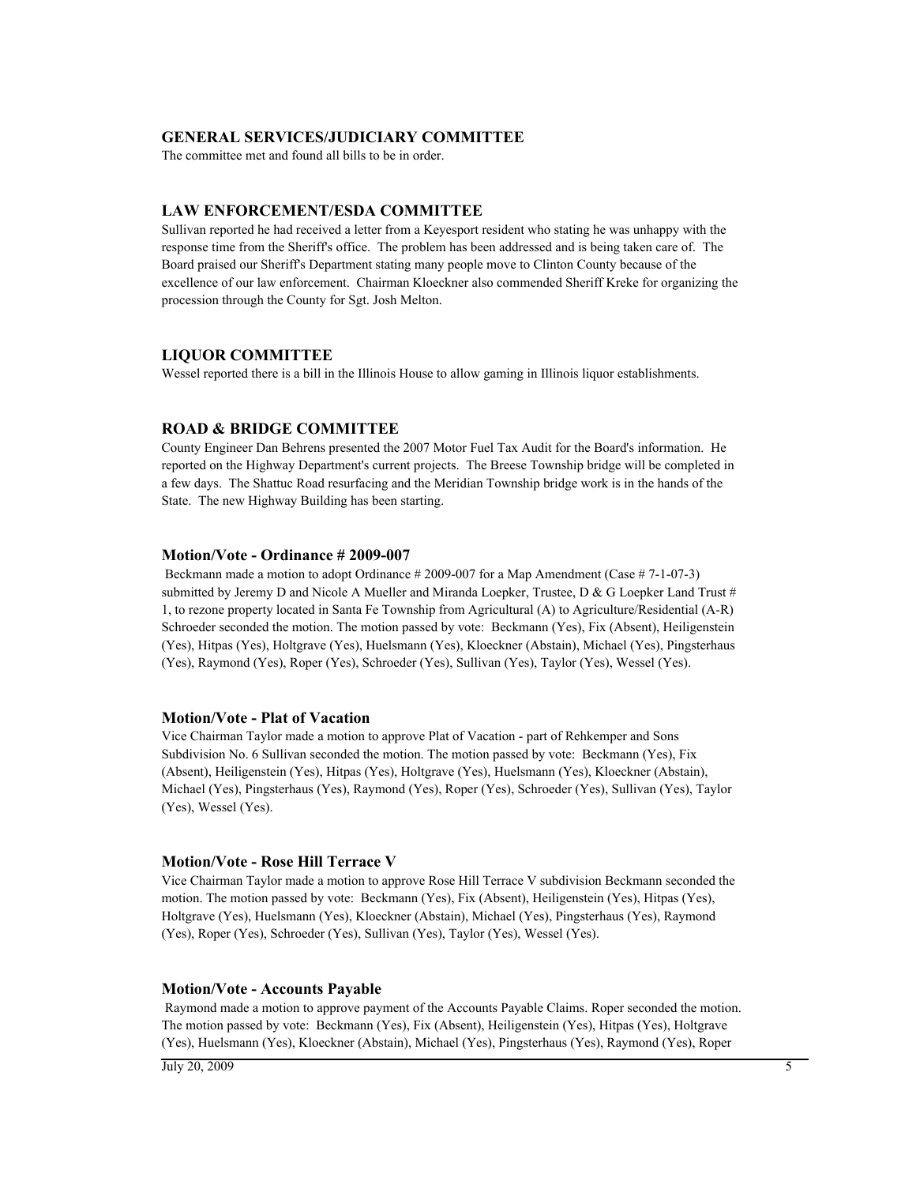### GENERAL SERVICES/JUDICIARY COMMITTEE

The committee met and found all bills to be in order.

### LAW ENFORCEMENT/ESDA COMMITTEE

Sullivan reported he had received a letter from a Keyesport resident who stating he was unhappy with the response time from the Sheriff's office. The problem has been addressed and is being taken care of. The Board praised our Sheriff's Department stating many people move to Clinton County because of the excellence of our law enforcement. Chairman Kloeckner also commended Sheriff Kreke for organizing the procession through the County for Sgt. Josh Melton.

### LIQUOR COMMITTEE

Wessel reported there is a bill in the Illinois House to allow gaming in Illinois liquor establishments.

### ROAD & BRIDGE COMMITTEE

County Engineer Dan Behrens presented the 2007 Motor Fuel Tax Audit for the Board's information. He reported on the Highway Department's current projects. The Breese Township bridge will be completed in a few days. The Shattuc Road resurfacing and the Meridian Township bridge work is in the hands of the State. The new Highway Building has been starting.

### Motion/Vote - Ordinance # 2009-007

Beckmann made a motion to adopt Ordinance # 2009-007 for a Map Amendment (Case # 7-1-07-3) submitted by Jeremy D and Nicole A Mueller and Miranda Loepker, Trustee, D & G Loepker Land Trust # 1, to rezone property located in Santa Fe Township from Agricultural (A) to Agriculture/Residential (A-R) Schroeder seconded the motion. The motion passed by vote: Beckmann (Yes), Fix (Absent), Heiligenstein (Yes), Hitpas (Yes), Holtgrave (Yes), Huelsmann (Yes), Kloeckner (Abstain), Michael (Yes), Pingsterhaus (Yes), Raymond (Yes), Roper (Yes), Schroeder (Yes), Sullivan (Yes), Taylor (Yes), Wessel (Yes).

### Motion/Vote - Plat of Vacation

Vice Chairman Taylor made a motion to approve Plat of Vacation - part of Rehkemper and Sons Subdivision No. 6 Sullivan seconded the motion. The motion passed by vote: Beckmann (Yes), Fix (Absent), Heiligenstein (Yes), Hitpas (Yes), Holtgrave (Yes), Huelsmann (Yes), Kloeckner (Abstain), Michael (Yes), Pingsterhaus (Yes), Raymond (Yes), Roper (Yes), Schroeder (Yes), Sullivan (Yes), Taylor (Yes), Wessel (Yes).

### Motion/Vote - Rose Hill Terrace V

Vice Chairman Taylor made a motion to approve Rose Hill Terrace V subdivision Beckmann seconded the motion. The motion passed by vote: Beckmann (Yes), Fix (Absent), Heiligenstein (Yes), Hitpas (Yes), Holtgrave (Yes), Huelsmann (Yes), Kloeckner (Abstain), Michael (Yes), Pingsterhaus (Yes), Raymond (Yes), Roper (Yes), Schroeder (Yes), Sullivan (Yes), Taylor (Yes), Wessel (Yes).

### Motion/Vote - Accounts Payable

Raymond made a motion to approve payment of the Accounts Payable Claims. Roper seconded the motion. The motion passed by vote: Beckmann (Yes), Fix (Absent), Heiligenstein (Yes), Hitpas (Yes), Holtgrave (Yes), Huelsmann (Yes), Kloeckner (Abstain), Michael (Yes), Pingsterhaus (Yes), Raymond (Yes), Roper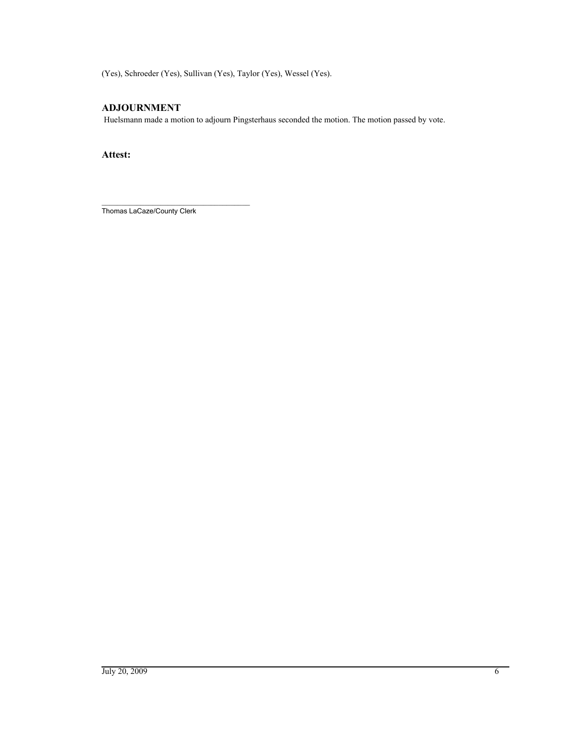(Yes), Schroeder (Yes), Sullivan (Yes), Taylor (Yes), Wessel (Yes).

## ADJOURNMENT

Huelsmann made a motion to adjourn Pingsterhaus seconded the motion. The motion passed by vote.

**Attest:**

_________________________________

Thomas LaCaze/County Clerk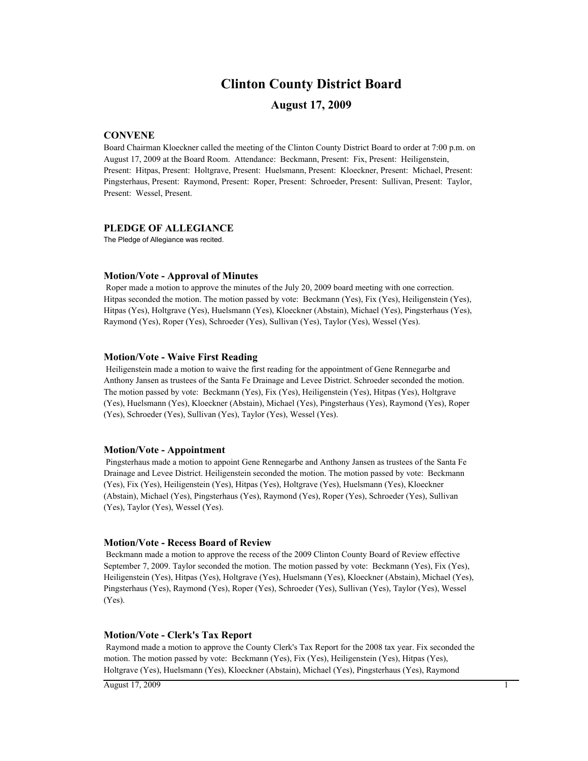# Clinton County District Board

## August 17, 2009

### CONVENE

Board Chairman Kloeckner called the meeting of the Clinton County District Board to order at 7:00 p.m. on August 17, 2009 at the Board Room. Attendance: Beckmann, Present: Fix, Present: Heiligenstein, Present: Hitpas, Present: Holtgrave, Present: Huelsmann, Present: Kloeckner, Present: Michael, Present: Pingsterhaus, Present: Raymond, Present: Roper, Present: Schroeder, Present: Sullivan, Present: Taylor, Present: Wessel, Present.

### PLEDGE OF ALLEGIANCE

The Pledge of Allegiance was recited.

#### Motion/Vote - Approval of Minutes

Roper made a motion to approve the minutes of the July 20, 2009 board meeting with one correction. Hitpas seconded the motion. The motion passed by vote: Beckmann (Yes), Fix (Yes), Heiligenstein (Yes), Hitpas (Yes), Holtgrave (Yes), Huelsmann (Yes), Kloeckner (Abstain), Michael (Yes), Pingsterhaus (Yes), Raymond (Yes), Roper (Yes), Schroeder (Yes), Sullivan (Yes), Taylor (Yes), Wessel (Yes).

#### Motion/Vote - Waive First Reading

Heiligenstein made a motion to waive the first reading for the appointment of Gene Rennegarbe and Anthony Jansen as trustees of the Santa Fe Drainage and Levee District. Schroeder seconded the motion. The motion passed by vote: Beckmann (Yes), Fix (Yes), Heiligenstein (Yes), Hitpas (Yes), Holtgrave (Yes), Huelsmann (Yes), Kloeckner (Abstain), Michael (Yes), Pingsterhaus (Yes), Raymond (Yes), Roper (Yes), Schroeder (Yes), Sullivan (Yes), Taylor (Yes), Wessel (Yes).

#### Motion/Vote - Appointment

Pingsterhaus made a motion to appoint Gene Rennegarbe and Anthony Jansen as trustees of the Santa Fe Drainage and Levee District. Heiligenstein seconded the motion. The motion passed by vote: Beckmann (Yes), Fix (Yes), Heiligenstein (Yes), Hitpas (Yes), Holtgrave (Yes), Huelsmann (Yes), Kloeckner (Abstain), Michael (Yes), Pingsterhaus (Yes), Raymond (Yes), Roper (Yes), Schroeder (Yes), Sullivan (Yes), Taylor (Yes), Wessel (Yes).

#### Motion/Vote - Recess Board of Review

Beckmann made a motion to approve the recess of the 2009 Clinton County Board of Review effective September 7, 2009. Taylor seconded the motion. The motion passed by vote: Beckmann (Yes), Fix (Yes), Heiligenstein (Yes), Hitpas (Yes), Holtgrave (Yes), Huelsmann (Yes), Kloeckner (Abstain), Michael (Yes), Pingsterhaus (Yes), Raymond (Yes), Roper (Yes), Schroeder (Yes), Sullivan (Yes), Taylor (Yes), Wessel (Yes).

#### Motion/Vote - Clerk's Tax Report

Raymond made a motion to approve the County Clerk's Tax Report for the 2008 tax year. Fix seconded the motion. The motion passed by vote: Beckmann (Yes), Fix (Yes), Heiligenstein (Yes), Hitpas (Yes), Holtgrave (Yes), Huelsmann (Yes), Kloeckner (Abstain), Michael (Yes), Pingsterhaus (Yes), Raymond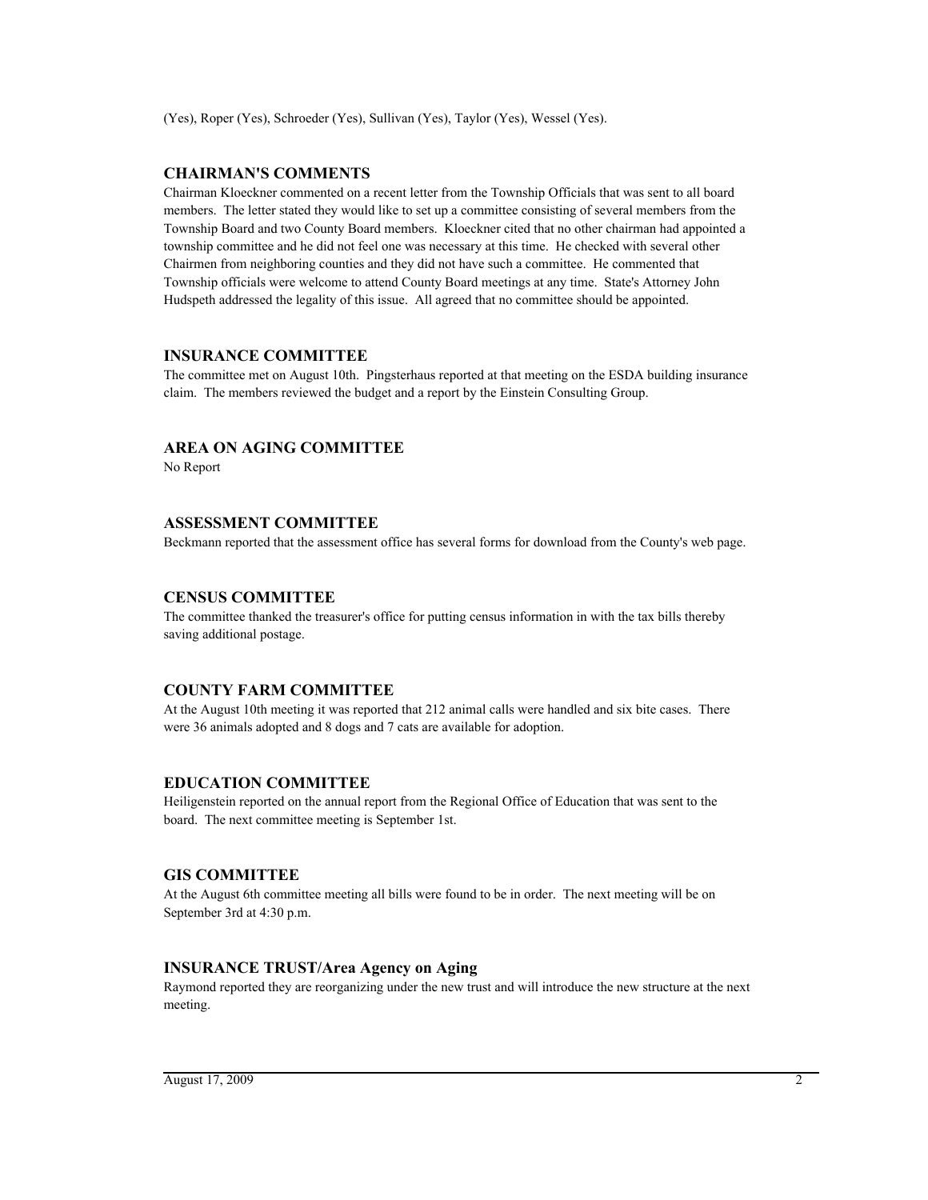(Yes), Roper (Yes), Schroeder (Yes), Sullivan (Yes), Taylor (Yes), Wessel (Yes).

## CHAIRMAN'S COMMENTS

Chairman Kloeckner commented on a recent letter from the Township Officials that was sent to all board members. The letter stated they would like to set up a committee consisting of several members from the Township Board and two County Board members. Kloeckner cited that no other chairman had appointed a township committee and he did not feel one was necessary at this time. He checked with several other Chairmen from neighboring counties and they did not have such a committee. He commented that Township officials were welcome to attend County Board meetings at any time. State's Attorney John Hudspeth addressed the legality of this issue. All agreed that no committee should be appointed.

## INSURANCE COMMITTEE

The committee met on August 10th. Pingsterhaus reported at that meeting on the ESDA building insurance claim. The members reviewed the budget and a report by the Einstein Consulting Group.

## AREA ON AGING COMMITTEE

No Report

## ASSESSMENT COMMITTEE

Beckmann reported that the assessment office has several forms for download from the County's web page.

## CENSUS COMMITTEE

The committee thanked the treasurer's office for putting census information in with the tax bills thereby saving additional postage.

## COUNTY FARM COMMITTEE

At the August 10th meeting it was reported that 212 animal calls were handled and six bite cases. There were 36 animals adopted and 8 dogs and 7 cats are available for adoption.

## EDUCATION COMMITTEE

Heiligenstein reported on the annual report from the Regional Office of Education that was sent to the board. The next committee meeting is September 1st.

## GIS COMMITTEE

At the August 6th committee meeting all bills were found to be in order. The next meeting will be on September 3rd at 4:30 p.m.

## INSURANCE TRUST/Area Agency on Aging

Raymond reported they are reorganizing under the new trust and will introduce the new structure at the next meeting.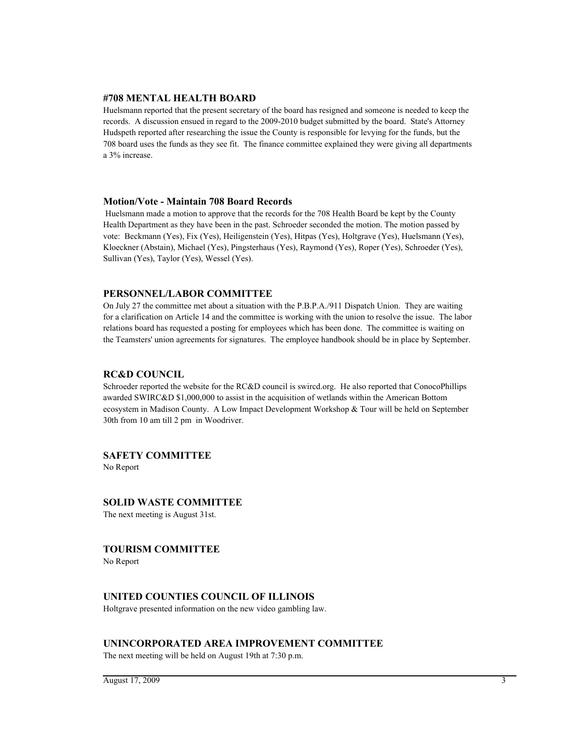### #708 MENTAL HEALTH BOARD

Huelsmann reported that the present secretary of the board has resigned and someone is needed to keep the records. A discussion ensued in regard to the 2009-2010 budget submitted by the board. State's Attorney Hudspeth reported after researching the issue the County is responsible for levying for the funds, but the 708 board uses the funds as they see fit. The finance committee explained they were giving all departments a 3% increase.

### Motion/Vote - Maintain 708 Board Records

Huelsmann made a motion to approve that the records for the 708 Health Board be kept by the County Health Department as they have been in the past. Schroeder seconded the motion. The motion passed by vote: Beckmann (Yes), Fix (Yes), Heiligenstein (Yes), Hitpas (Yes), Holtgrave (Yes), Huelsmann (Yes), Kloeckner (Abstain), Michael (Yes), Pingsterhaus (Yes), Raymond (Yes), Roper (Yes), Schroeder (Yes), Sullivan (Yes), Taylor (Yes), Wessel (Yes).

### PERSONNEL/LABOR COMMITTEE

On July 27 the committee met about a situation with the P.B.P.A./911 Dispatch Union. They are waiting for a clarification on Article 14 and the committee is working with the union to resolve the issue. The labor relations board has requested a posting for employees which has been done. The committee is waiting on the Teamsters' union agreements for signatures. The employee handbook should be in place by September.

### RC&D COUNCIL

Schroeder reported the website for the RC&D council is swircd.org. He also reported that ConocoPhillips awarded SWIRC&D $1,000,000 to assist in the acquisition of wetlands within the American Bottom ecosystem in Madison County. A Low Impact Development Workshop & Tour will be held on September 30th from 10 am till 2 pm in Woodriver.

### SAFETY COMMITTEE

No Report

### SOLID WASTE COMMITTEE

The next meeting is August 31st.

### TOURISM COMMITTEE

No Report

### UNITED COUNTIES COUNCIL OF ILLINOIS

Holtgrave presented information on the new video gambling law.

### UNINCORPORATED AREA IMPROVEMENT COMMITTEE

The next meeting will be held on August 19th at 7:30 p.m.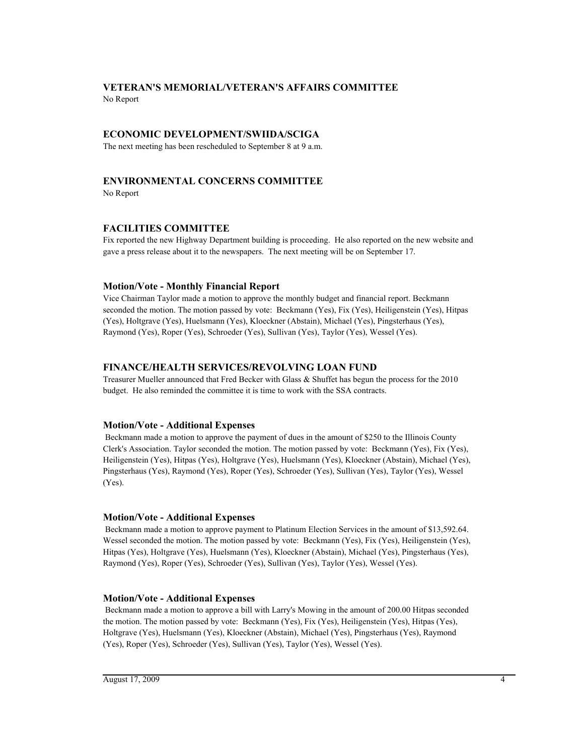### VETERAN'S MEMORIAL/VETERAN'S AFFAIRS COMMITTEE

No Report

### ECONOMIC DEVELOPMENT/SWIIDA/SCIGA

The next meeting has been rescheduled to September 8 at 9 a.m.

### ENVIRONMENTAL CONCERNS COMMITTEE

No Report

### FACILITIES COMMITTEE

Fix reported the new Highway Department building is proceeding. He also reported on the new website and gave a press release about it to the newspapers. The next meeting will be on September 17.

#### Motion/Vote - Monthly Financial Report

Vice Chairman Taylor made a motion to approve the monthly budget and financial report. Beckmann seconded the motion. The motion passed by vote: Beckmann (Yes), Fix (Yes), Heiligenstein (Yes), Hitpas (Yes), Holtgrave (Yes), Huelsmann (Yes), Kloeckner (Abstain), Michael (Yes), Pingsterhaus (Yes), Raymond (Yes), Roper (Yes), Schroeder (Yes), Sullivan (Yes), Taylor (Yes), Wessel (Yes).

### FINANCE/HEALTH SERVICES/REVOLVING LOAN FUND

Treasurer Mueller announced that Fred Becker with Glass & Shuffet has begun the process for the 2010 budget. He also reminded the committee it is time to work with the SSA contracts.

#### Motion/Vote - Additional Expenses

Beckmann made a motion to approve the payment of dues in the amount of $250 to the Illinois County Clerk's Association. Taylor seconded the motion. The motion passed by vote: Beckmann (Yes), Fix (Yes), Heiligenstein (Yes), Hitpas (Yes), Holtgrave (Yes), Huelsmann (Yes), Kloeckner (Abstain), Michael (Yes), Pingsterhaus (Yes), Raymond (Yes), Roper (Yes), Schroeder (Yes), Sullivan (Yes), Taylor (Yes), Wessel (Yes).

#### Motion/Vote - Additional Expenses

Beckmann made a motion to approve payment to Platinum Election Services in the amount of $13,592.64. Wessel seconded the motion. The motion passed by vote: Beckmann (Yes), Fix (Yes), Heiligenstein (Yes), Hitpas (Yes), Holtgrave (Yes), Huelsmann (Yes), Kloeckner (Abstain), Michael (Yes), Pingsterhaus (Yes), Raymond (Yes), Roper (Yes), Schroeder (Yes), Sullivan (Yes), Taylor (Yes), Wessel (Yes).

#### Motion/Vote - Additional Expenses

Beckmann made a motion to approve a bill with Larry's Mowing in the amount of 200.00 Hitpas seconded the motion. The motion passed by vote: Beckmann (Yes), Fix (Yes), Heiligenstein (Yes), Hitpas (Yes), Holtgrave (Yes), Huelsmann (Yes), Kloeckner (Abstain), Michael (Yes), Pingsterhaus (Yes), Raymond (Yes), Roper (Yes), Schroeder (Yes), Sullivan (Yes), Taylor (Yes), Wessel (Yes).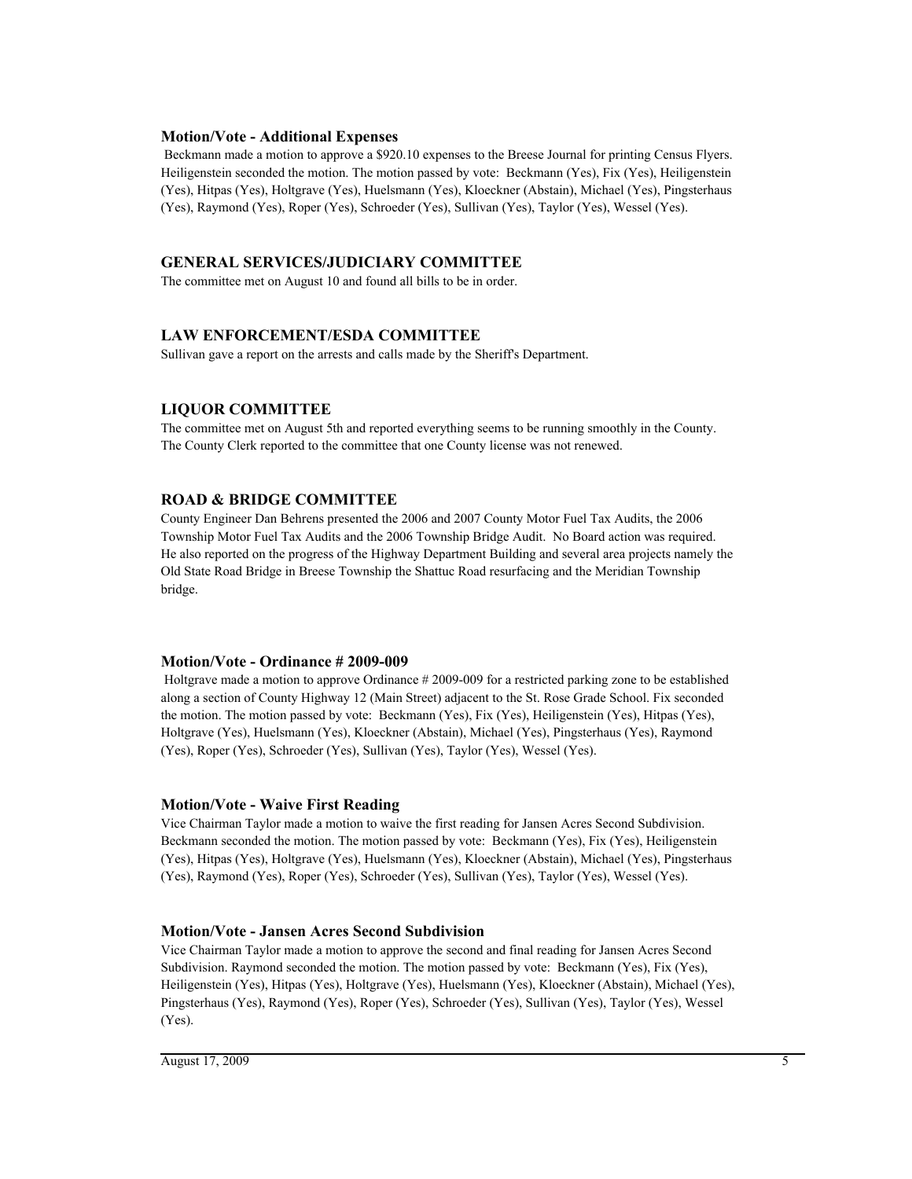### Motion/Vote - Additional Expenses

Beckmann made a motion to approve a $920.10 expenses to the Breese Journal for printing Census Flyers. Heiligenstein seconded the motion. The motion passed by vote: Beckmann (Yes), Fix (Yes), Heiligenstein (Yes), Hitpas (Yes), Holtgrave (Yes), Huelsmann (Yes), Kloeckner (Abstain), Michael (Yes), Pingsterhaus (Yes), Raymond (Yes), Roper (Yes), Schroeder (Yes), Sullivan (Yes), Taylor (Yes), Wessel (Yes).

## GENERAL SERVICES/JUDICIARY COMMITTEE

The committee met on August 10 and found all bills to be in order.

## LAW ENFORCEMENT/ESDA COMMITTEE

Sullivan gave a report on the arrests and calls made by the Sheriff's Department.

## LIQUOR COMMITTEE

The committee met on August 5th and reported everything seems to be running smoothly in the County. The County Clerk reported to the committee that one County license was not renewed.

## ROAD & BRIDGE COMMITTEE

County Engineer Dan Behrens presented the 2006 and 2007 County Motor Fuel Tax Audits, the 2006 Township Motor Fuel Tax Audits and the 2006 Township Bridge Audit. No Board action was required. He also reported on the progress of the Highway Department Building and several area projects namely the Old State Road Bridge in Breese Township the Shattuc Road resurfacing and the Meridian Township bridge.

### Motion/Vote - Ordinance # 2009-009

Holtgrave made a motion to approve Ordinance # 2009-009 for a restricted parking zone to be established along a section of County Highway 12 (Main Street) adjacent to the St. Rose Grade School. Fix seconded the motion. The motion passed by vote: Beckmann (Yes), Fix (Yes), Heiligenstein (Yes), Hitpas (Yes), Holtgrave (Yes), Huelsmann (Yes), Kloeckner (Abstain), Michael (Yes), Pingsterhaus (Yes), Raymond (Yes), Roper (Yes), Schroeder (Yes), Sullivan (Yes), Taylor (Yes), Wessel (Yes).

### Motion/Vote - Waive First Reading

Vice Chairman Taylor made a motion to waive the first reading for Jansen Acres Second Subdivision. Beckmann seconded the motion. The motion passed by vote: Beckmann (Yes), Fix (Yes), Heiligenstein (Yes), Hitpas (Yes), Holtgrave (Yes), Huelsmann (Yes), Kloeckner (Abstain), Michael (Yes), Pingsterhaus (Yes), Raymond (Yes), Roper (Yes), Schroeder (Yes), Sullivan (Yes), Taylor (Yes), Wessel (Yes).

### Motion/Vote - Jansen Acres Second Subdivision

Vice Chairman Taylor made a motion to approve the second and final reading for Jansen Acres Second Subdivision. Raymond seconded the motion. The motion passed by vote: Beckmann (Yes), Fix (Yes), Heiligenstein (Yes), Hitpas (Yes), Holtgrave (Yes), Huelsmann (Yes), Kloeckner (Abstain), Michael (Yes), Pingsterhaus (Yes), Raymond (Yes), Roper (Yes), Schroeder (Yes), Sullivan (Yes), Taylor (Yes), Wessel (Yes).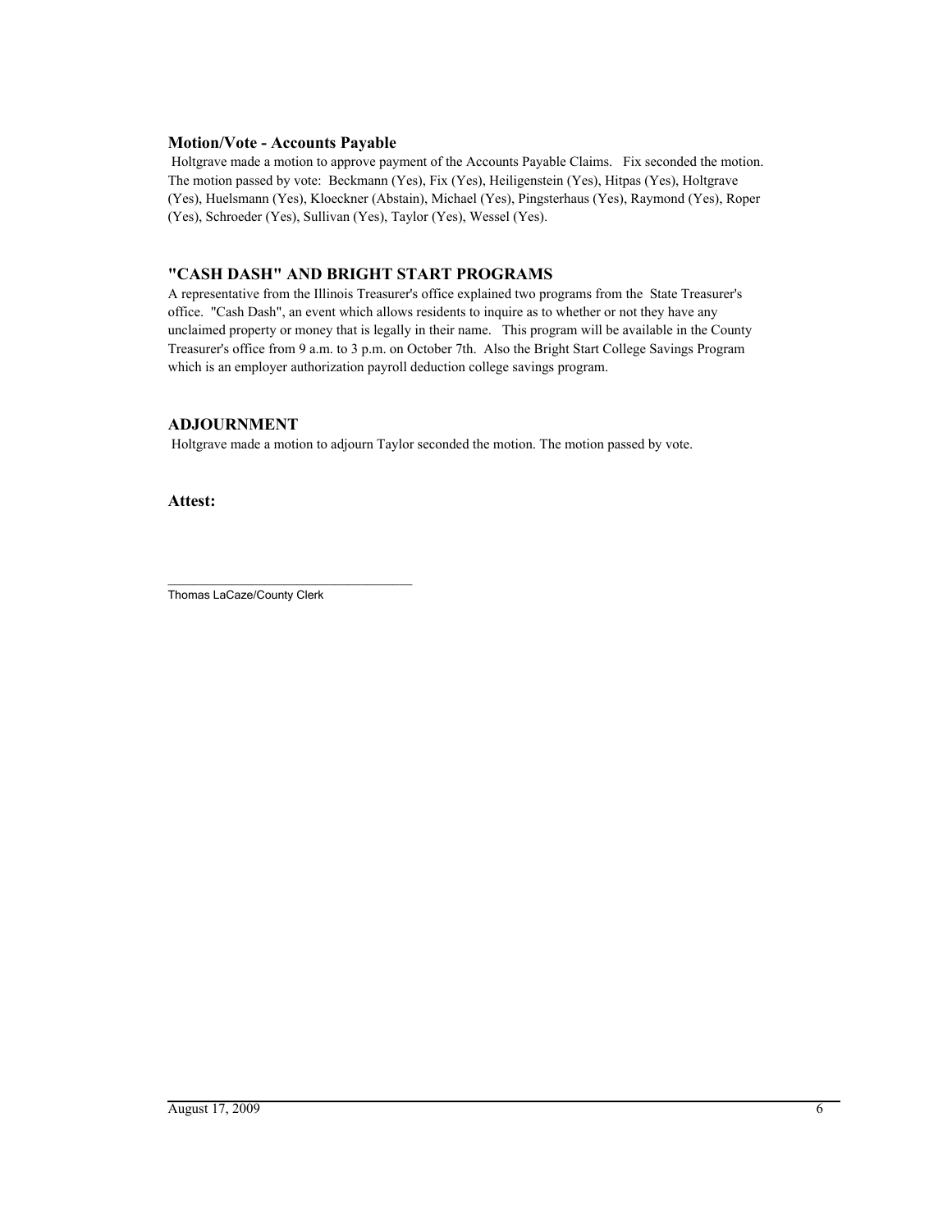### Motion/Vote - Accounts Payable

Holtgrave made a motion to approve payment of the Accounts Payable Claims. Fix seconded the motion. The motion passed by vote: Beckmann (Yes), Fix (Yes), Heiligenstein (Yes), Hitpas (Yes), Holtgrave (Yes), Huelsmann (Yes), Kloeckner (Abstain), Michael (Yes), Pingsterhaus (Yes), Raymond (Yes), Roper (Yes), Schroeder (Yes), Sullivan (Yes), Taylor (Yes), Wessel (Yes).

## "CASH DASH" AND BRIGHT START PROGRAMS

A representative from the Illinois Treasurer's office explained two programs from the State Treasurer's office. "Cash Dash", an event which allows residents to inquire as to whether or not they have any unclaimed property or money that is legally in their name. This program will be available in the County Treasurer's office from 9 a.m. to 3 p.m. on October 7th. Also the Bright Start College Savings Program which is an employer authorization payroll deduction college savings program.

## ADJOURNMENT

Holtgrave made a motion to adjourn Taylor seconded the motion. The motion passed by vote.

**Attest:**

\_\_\_\_\_\_\_\_\_\_\_\_\_\_\_\_\_\_\_\_\_\_\_\_\_\_\_\_\_\_\_\_\_\_\_\_

Thomas LaCaze/County Clerk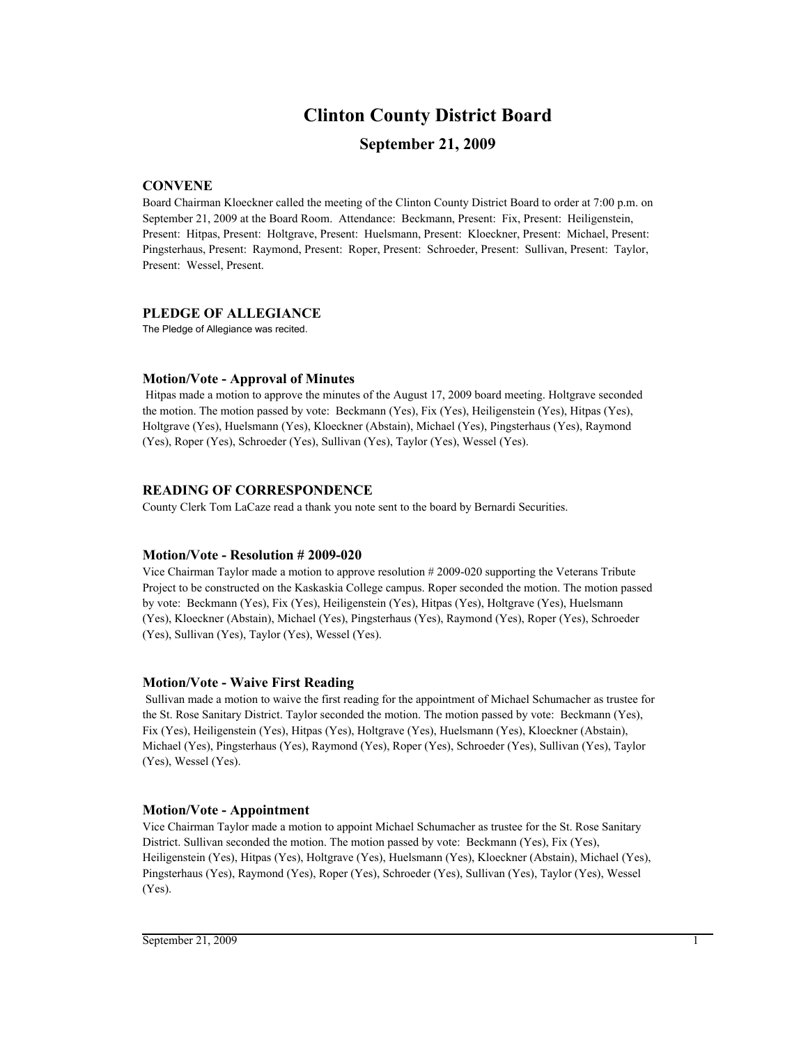# Clinton County District Board

## September 21, 2009

### CONVENE

Board Chairman Kloeckner called the meeting of the Clinton County District Board to order at 7:00 p.m. on September 21, 2009 at the Board Room. Attendance: Beckmann, Present: Fix, Present: Heiligenstein, Present: Hitpas, Present: Holtgrave, Present: Huelsmann, Present: Kloeckner, Present: Michael, Present: Pingsterhaus, Present: Raymond, Present: Roper, Present: Schroeder, Present: Sullivan, Present: Taylor, Present: Wessel, Present.

### PLEDGE OF ALLEGIANCE

The Pledge of Allegiance was recited.

### Motion/Vote - Approval of Minutes

Hitpas made a motion to approve the minutes of the August 17, 2009 board meeting. Holtgrave seconded the motion. The motion passed by vote: Beckmann (Yes), Fix (Yes), Heiligenstein (Yes), Hitpas (Yes), Holtgrave (Yes), Huelsmann (Yes), Kloeckner (Abstain), Michael (Yes), Pingsterhaus (Yes), Raymond (Yes), Roper (Yes), Schroeder (Yes), Sullivan (Yes), Taylor (Yes), Wessel (Yes).

### READING OF CORRESPONDENCE

County Clerk Tom LaCaze read a thank you note sent to the board by Bernardi Securities.

### Motion/Vote - Resolution # 2009-020

Vice Chairman Taylor made a motion to approve resolution # 2009-020 supporting the Veterans Tribute Project to be constructed on the Kaskaskia College campus. Roper seconded the motion. The motion passed by vote: Beckmann (Yes), Fix (Yes), Heiligenstein (Yes), Hitpas (Yes), Holtgrave (Yes), Huelsmann (Yes), Kloeckner (Abstain), Michael (Yes), Pingsterhaus (Yes), Raymond (Yes), Roper (Yes), Schroeder (Yes), Sullivan (Yes), Taylor (Yes), Wessel (Yes).

### Motion/Vote - Waive First Reading

Sullivan made a motion to waive the first reading for the appointment of Michael Schumacher as trustee for the St. Rose Sanitary District. Taylor seconded the motion. The motion passed by vote: Beckmann (Yes), Fix (Yes), Heiligenstein (Yes), Hitpas (Yes), Holtgrave (Yes), Huelsmann (Yes), Kloeckner (Abstain), Michael (Yes), Pingsterhaus (Yes), Raymond (Yes), Roper (Yes), Schroeder (Yes), Sullivan (Yes), Taylor (Yes), Wessel (Yes).

### Motion/Vote - Appointment

Vice Chairman Taylor made a motion to appoint Michael Schumacher as trustee for the St. Rose Sanitary District. Sullivan seconded the motion. The motion passed by vote: Beckmann (Yes), Fix (Yes), Heiligenstein (Yes), Hitpas (Yes), Holtgrave (Yes), Huelsmann (Yes), Kloeckner (Abstain), Michael (Yes), Pingsterhaus (Yes), Raymond (Yes), Roper (Yes), Schroeder (Yes), Sullivan (Yes), Taylor (Yes), Wessel (Yes).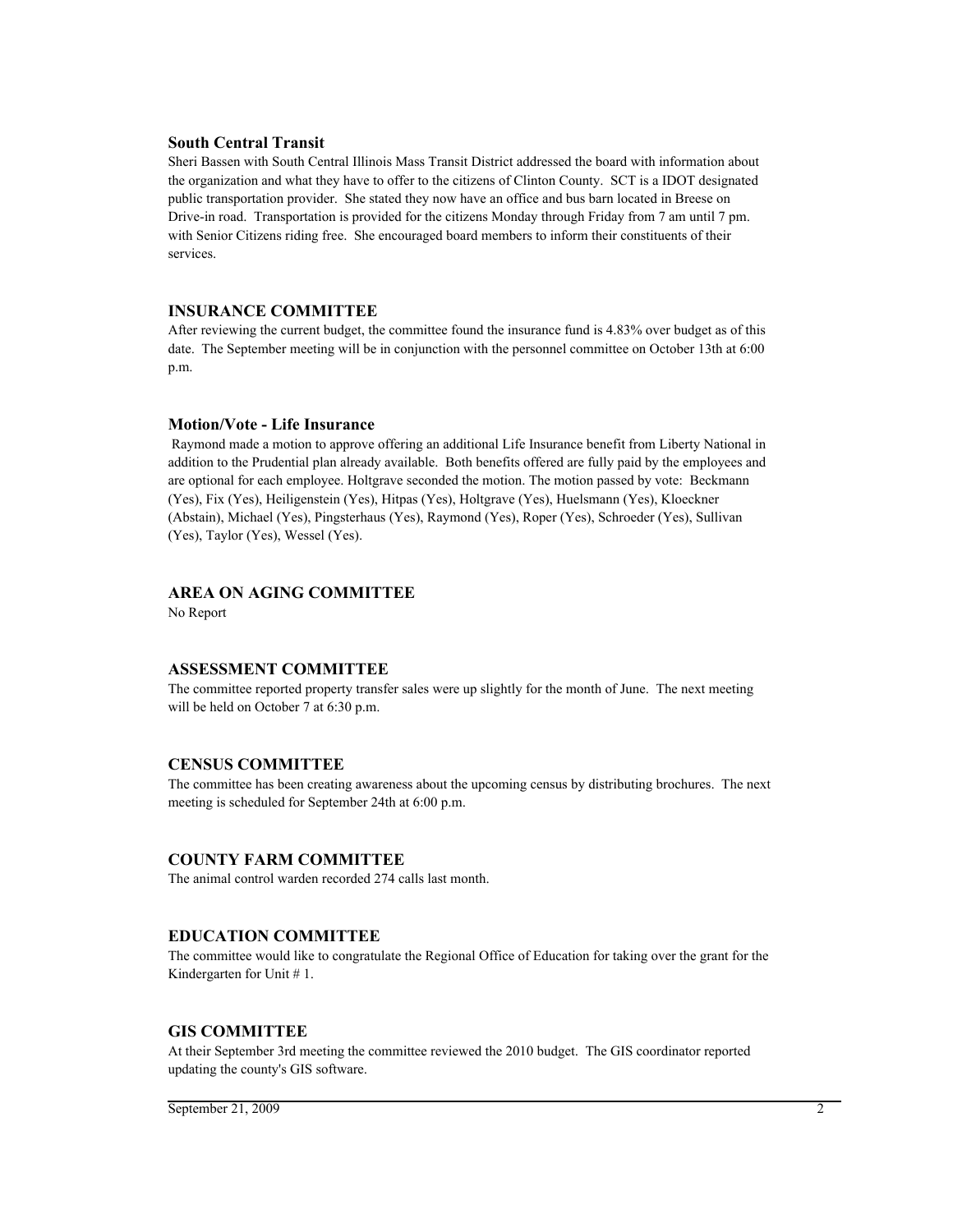### South Central Transit

Sheri Bassen with South Central Illinois Mass Transit District addressed the board with information about the organization and what they have to offer to the citizens of Clinton County. SCT is a IDOT designated public transportation provider. She stated they now have an office and bus barn located in Breese on Drive-in road. Transportation is provided for the citizens Monday through Friday from 7 am until 7 pm. with Senior Citizens riding free. She encouraged board members to inform their constituents of their services.

### INSURANCE COMMITTEE

After reviewing the current budget, the committee found the insurance fund is 4.83% over budget as of this date. The September meeting will be in conjunction with the personnel committee on October 13th at 6:00 p.m.

### Motion/Vote - Life Insurance

Raymond made a motion to approve offering an additional Life Insurance benefit from Liberty National in addition to the Prudential plan already available. Both benefits offered are fully paid by the employees and are optional for each employee. Holtgrave seconded the motion. The motion passed by vote: Beckmann (Yes), Fix (Yes), Heiligenstein (Yes), Hitpas (Yes), Holtgrave (Yes), Huelsmann (Yes), Kloeckner (Abstain), Michael (Yes), Pingsterhaus (Yes), Raymond (Yes), Roper (Yes), Schroeder (Yes), Sullivan (Yes), Taylor (Yes), Wessel (Yes).

### AREA ON AGING COMMITTEE

No Report

### ASSESSMENT COMMITTEE

The committee reported property transfer sales were up slightly for the month of June. The next meeting will be held on October 7 at 6:30 p.m.

### CENSUS COMMITTEE

The committee has been creating awareness about the upcoming census by distributing brochures. The next meeting is scheduled for September 24th at 6:00 p.m.

### COUNTY FARM COMMITTEE

The animal control warden recorded 274 calls last month.

### EDUCATION COMMITTEE

The committee would like to congratulate the Regional Office of Education for taking over the grant for the Kindergarten for Unit # 1.

### GIS COMMITTEE

At their September 3rd meeting the committee reviewed the 2010 budget. The GIS coordinator reported updating the county's GIS software.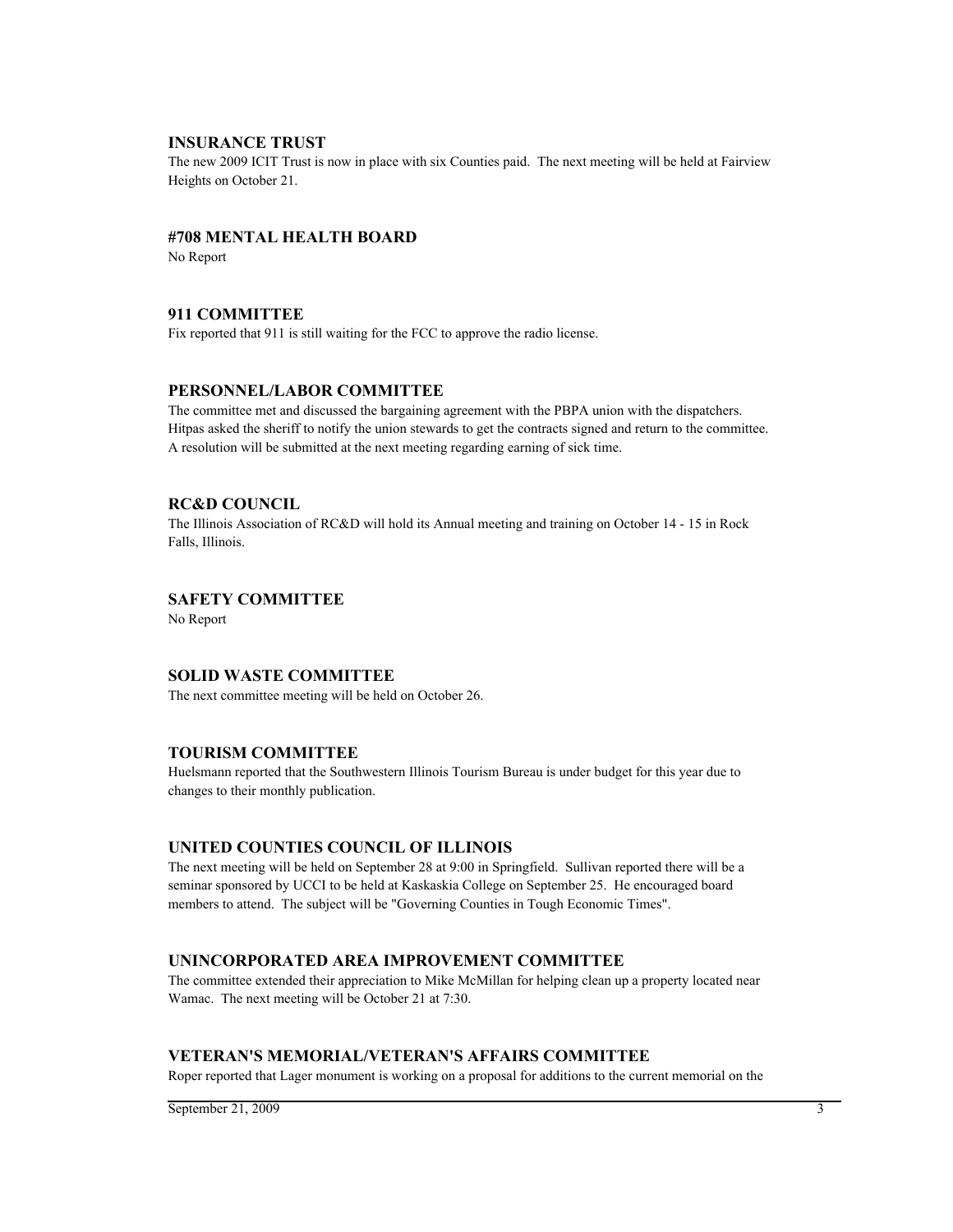### INSURANCE TRUST

The new 2009 ICIT Trust is now in place with six Counties paid. The next meeting will be held at Fairview Heights on October 21.

### #708 MENTAL HEALTH BOARD

No Report

### 911 COMMITTEE

Fix reported that 911 is still waiting for the FCC to approve the radio license.

### PERSONNEL/LABOR COMMITTEE

The committee met and discussed the bargaining agreement with the PBPA union with the dispatchers. Hitpas asked the sheriff to notify the union stewards to get the contracts signed and return to the committee. A resolution will be submitted at the next meeting regarding earning of sick time.

### RC&D COUNCIL

The Illinois Association of RC&D will hold its Annual meeting and training on October 14 - 15 in Rock Falls, Illinois.

### SAFETY COMMITTEE

No Report

### SOLID WASTE COMMITTEE

The next committee meeting will be held on October 26.

### TOURISM COMMITTEE

Huelsmann reported that the Southwestern Illinois Tourism Bureau is under budget for this year due to changes to their monthly publication.

### UNITED COUNTIES COUNCIL OF ILLINOIS

The next meeting will be held on September 28 at 9:00 in Springfield. Sullivan reported there will be a seminar sponsored by UCCI to be held at Kaskaskia College on September 25. He encouraged board members to attend. The subject will be "Governing Counties in Tough Economic Times".

### UNINCORPORATED AREA IMPROVEMENT COMMITTEE

The committee extended their appreciation to Mike McMillan for helping clean up a property located near Wamac. The next meeting will be October 21 at 7:30.

### VETERAN'S MEMORIAL/VETERAN'S AFFAIRS COMMITTEE

Roper reported that Lager monument is working on a proposal for additions to the current memorial on the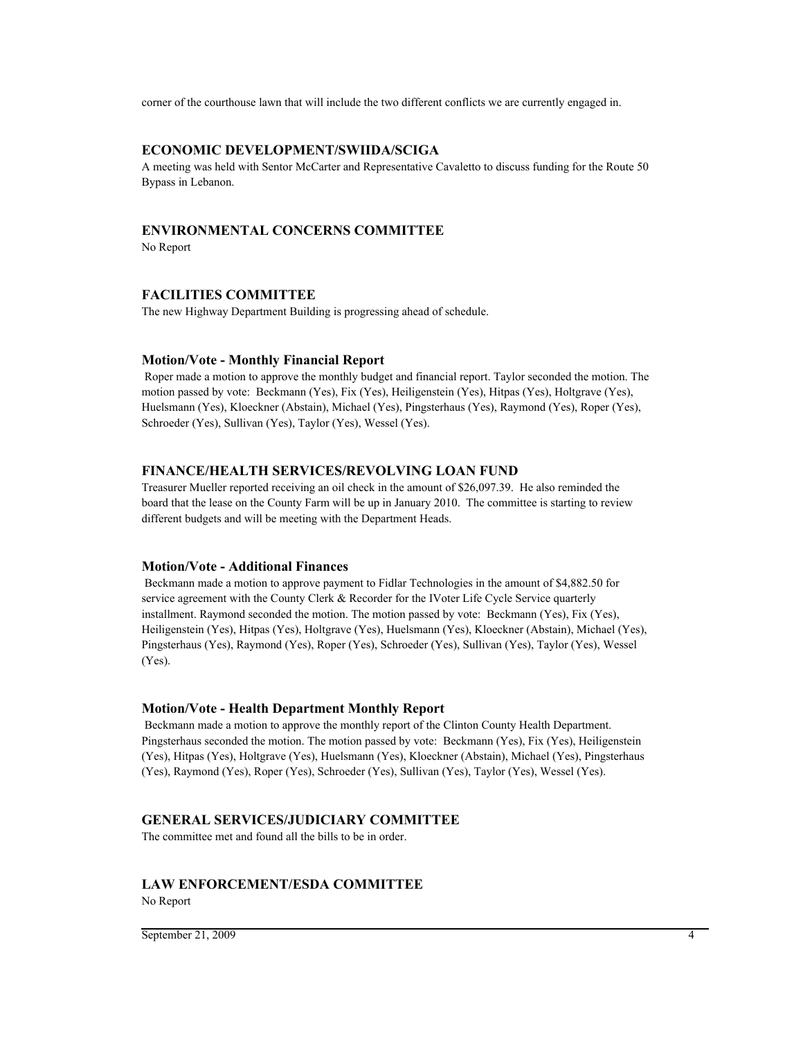corner of the courthouse lawn that will include the two different conflicts we are currently engaged in.

### ECONOMIC DEVELOPMENT/SWIIDA/SCIGA

A meeting was held with Sentor McCarter and Representative Cavaletto to discuss funding for the Route 50 Bypass in Lebanon.

### ENVIRONMENTAL CONCERNS COMMITTEE

No Report

### FACILITIES COMMITTEE

The new Highway Department Building is progressing ahead of schedule.

#### Motion/Vote - Monthly Financial Report

Roper made a motion to approve the monthly budget and financial report. Taylor seconded the motion. The motion passed by vote: Beckmann (Yes), Fix (Yes), Heiligenstein (Yes), Hitpas (Yes), Holtgrave (Yes), Huelsmann (Yes), Kloeckner (Abstain), Michael (Yes), Pingsterhaus (Yes), Raymond (Yes), Roper (Yes), Schroeder (Yes), Sullivan (Yes), Taylor (Yes), Wessel (Yes).

### FINANCE/HEALTH SERVICES/REVOLVING LOAN FUND

Treasurer Mueller reported receiving an oil check in the amount of $26,097.39. He also reminded the board that the lease on the County Farm will be up in January 2010. The committee is starting to review different budgets and will be meeting with the Department Heads.

#### Motion/Vote - Additional Finances

Beckmann made a motion to approve payment to Fidlar Technologies in the amount of $4,882.50 for service agreement with the County Clerk & Recorder for the IVoter Life Cycle Service quarterly installment. Raymond seconded the motion. The motion passed by vote: Beckmann (Yes), Fix (Yes), Heiligenstein (Yes), Hitpas (Yes), Holtgrave (Yes), Huelsmann (Yes), Kloeckner (Abstain), Michael (Yes), Pingsterhaus (Yes), Raymond (Yes), Roper (Yes), Schroeder (Yes), Sullivan (Yes), Taylor (Yes), Wessel (Yes).

#### Motion/Vote - Health Department Monthly Report

Beckmann made a motion to approve the monthly report of the Clinton County Health Department. Pingsterhaus seconded the motion. The motion passed by vote: Beckmann (Yes), Fix (Yes), Heiligenstein (Yes), Hitpas (Yes), Holtgrave (Yes), Huelsmann (Yes), Kloeckner (Abstain), Michael (Yes), Pingsterhaus (Yes), Raymond (Yes), Roper (Yes), Schroeder (Yes), Sullivan (Yes), Taylor (Yes), Wessel (Yes).

### GENERAL SERVICES/JUDICIARY COMMITTEE

The committee met and found all the bills to be in order.

### LAW ENFORCEMENT/ESDA COMMITTEE

No Report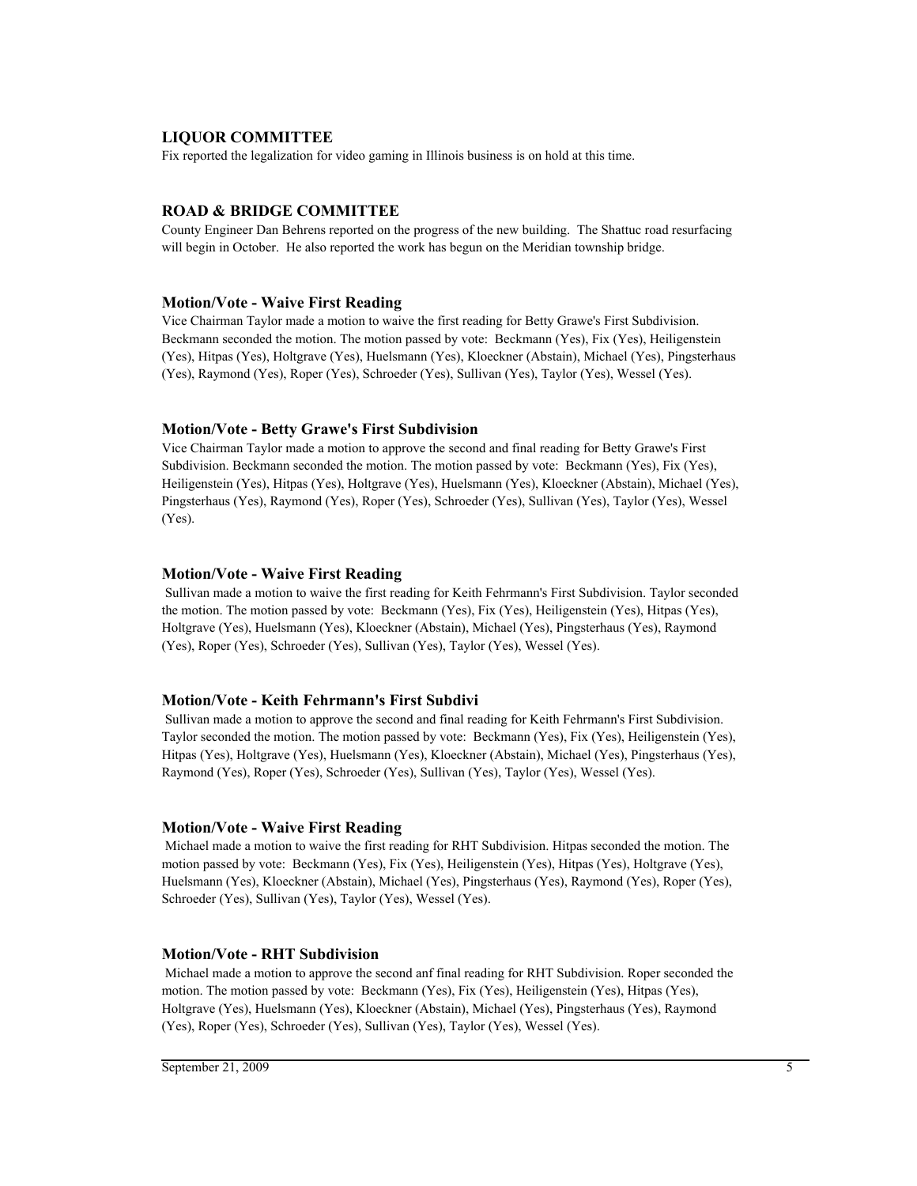### LIQUOR COMMITTEE

Fix reported the legalization for video gaming in Illinois business is on hold at this time.

### ROAD & BRIDGE COMMITTEE

County Engineer Dan Behrens reported on the progress of the new building. The Shattuc road resurfacing will begin in October. He also reported the work has begun on the Meridian township bridge.

### Motion/Vote - Waive First Reading

Vice Chairman Taylor made a motion to waive the first reading for Betty Grawe's First Subdivision. Beckmann seconded the motion. The motion passed by vote: Beckmann (Yes), Fix (Yes), Heiligenstein (Yes), Hitpas (Yes), Holtgrave (Yes), Huelsmann (Yes), Kloeckner (Abstain), Michael (Yes), Pingsterhaus (Yes), Raymond (Yes), Roper (Yes), Schroeder (Yes), Sullivan (Yes), Taylor (Yes), Wessel (Yes).

### Motion/Vote - Betty Grawe's First Subdivision

Vice Chairman Taylor made a motion to approve the second and final reading for Betty Grawe's First Subdivision. Beckmann seconded the motion. The motion passed by vote: Beckmann (Yes), Fix (Yes), Heiligenstein (Yes), Hitpas (Yes), Holtgrave (Yes), Huelsmann (Yes), Kloeckner (Abstain), Michael (Yes), Pingsterhaus (Yes), Raymond (Yes), Roper (Yes), Schroeder (Yes), Sullivan (Yes), Taylor (Yes), Wessel (Yes).

### Motion/Vote - Waive First Reading

Sullivan made a motion to waive the first reading for Keith Fehrmann's First Subdivision. Taylor seconded the motion. The motion passed by vote: Beckmann (Yes), Fix (Yes), Heiligenstein (Yes), Hitpas (Yes), Holtgrave (Yes), Huelsmann (Yes), Kloeckner (Abstain), Michael (Yes), Pingsterhaus (Yes), Raymond (Yes), Roper (Yes), Schroeder (Yes), Sullivan (Yes), Taylor (Yes), Wessel (Yes).

### Motion/Vote - Keith Fehrmann's First Subdivi

Sullivan made a motion to approve the second and final reading for Keith Fehrmann's First Subdivision. Taylor seconded the motion. The motion passed by vote: Beckmann (Yes), Fix (Yes), Heiligenstein (Yes), Hitpas (Yes), Holtgrave (Yes), Huelsmann (Yes), Kloeckner (Abstain), Michael (Yes), Pingsterhaus (Yes), Raymond (Yes), Roper (Yes), Schroeder (Yes), Sullivan (Yes), Taylor (Yes), Wessel (Yes).

### Motion/Vote - Waive First Reading

Michael made a motion to waive the first reading for RHT Subdivision. Hitpas seconded the motion. The motion passed by vote: Beckmann (Yes), Fix (Yes), Heiligenstein (Yes), Hitpas (Yes), Holtgrave (Yes), Huelsmann (Yes), Kloeckner (Abstain), Michael (Yes), Pingsterhaus (Yes), Raymond (Yes), Roper (Yes), Schroeder (Yes), Sullivan (Yes), Taylor (Yes), Wessel (Yes).

### Motion/Vote - RHT Subdivision

Michael made a motion to approve the second anf final reading for RHT Subdivision. Roper seconded the motion. The motion passed by vote: Beckmann (Yes), Fix (Yes), Heiligenstein (Yes), Hitpas (Yes), Holtgrave (Yes), Huelsmann (Yes), Kloeckner (Abstain), Michael (Yes), Pingsterhaus (Yes), Raymond (Yes), Roper (Yes), Schroeder (Yes), Sullivan (Yes), Taylor (Yes), Wessel (Yes).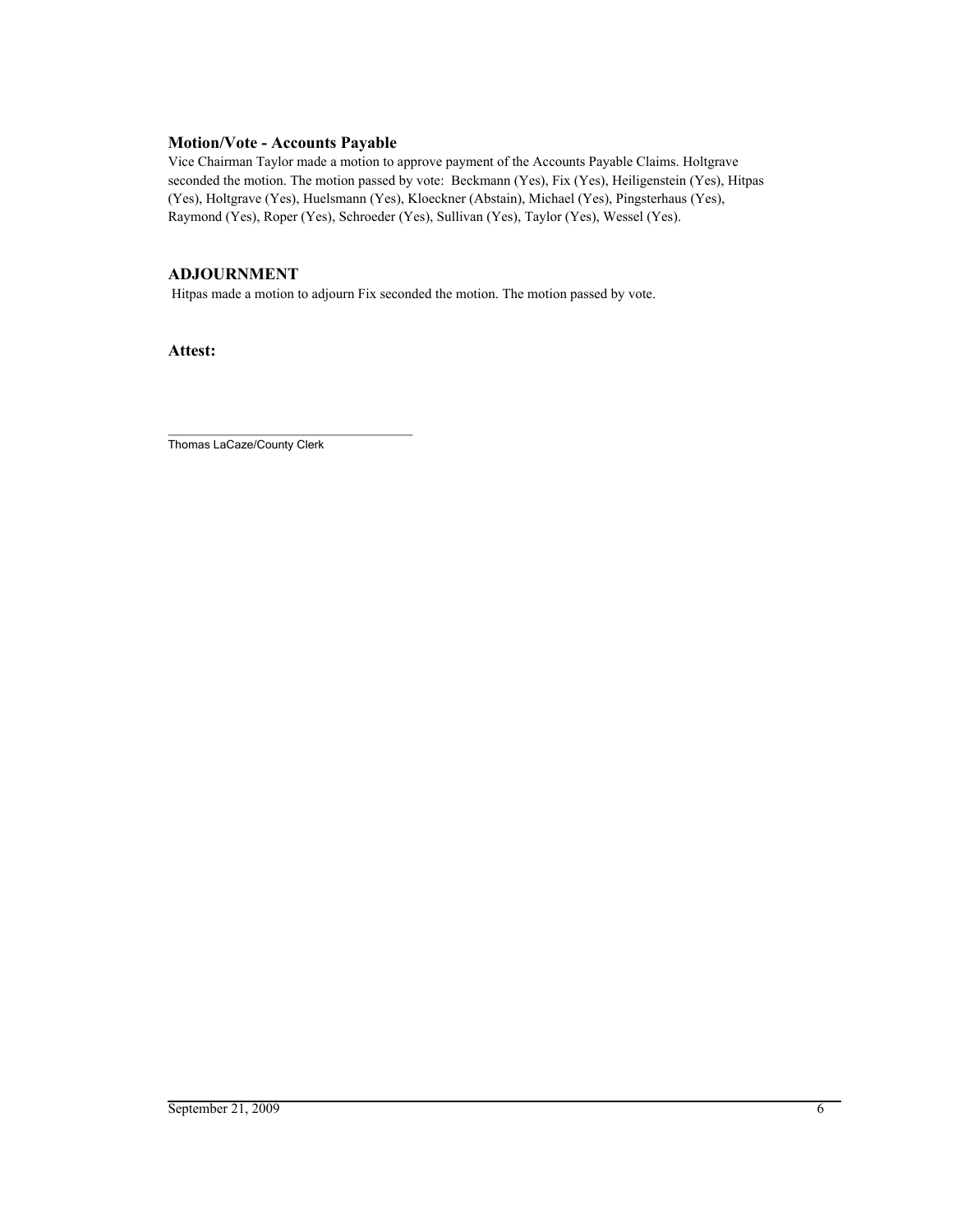### Motion/Vote - Accounts Payable

Vice Chairman Taylor made a motion to approve payment of the Accounts Payable Claims. Holtgrave seconded the motion. The motion passed by vote: Beckmann (Yes), Fix (Yes), Heiligenstein (Yes), Hitpas (Yes), Holtgrave (Yes), Huelsmann (Yes), Kloeckner (Abstain), Michael (Yes), Pingsterhaus (Yes), Raymond (Yes), Roper (Yes), Schroeder (Yes), Sullivan (Yes), Taylor (Yes), Wessel (Yes).

## ADJOURNMENT

Hitpas made a motion to adjourn Fix seconded the motion. The motion passed by vote.

**Attest:**

\_\_\_\_\_\_\_\_\_\_\_\_\_\_\_\_\_\_\_\_\_\_\_\_\_\_\_\_\_\_\_\_\_\_\_\_

Thomas LaCaze/County Clerk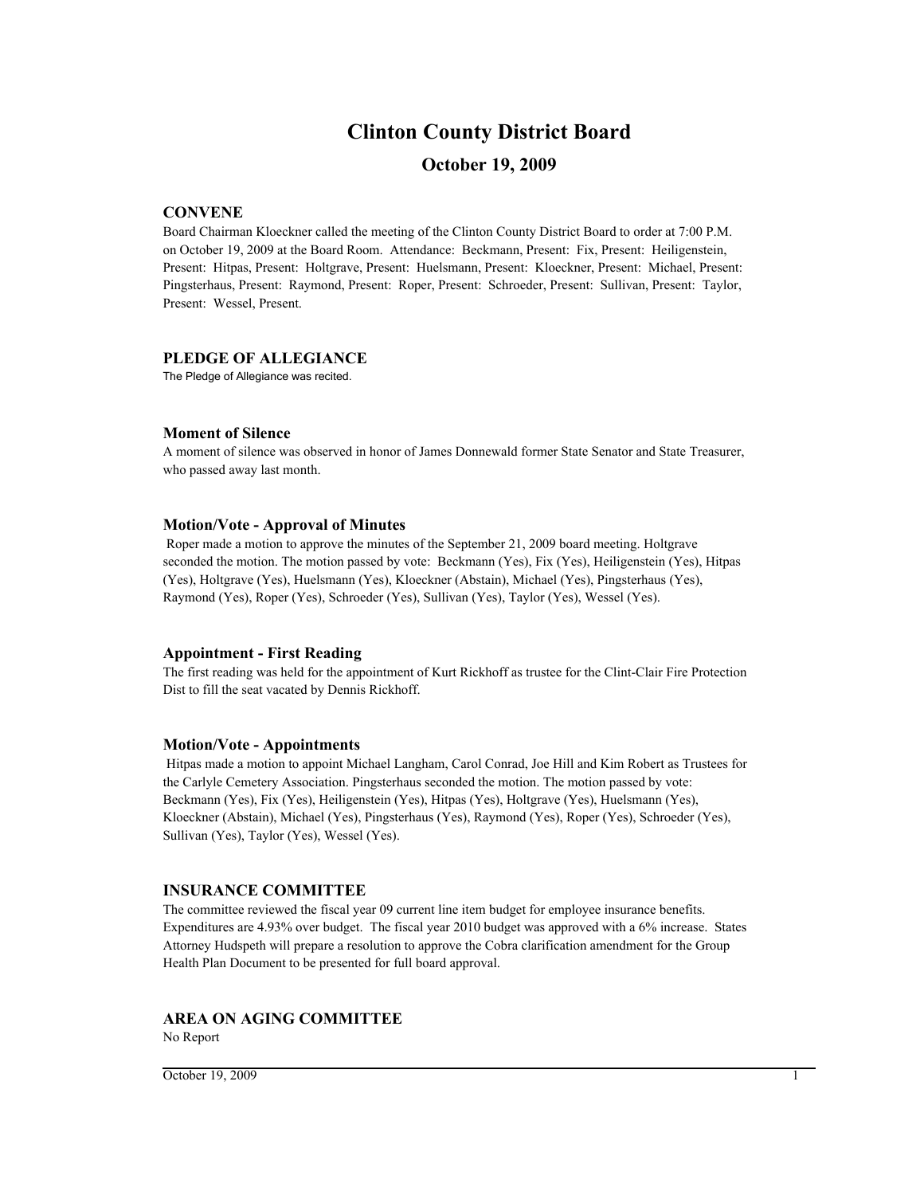# Clinton County District Board

## October 19, 2009

### CONVENE

Board Chairman Kloeckner called the meeting of the Clinton County District Board to order at 7:00 P.M. on October 19, 2009 at the Board Room. Attendance: Beckmann, Present: Fix, Present: Heiligenstein, Present: Hitpas, Present: Holtgrave, Present: Huelsmann, Present: Kloeckner, Present: Michael, Present: Pingsterhaus, Present: Raymond, Present: Roper, Present: Schroeder, Present: Sullivan, Present: Taylor, Present: Wessel, Present.

### PLEDGE OF ALLEGIANCE

The Pledge of Allegiance was recited.

### Moment of Silence

A moment of silence was observed in honor of James Donnewald former State Senator and State Treasurer, who passed away last month.

### Motion/Vote - Approval of Minutes

Roper made a motion to approve the minutes of the September 21, 2009 board meeting. Holtgrave seconded the motion. The motion passed by vote: Beckmann (Yes), Fix (Yes), Heiligenstein (Yes), Hitpas (Yes), Holtgrave (Yes), Huelsmann (Yes), Kloeckner (Abstain), Michael (Yes), Pingsterhaus (Yes), Raymond (Yes), Roper (Yes), Schroeder (Yes), Sullivan (Yes), Taylor (Yes), Wessel (Yes).

### Appointment - First Reading

The first reading was held for the appointment of Kurt Rickhoff as trustee for the Clint-Clair Fire Protection Dist to fill the seat vacated by Dennis Rickhoff.

### Motion/Vote - Appointments

Hitpas made a motion to appoint Michael Langham, Carol Conrad, Joe Hill and Kim Robert as Trustees for the Carlyle Cemetery Association. Pingsterhaus seconded the motion. The motion passed by vote: Beckmann (Yes), Fix (Yes), Heiligenstein (Yes), Hitpas (Yes), Holtgrave (Yes), Huelsmann (Yes), Kloeckner (Abstain), Michael (Yes), Pingsterhaus (Yes), Raymond (Yes), Roper (Yes), Schroeder (Yes), Sullivan (Yes), Taylor (Yes), Wessel (Yes).

### INSURANCE COMMITTEE

The committee reviewed the fiscal year 09 current line item budget for employee insurance benefits. Expenditures are 4.93% over budget. The fiscal year 2010 budget was approved with a 6% increase. States Attorney Hudspeth will prepare a resolution to approve the Cobra clarification amendment for the Group Health Plan Document to be presented for full board approval.

### AREA ON AGING COMMITTEE

No Report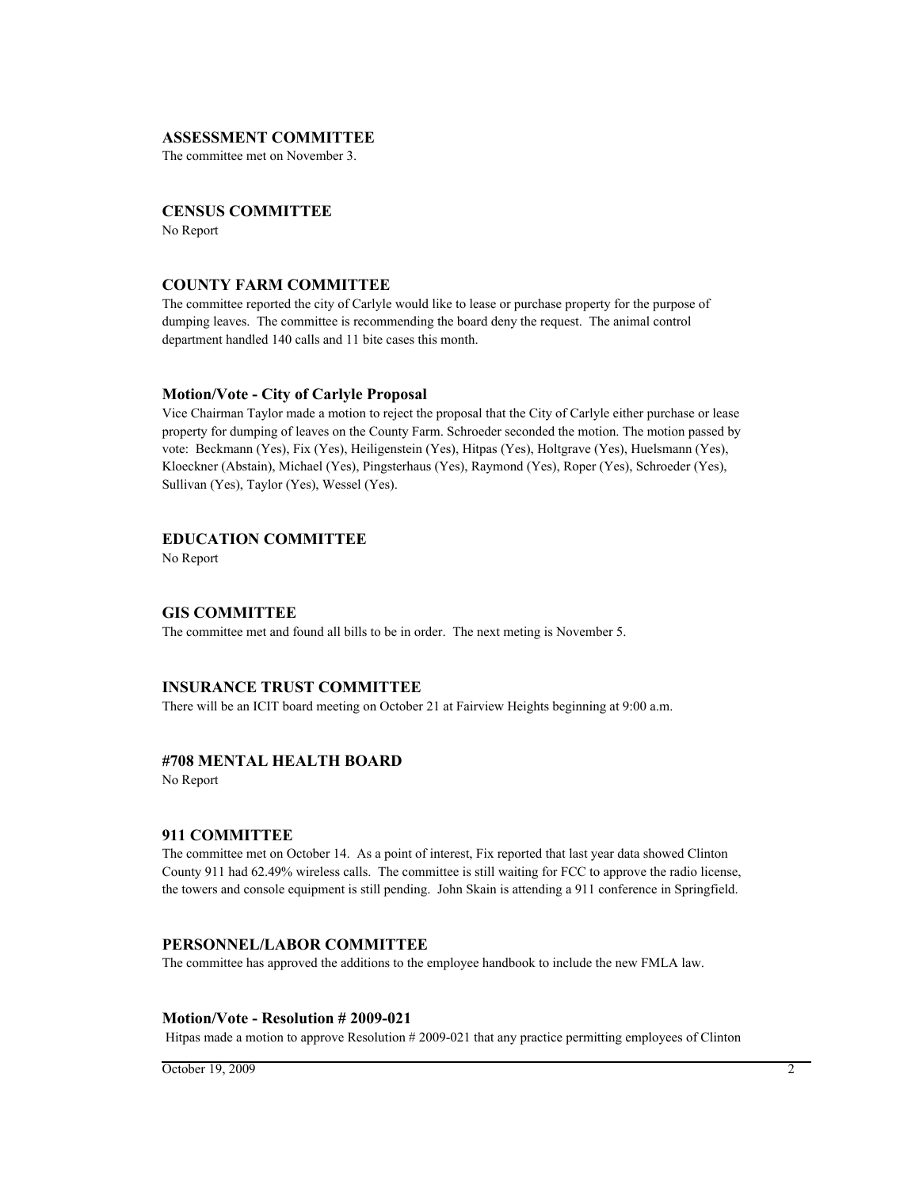### ASSESSMENT COMMITTEE

The committee met on November 3.

### CENSUS COMMITTEE

No Report

### COUNTY FARM COMMITTEE

The committee reported the city of Carlyle would like to lease or purchase property for the purpose of dumping leaves. The committee is recommending the board deny the request. The animal control department handled 140 calls and 11 bite cases this month.

### Motion/Vote - City of Carlyle Proposal

Vice Chairman Taylor made a motion to reject the proposal that the City of Carlyle either purchase or lease property for dumping of leaves on the County Farm. Schroeder seconded the motion. The motion passed by vote: Beckmann (Yes), Fix (Yes), Heiligenstein (Yes), Hitpas (Yes), Holtgrave (Yes), Huelsmann (Yes), Kloeckner (Abstain), Michael (Yes), Pingsterhaus (Yes), Raymond (Yes), Roper (Yes), Schroeder (Yes), Sullivan (Yes), Taylor (Yes), Wessel (Yes).

### EDUCATION COMMITTEE

No Report

### GIS COMMITTEE

The committee met and found all bills to be in order. The next meting is November 5.

### INSURANCE TRUST COMMITTEE

There will be an ICIT board meeting on October 21 at Fairview Heights beginning at 9:00 a.m.

### #708 MENTAL HEALTH BOARD

No Report

### 911 COMMITTEE

The committee met on October 14. As a point of interest, Fix reported that last year data showed Clinton County 911 had 62.49% wireless calls. The committee is still waiting for FCC to approve the radio license, the towers and console equipment is still pending. John Skain is attending a 911 conference in Springfield.

### PERSONNEL/LABOR COMMITTEE

The committee has approved the additions to the employee handbook to include the new FMLA law.

### Motion/Vote - Resolution # 2009-021

Hitpas made a motion to approve Resolution # 2009-021 that any practice permitting employees of Clinton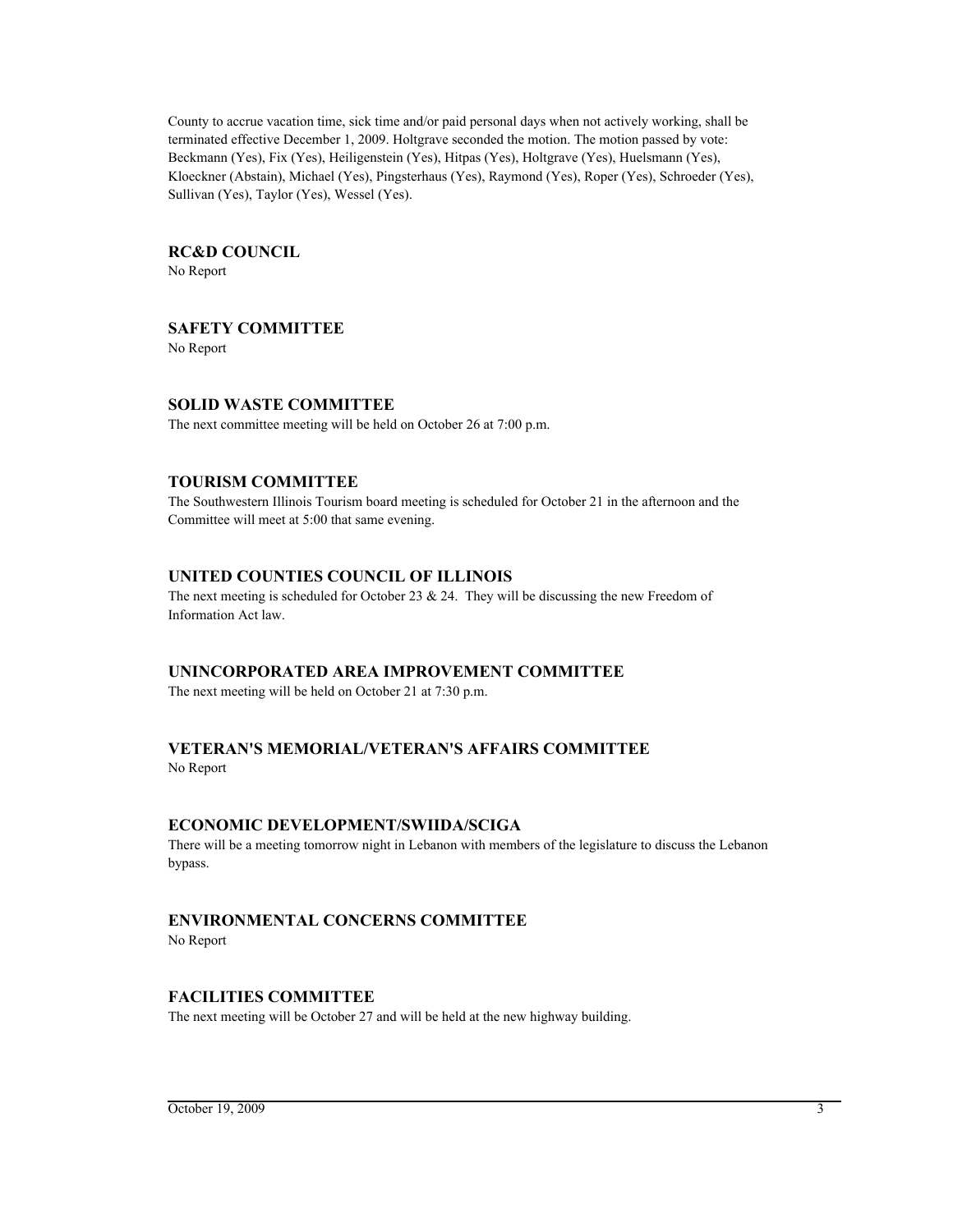County to accrue vacation time, sick time and/or paid personal days when not actively working, shall be terminated effective December 1, 2009. Holtgrave seconded the motion. The motion passed by vote: Beckmann (Yes), Fix (Yes), Heiligenstein (Yes), Hitpas (Yes), Holtgrave (Yes), Huelsmann (Yes), Kloeckner (Abstain), Michael (Yes), Pingsterhaus (Yes), Raymond (Yes), Roper (Yes), Schroeder (Yes), Sullivan (Yes), Taylor (Yes), Wessel (Yes).

### RC&D COUNCIL

No Report

### SAFETY COMMITTEE

No Report

### SOLID WASTE COMMITTEE

The next committee meeting will be held on October 26 at 7:00 p.m.

### TOURISM COMMITTEE

The Southwestern Illinois Tourism board meeting is scheduled for October 21 in the afternoon and the Committee will meet at 5:00 that same evening.

### UNITED COUNTIES COUNCIL OF ILLINOIS

The next meeting is scheduled for October 23 & 24. They will be discussing the new Freedom of Information Act law.

### UNINCORPORATED AREA IMPROVEMENT COMMITTEE

The next meeting will be held on October 21 at 7:30 p.m.

### VETERAN'S MEMORIAL/VETERAN'S AFFAIRS COMMITTEE

No Report

### ECONOMIC DEVELOPMENT/SWIIDA/SCIGA

There will be a meeting tomorrow night in Lebanon with members of the legislature to discuss the Lebanon bypass.

### ENVIRONMENTAL CONCERNS COMMITTEE

No Report

### FACILITIES COMMITTEE

The next meeting will be October 27 and will be held at the new highway building.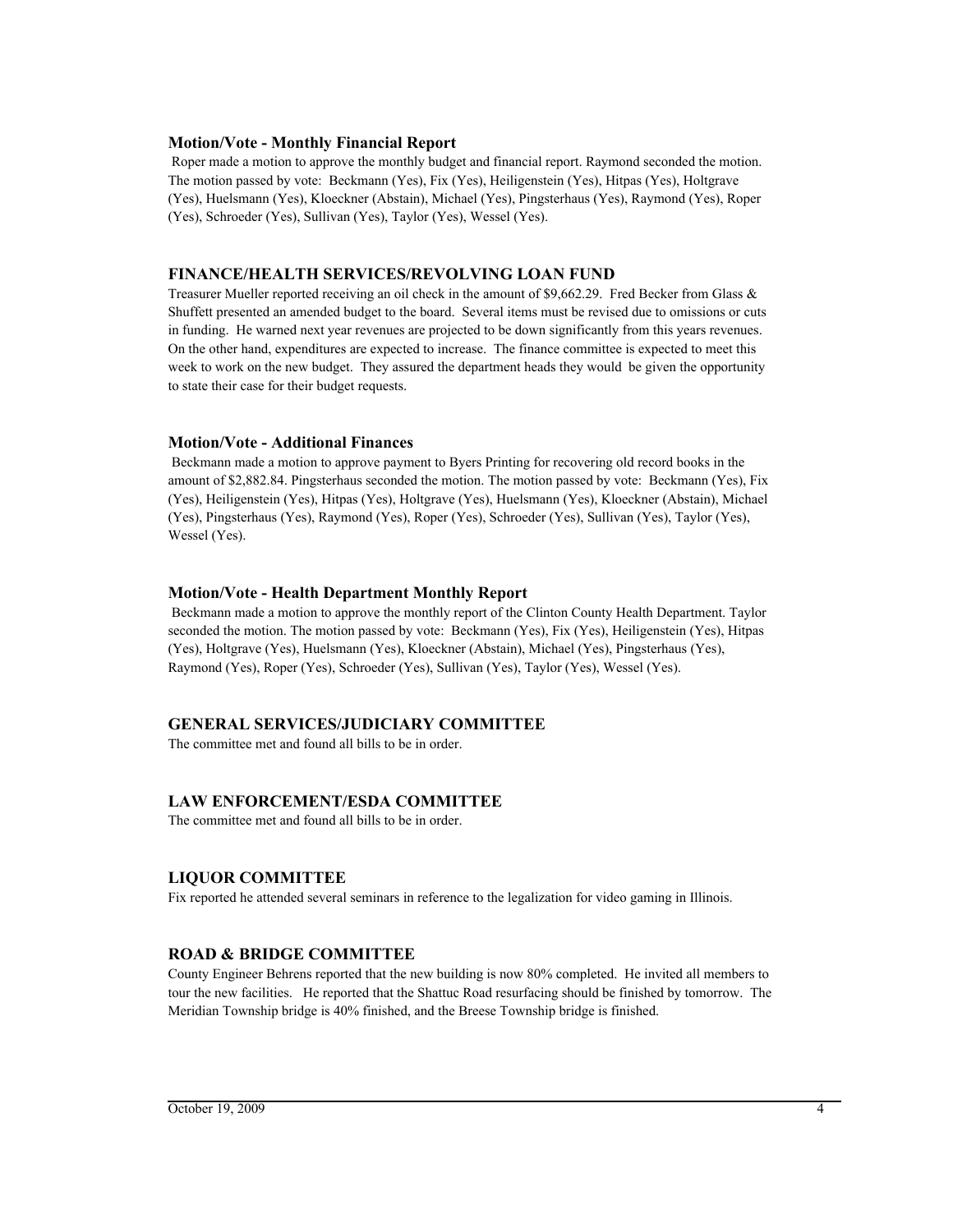### Motion/Vote - Monthly Financial Report

Roper made a motion to approve the monthly budget and financial report. Raymond seconded the motion. The motion passed by vote: Beckmann (Yes), Fix (Yes), Heiligenstein (Yes), Hitpas (Yes), Holtgrave (Yes), Huelsmann (Yes), Kloeckner (Abstain), Michael (Yes), Pingsterhaus (Yes), Raymond (Yes), Roper (Yes), Schroeder (Yes), Sullivan (Yes), Taylor (Yes), Wessel (Yes).

### FINANCE/HEALTH SERVICES/REVOLVING LOAN FUND

Treasurer Mueller reported receiving an oil check in the amount of $9,662.29. Fred Becker from Glass & Shuffett presented an amended budget to the board. Several items must be revised due to omissions or cuts in funding. He warned next year revenues are projected to be down significantly from this years revenues. On the other hand, expenditures are expected to increase. The finance committee is expected to meet this week to work on the new budget. They assured the department heads they would be given the opportunity to state their case for their budget requests.

### Motion/Vote - Additional Finances

Beckmann made a motion to approve payment to Byers Printing for recovering old record books in the amount of $2,882.84. Pingsterhaus seconded the motion. The motion passed by vote: Beckmann (Yes), Fix (Yes), Heiligenstein (Yes), Hitpas (Yes), Holtgrave (Yes), Huelsmann (Yes), Kloeckner (Abstain), Michael (Yes), Pingsterhaus (Yes), Raymond (Yes), Roper (Yes), Schroeder (Yes), Sullivan (Yes), Taylor (Yes), Wessel (Yes).

### Motion/Vote - Health Department Monthly Report

Beckmann made a motion to approve the monthly report of the Clinton County Health Department. Taylor seconded the motion. The motion passed by vote: Beckmann (Yes), Fix (Yes), Heiligenstein (Yes), Hitpas (Yes), Holtgrave (Yes), Huelsmann (Yes), Kloeckner (Abstain), Michael (Yes), Pingsterhaus (Yes), Raymond (Yes), Roper (Yes), Schroeder (Yes), Sullivan (Yes), Taylor (Yes), Wessel (Yes).

### GENERAL SERVICES/JUDICIARY COMMITTEE

The committee met and found all bills to be in order.

### LAW ENFORCEMENT/ESDA COMMITTEE

The committee met and found all bills to be in order.

### LIQUOR COMMITTEE

Fix reported he attended several seminars in reference to the legalization for video gaming in Illinois.

### ROAD & BRIDGE COMMITTEE

County Engineer Behrens reported that the new building is now 80% completed. He invited all members to tour the new facilities. He reported that the Shattuc Road resurfacing should be finished by tomorrow. The Meridian Township bridge is 40% finished, and the Breese Township bridge is finished.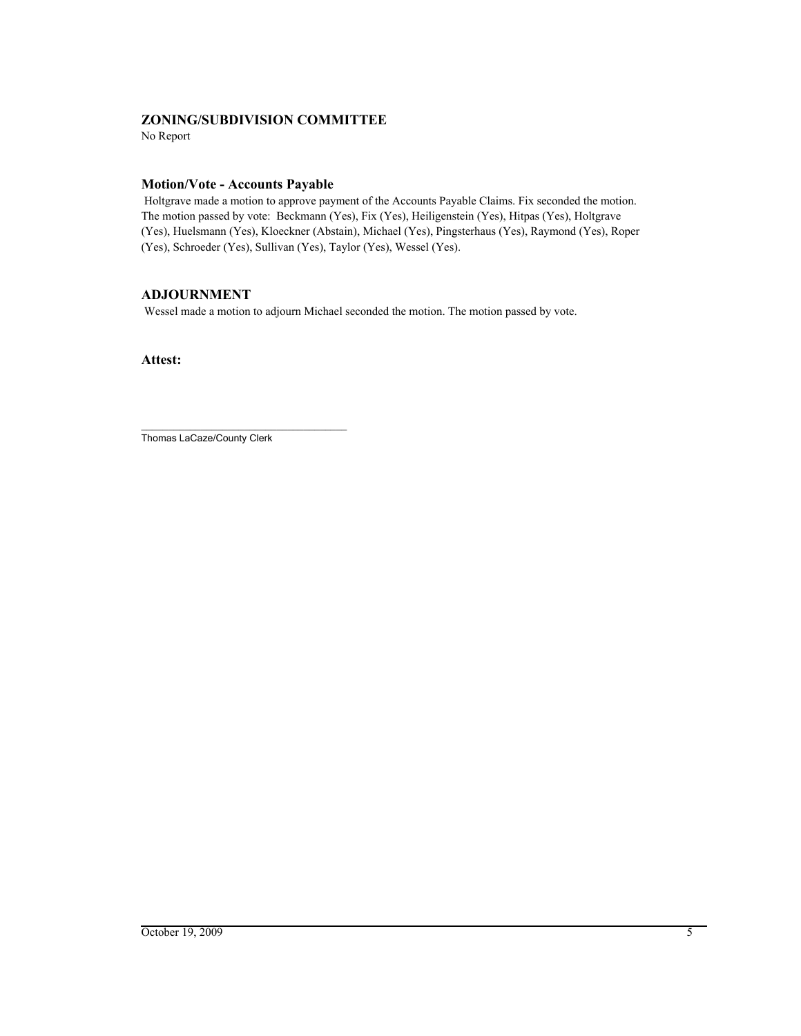## ZONING/SUBDIVISION COMMITTEE

No Report

### Motion/Vote - Accounts Payable

Holtgrave made a motion to approve payment of the Accounts Payable Claims. Fix seconded the motion. The motion passed by vote: Beckmann (Yes), Fix (Yes), Heiligenstein (Yes), Hitpas (Yes), Holtgrave (Yes), Huelsmann (Yes), Kloeckner (Abstain), Michael (Yes), Pingsterhaus (Yes), Raymond (Yes), Roper (Yes), Schroeder (Yes), Sullivan (Yes), Taylor (Yes), Wessel (Yes).

## ADJOURNMENT

Wessel made a motion to adjourn Michael seconded the motion. The motion passed by vote.

### Attest:

\_\_\_\_\_\_\_\_\_\_\_\_\_\_\_\_\_\_\_\_\_\_\_\_\_\_\_\_\_\_\_\_\_\_\_\_

Thomas LaCaze/County Clerk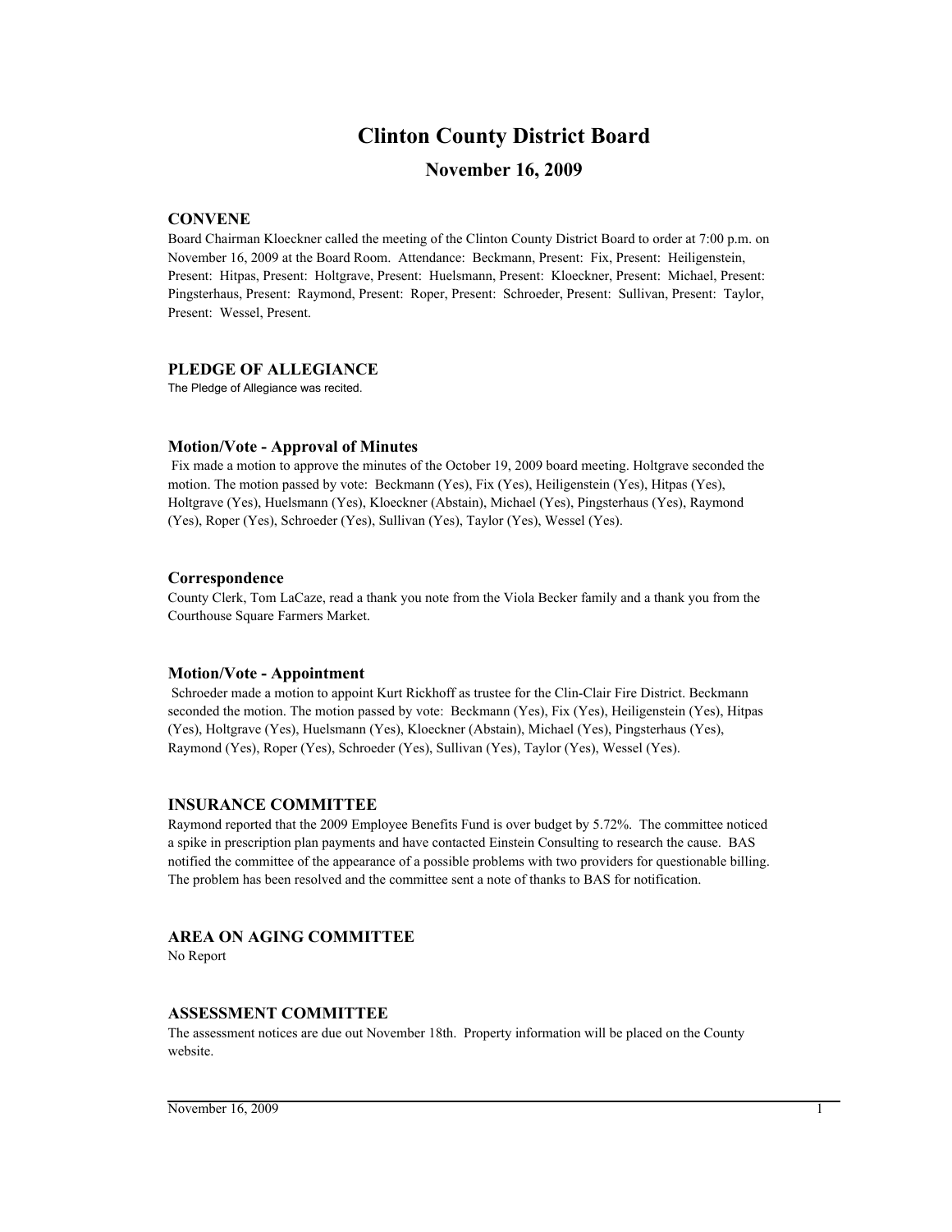# Clinton County District Board

## November 16, 2009

### CONVENE

Board Chairman Kloeckner called the meeting of the Clinton County District Board to order at 7:00 p.m. on November 16, 2009 at the Board Room. Attendance: Beckmann, Present: Fix, Present: Heiligenstein, Present: Hitpas, Present: Holtgrave, Present: Huelsmann, Present: Kloeckner, Present: Michael, Present: Pingsterhaus, Present: Raymond, Present: Roper, Present: Schroeder, Present: Sullivan, Present: Taylor, Present: Wessel, Present.

### PLEDGE OF ALLEGIANCE

The Pledge of Allegiance was recited.

### Motion/Vote - Approval of Minutes

Fix made a motion to approve the minutes of the October 19, 2009 board meeting. Holtgrave seconded the motion. The motion passed by vote: Beckmann (Yes), Fix (Yes), Heiligenstein (Yes), Hitpas (Yes), Holtgrave (Yes), Huelsmann (Yes), Kloeckner (Abstain), Michael (Yes), Pingsterhaus (Yes), Raymond (Yes), Roper (Yes), Schroeder (Yes), Sullivan (Yes), Taylor (Yes), Wessel (Yes).

### Correspondence

County Clerk, Tom LaCaze, read a thank you note from the Viola Becker family and a thank you from the Courthouse Square Farmers Market.

### Motion/Vote - Appointment

Schroeder made a motion to appoint Kurt Rickhoff as trustee for the Clin-Clair Fire District. Beckmann seconded the motion. The motion passed by vote: Beckmann (Yes), Fix (Yes), Heiligenstein (Yes), Hitpas (Yes), Holtgrave (Yes), Huelsmann (Yes), Kloeckner (Abstain), Michael (Yes), Pingsterhaus (Yes), Raymond (Yes), Roper (Yes), Schroeder (Yes), Sullivan (Yes), Taylor (Yes), Wessel (Yes).

### INSURANCE COMMITTEE

Raymond reported that the 2009 Employee Benefits Fund is over budget by 5.72%. The committee noticed a spike in prescription plan payments and have contacted Einstein Consulting to research the cause. BAS notified the committee of the appearance of a possible problems with two providers for questionable billing. The problem has been resolved and the committee sent a note of thanks to BAS for notification.

### AREA ON AGING COMMITTEE

No Report

### ASSESSMENT COMMITTEE

The assessment notices are due out November 18th. Property information will be placed on the County website.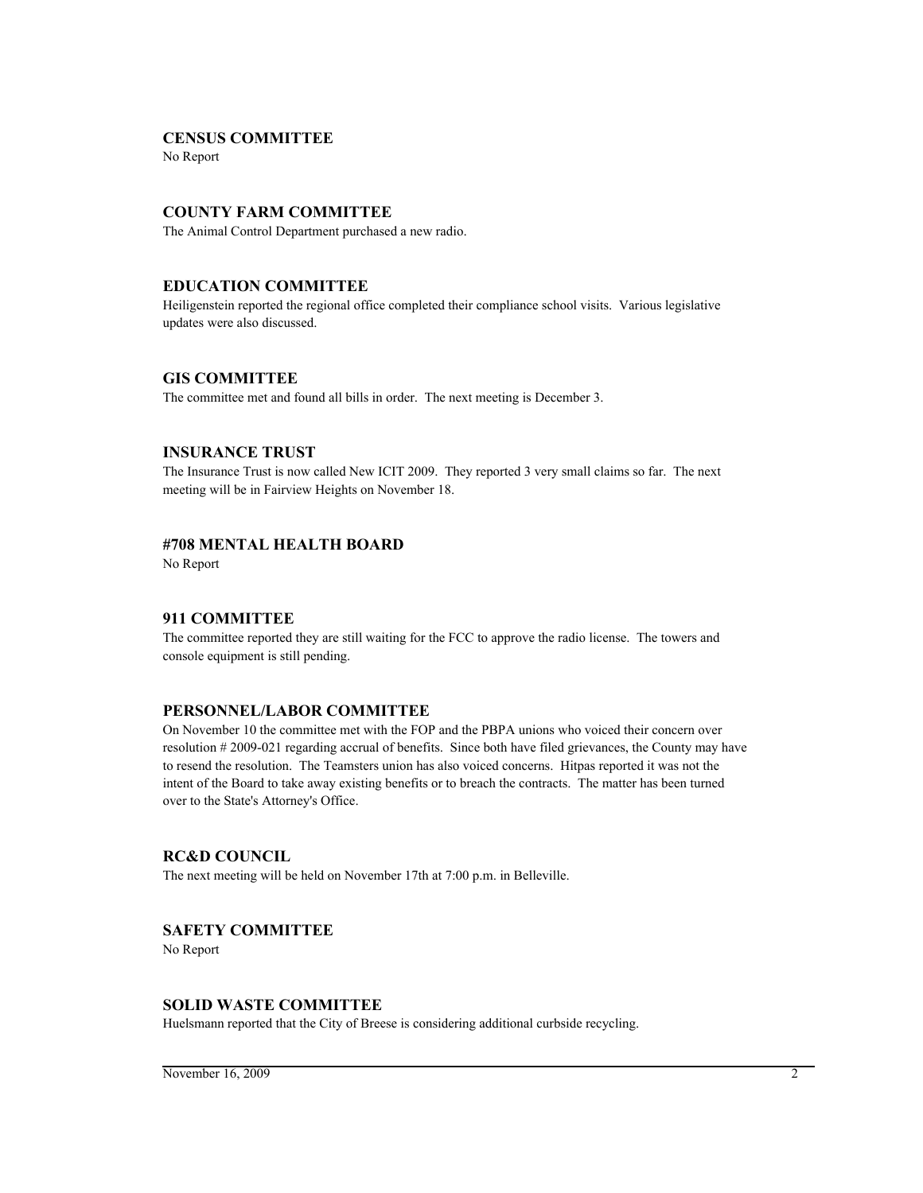**CENSUS COMMITTEE**
No Report

**COUNTY FARM COMMITTEE**
The Animal Control Department purchased a new radio.

**EDUCATION COMMITTEE**
Heiligenstein reported the regional office completed their compliance school visits. Various legislative updates were also discussed.

**GIS COMMITTEE**
The committee met and found all bills in order. The next meeting is December 3.

**INSURANCE TRUST**
The Insurance Trust is now called New ICIT 2009. They reported 3 very small claims so far. The next meeting will be in Fairview Heights on November 18.

**#708 MENTAL HEALTH BOARD**
No Report

**911 COMMITTEE**
The committee reported they are still waiting for the FCC to approve the radio license. The towers and console equipment is still pending.

**PERSONNEL/LABOR COMMITTEE**
On November 10 the committee met with the FOP and the PBPA unions who voiced their concern over resolution # 2009-021 regarding accrual of benefits. Since both have filed grievances, the County may have to resend the resolution. The Teamsters union has also voiced concerns. Hitpas reported it was not the intent of the Board to take away existing benefits or to breach the contracts. The matter has been turned over to the State's Attorney's Office.

**RC&D COUNCIL**
The next meeting will be held on November 17th at 7:00 p.m. in Belleville.

**SAFETY COMMITTEE**
No Report

**SOLID WASTE COMMITTEE**
Huelsmann reported that the City of Breese is considering additional curbside recycling.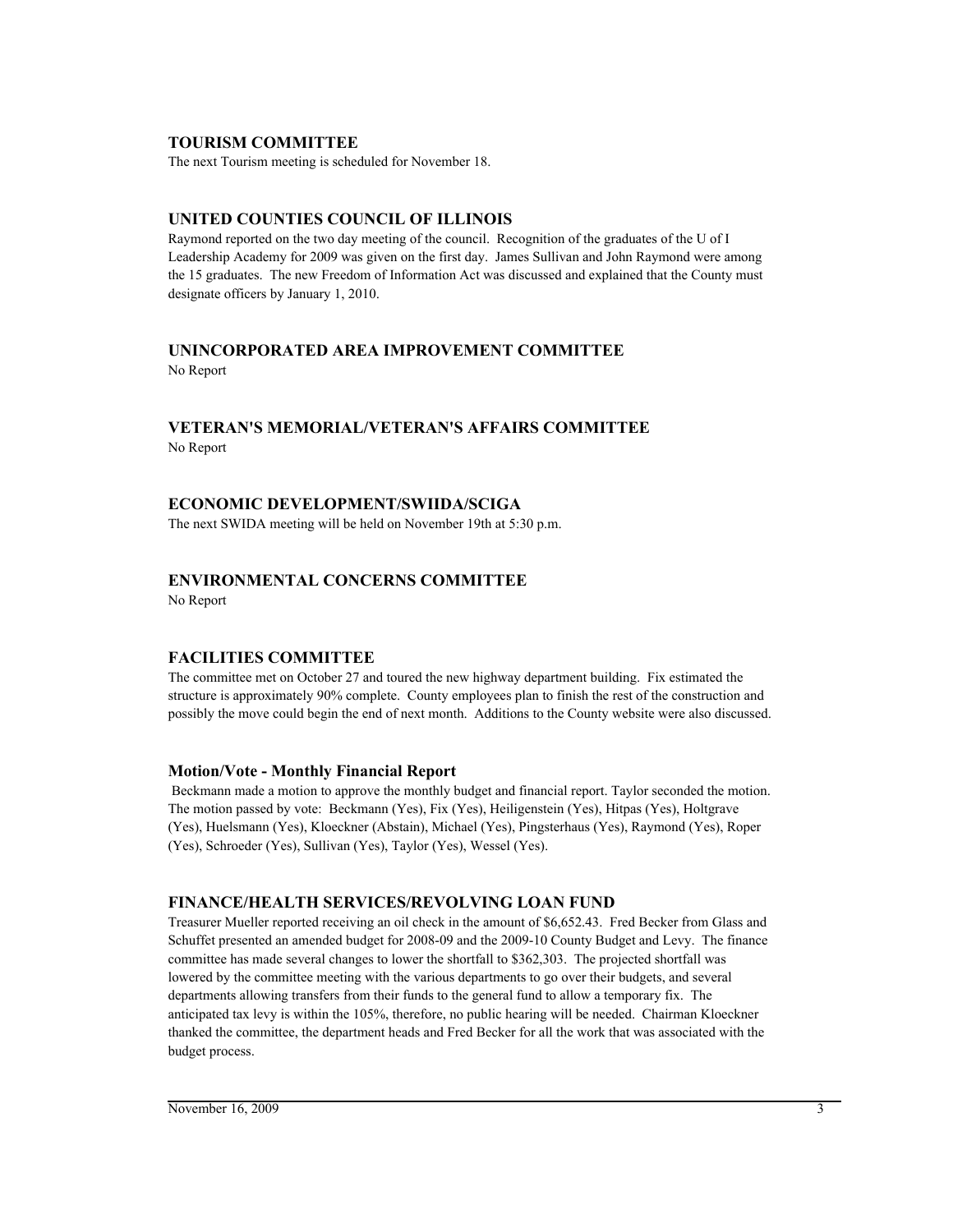## TOURISM COMMITTEE

The next Tourism meeting is scheduled for November 18.

## UNITED COUNTIES COUNCIL OF ILLINOIS

Raymond reported on the two day meeting of the council. Recognition of the graduates of the U of I Leadership Academy for 2009 was given on the first day. James Sullivan and John Raymond were among the 15 graduates. The new Freedom of Information Act was discussed and explained that the County must designate officers by January 1, 2010.

## UNINCORPORATED AREA IMPROVEMENT COMMITTEE

No Report

## VETERAN'S MEMORIAL/VETERAN'S AFFAIRS COMMITTEE

No Report

## ECONOMIC DEVELOPMENT/SWIIDA/SCIGA

The next SWIDA meeting will be held on November 19th at 5:30 p.m.

## ENVIRONMENTAL CONCERNS COMMITTEE

No Report

## FACILITIES COMMITTEE

The committee met on October 27 and toured the new highway department building. Fix estimated the structure is approximately 90% complete. County employees plan to finish the rest of the construction and possibly the move could begin the end of next month. Additions to the County website were also discussed.

### Motion/Vote - Monthly Financial Report

Beckmann made a motion to approve the monthly budget and financial report. Taylor seconded the motion. The motion passed by vote: Beckmann (Yes), Fix (Yes), Heiligenstein (Yes), Hitpas (Yes), Holtgrave (Yes), Huelsmann (Yes), Kloeckner (Abstain), Michael (Yes), Pingsterhaus (Yes), Raymond (Yes), Roper (Yes), Schroeder (Yes), Sullivan (Yes), Taylor (Yes), Wessel (Yes).

## FINANCE/HEALTH SERVICES/REVOLVING LOAN FUND

Treasurer Mueller reported receiving an oil check in the amount of $6,652.43. Fred Becker from Glass and Schuffet presented an amended budget for 2008-09 and the 2009-10 County Budget and Levy. The finance committee has made several changes to lower the shortfall to $362,303. The projected shortfall was lowered by the committee meeting with the various departments to go over their budgets, and several departments allowing transfers from their funds to the general fund to allow a temporary fix. The anticipated tax levy is within the 105%, therefore, no public hearing will be needed. Chairman Kloeckner thanked the committee, the department heads and Fred Becker for all the work that was associated with the budget process.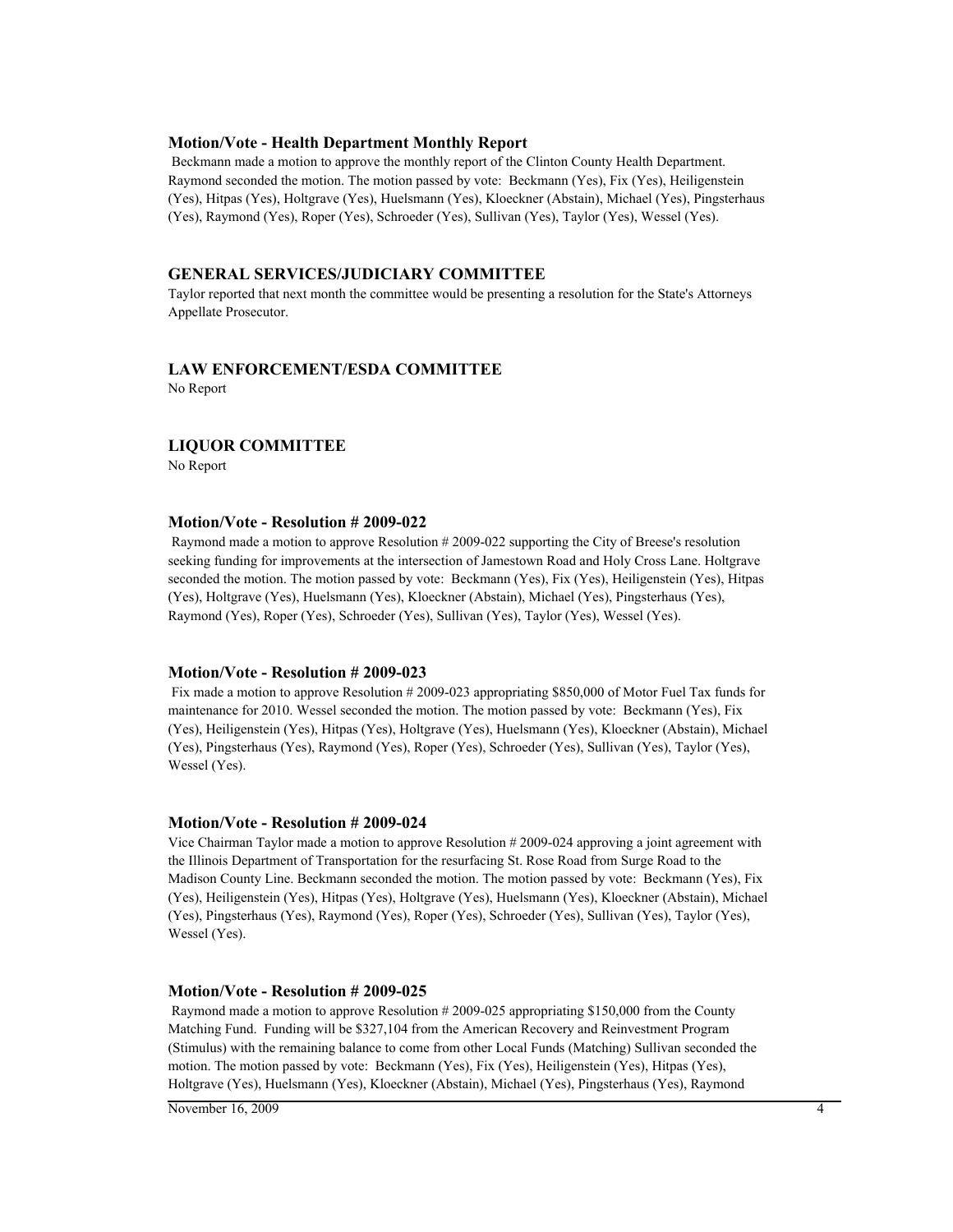### Motion/Vote - Health Department Monthly Report

Beckmann made a motion to approve the monthly report of the Clinton County Health Department. Raymond seconded the motion. The motion passed by vote: Beckmann (Yes), Fix (Yes), Heiligenstein (Yes), Hitpas (Yes), Holtgrave (Yes), Huelsmann (Yes), Kloeckner (Abstain), Michael (Yes), Pingsterhaus (Yes), Raymond (Yes), Roper (Yes), Schroeder (Yes), Sullivan (Yes), Taylor (Yes), Wessel (Yes).

### GENERAL SERVICES/JUDICIARY COMMITTEE

Taylor reported that next month the committee would be presenting a resolution for the State's Attorneys Appellate Prosecutor.

### LAW ENFORCEMENT/ESDA COMMITTEE

No Report

### LIQUOR COMMITTEE

No Report

### Motion/Vote - Resolution # 2009-022

Raymond made a motion to approve Resolution # 2009-022 supporting the City of Breese's resolution seeking funding for improvements at the intersection of Jamestown Road and Holy Cross Lane. Holtgrave seconded the motion. The motion passed by vote: Beckmann (Yes), Fix (Yes), Heiligenstein (Yes), Hitpas (Yes), Holtgrave (Yes), Huelsmann (Yes), Kloeckner (Abstain), Michael (Yes), Pingsterhaus (Yes), Raymond (Yes), Roper (Yes), Schroeder (Yes), Sullivan (Yes), Taylor (Yes), Wessel (Yes).

### Motion/Vote - Resolution # 2009-023

Fix made a motion to approve Resolution # 2009-023 appropriating $850,000 of Motor Fuel Tax funds for maintenance for 2010. Wessel seconded the motion. The motion passed by vote: Beckmann (Yes), Fix (Yes), Heiligenstein (Yes), Hitpas (Yes), Holtgrave (Yes), Huelsmann (Yes), Kloeckner (Abstain), Michael (Yes), Pingsterhaus (Yes), Raymond (Yes), Roper (Yes), Schroeder (Yes), Sullivan (Yes), Taylor (Yes), Wessel (Yes).

### Motion/Vote - Resolution # 2009-024

Vice Chairman Taylor made a motion to approve Resolution # 2009-024 approving a joint agreement with the Illinois Department of Transportation for the resurfacing St. Rose Road from Surge Road to the Madison County Line. Beckmann seconded the motion. The motion passed by vote: Beckmann (Yes), Fix (Yes), Heiligenstein (Yes), Hitpas (Yes), Holtgrave (Yes), Huelsmann (Yes), Kloeckner (Abstain), Michael (Yes), Pingsterhaus (Yes), Raymond (Yes), Roper (Yes), Schroeder (Yes), Sullivan (Yes), Taylor (Yes), Wessel (Yes).

### Motion/Vote - Resolution # 2009-025

Raymond made a motion to approve Resolution # 2009-025 appropriating $150,000 from the County Matching Fund. Funding will be $327,104 from the American Recovery and Reinvestment Program (Stimulus) with the remaining balance to come from other Local Funds (Matching) Sullivan seconded the motion. The motion passed by vote: Beckmann (Yes), Fix (Yes), Heiligenstein (Yes), Hitpas (Yes), Holtgrave (Yes), Huelsmann (Yes), Kloeckner (Abstain), Michael (Yes), Pingsterhaus (Yes), Raymond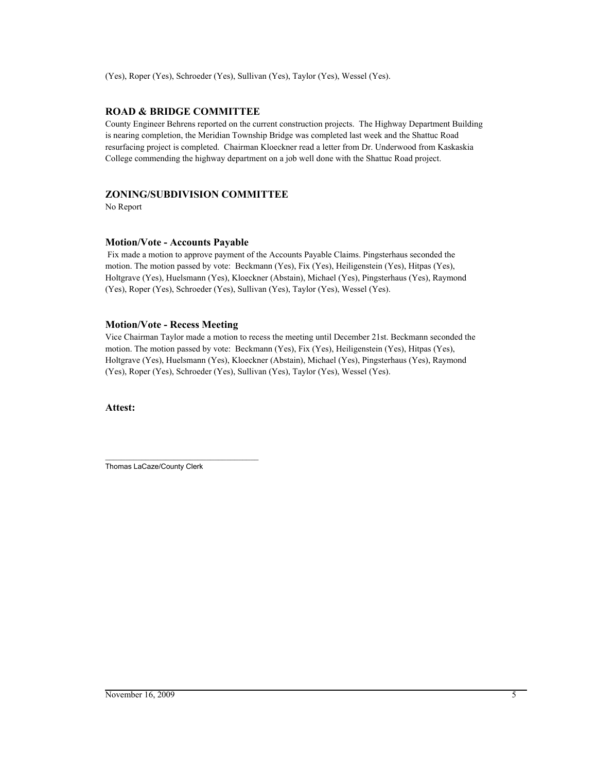(Yes), Roper (Yes), Schroeder (Yes), Sullivan (Yes), Taylor (Yes), Wessel (Yes).

## ROAD & BRIDGE COMMITTEE

County Engineer Behrens reported on the current construction projects. The Highway Department Building is nearing completion, the Meridian Township Bridge was completed last week and the Shattuc Road resurfacing project is completed. Chairman Kloeckner read a letter from Dr. Underwood from Kaskaskia College commending the highway department on a job well done with the Shattuc Road project.

## ZONING/SUBDIVISION COMMITTEE

No Report

### Motion/Vote - Accounts Payable

Fix made a motion to approve payment of the Accounts Payable Claims. Pingsterhaus seconded the motion. The motion passed by vote: Beckmann (Yes), Fix (Yes), Heiligenstein (Yes), Hitpas (Yes), Holtgrave (Yes), Huelsmann (Yes), Kloeckner (Abstain), Michael (Yes), Pingsterhaus (Yes), Raymond (Yes), Roper (Yes), Schroeder (Yes), Sullivan (Yes), Taylor (Yes), Wessel (Yes).

### Motion/Vote - Recess Meeting

Vice Chairman Taylor made a motion to recess the meeting until December 21st. Beckmann seconded the motion. The motion passed by vote: Beckmann (Yes), Fix (Yes), Heiligenstein (Yes), Hitpas (Yes), Holtgrave (Yes), Huelsmann (Yes), Kloeckner (Abstain), Michael (Yes), Pingsterhaus (Yes), Raymond (Yes), Roper (Yes), Schroeder (Yes), Sullivan (Yes), Taylor (Yes), Wessel (Yes).

**Attest:**

\_\_\_\_\_\_\_\_\_\_\_\_\_\_\_\_\_\_\_\_\_\_\_\_\_\_\_\_\_\_\_\_\_\_\_\_

Thomas LaCaze/County Clerk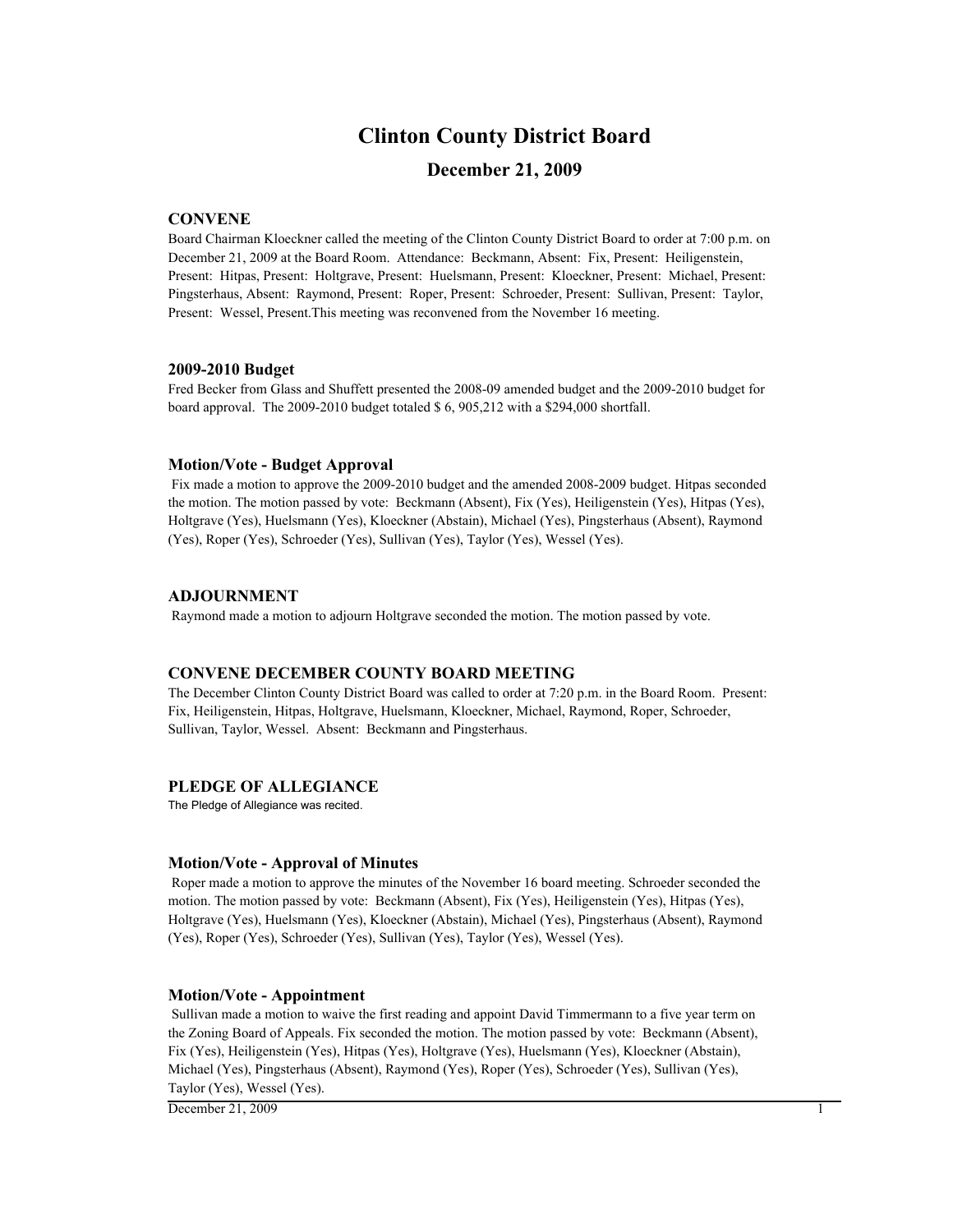# Clinton County District Board

## December 21, 2009

### CONVENE

Board Chairman Kloeckner called the meeting of the Clinton County District Board to order at 7:00 p.m. on December 21, 2009 at the Board Room. Attendance: Beckmann, Absent: Fix, Present: Heiligenstein, Present: Hitpas, Present: Holtgrave, Present: Huelsmann, Present: Kloeckner, Present: Michael, Present: Pingsterhaus, Absent: Raymond, Present: Roper, Present: Schroeder, Present: Sullivan, Present: Taylor, Present: Wessel, Present.This meeting was reconvened from the November 16 meeting.

### 2009-2010 Budget

Fred Becker from Glass and Shuffett presented the 2008-09 amended budget and the 2009-2010 budget for board approval. The 2009-2010 budget totaled $ 6, 905,212 with a $294,000 shortfall.

### Motion/Vote - Budget Approval

Fix made a motion to approve the 2009-2010 budget and the amended 2008-2009 budget. Hitpas seconded the motion. The motion passed by vote: Beckmann (Absent), Fix (Yes), Heiligenstein (Yes), Hitpas (Yes), Holtgrave (Yes), Huelsmann (Yes), Kloeckner (Abstain), Michael (Yes), Pingsterhaus (Absent), Raymond (Yes), Roper (Yes), Schroeder (Yes), Sullivan (Yes), Taylor (Yes), Wessel (Yes).

### ADJOURNMENT

Raymond made a motion to adjourn Holtgrave seconded the motion. The motion passed by vote.

### CONVENE DECEMBER COUNTY BOARD MEETING

The December Clinton County District Board was called to order at 7:20 p.m. in the Board Room. Present: Fix, Heiligenstein, Hitpas, Holtgrave, Huelsmann, Kloeckner, Michael, Raymond, Roper, Schroeder, Sullivan, Taylor, Wessel. Absent: Beckmann and Pingsterhaus.

### PLEDGE OF ALLEGIANCE

The Pledge of Allegiance was recited.

### Motion/Vote - Approval of Minutes

Roper made a motion to approve the minutes of the November 16 board meeting. Schroeder seconded the motion. The motion passed by vote: Beckmann (Absent), Fix (Yes), Heiligenstein (Yes), Hitpas (Yes), Holtgrave (Yes), Huelsmann (Yes), Kloeckner (Abstain), Michael (Yes), Pingsterhaus (Absent), Raymond (Yes), Roper (Yes), Schroeder (Yes), Sullivan (Yes), Taylor (Yes), Wessel (Yes).

### Motion/Vote - Appointment

Sullivan made a motion to waive the first reading and appoint David Timmermann to a five year term on the Zoning Board of Appeals. Fix seconded the motion. The motion passed by vote: Beckmann (Absent), Fix (Yes), Heiligenstein (Yes), Hitpas (Yes), Holtgrave (Yes), Huelsmann (Yes), Kloeckner (Abstain), Michael (Yes), Pingsterhaus (Absent), Raymond (Yes), Roper (Yes), Schroeder (Yes), Sullivan (Yes), Taylor (Yes), Wessel (Yes).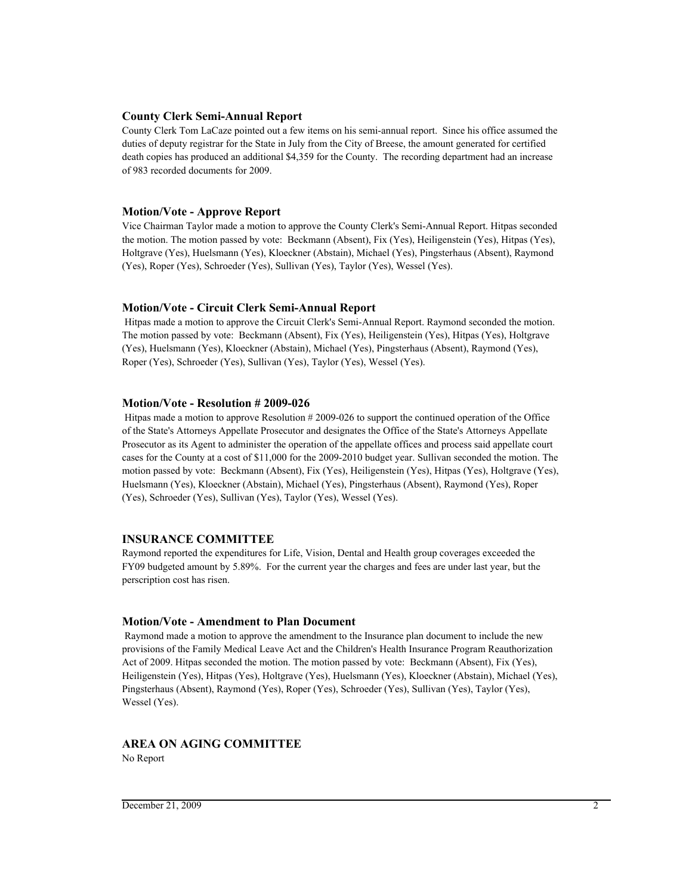### County Clerk Semi-Annual Report

County Clerk Tom LaCaze pointed out a few items on his semi-annual report. Since his office assumed the duties of deputy registrar for the State in July from the City of Breese, the amount generated for certified death copies has produced an additional $4,359 for the County. The recording department had an increase of 983 recorded documents for 2009.

### Motion/Vote - Approve Report

Vice Chairman Taylor made a motion to approve the County Clerk's Semi-Annual Report. Hitpas seconded the motion. The motion passed by vote: Beckmann (Absent), Fix (Yes), Heiligenstein (Yes), Hitpas (Yes), Holtgrave (Yes), Huelsmann (Yes), Kloeckner (Abstain), Michael (Yes), Pingsterhaus (Absent), Raymond (Yes), Roper (Yes), Schroeder (Yes), Sullivan (Yes), Taylor (Yes), Wessel (Yes).

### Motion/Vote - Circuit Clerk Semi-Annual Report

Hitpas made a motion to approve the Circuit Clerk's Semi-Annual Report. Raymond seconded the motion. The motion passed by vote: Beckmann (Absent), Fix (Yes), Heiligenstein (Yes), Hitpas (Yes), Holtgrave (Yes), Huelsmann (Yes), Kloeckner (Abstain), Michael (Yes), Pingsterhaus (Absent), Raymond (Yes), Roper (Yes), Schroeder (Yes), Sullivan (Yes), Taylor (Yes), Wessel (Yes).

### Motion/Vote - Resolution # 2009-026

Hitpas made a motion to approve Resolution # 2009-026 to support the continued operation of the Office of the State's Attorneys Appellate Prosecutor and designates the Office of the State's Attorneys Appellate Prosecutor as its Agent to administer the operation of the appellate offices and process said appellate court cases for the County at a cost of $11,000 for the 2009-2010 budget year. Sullivan seconded the motion. The motion passed by vote: Beckmann (Absent), Fix (Yes), Heiligenstein (Yes), Hitpas (Yes), Holtgrave (Yes), Huelsmann (Yes), Kloeckner (Abstain), Michael (Yes), Pingsterhaus (Absent), Raymond (Yes), Roper (Yes), Schroeder (Yes), Sullivan (Yes), Taylor (Yes), Wessel (Yes).

### INSURANCE COMMITTEE

Raymond reported the expenditures for Life, Vision, Dental and Health group coverages exceeded the FY09 budgeted amount by 5.89%. For the current year the charges and fees are under last year, but the perscription cost has risen.

### Motion/Vote - Amendment to Plan Document

Raymond made a motion to approve the amendment to the Insurance plan document to include the new provisions of the Family Medical Leave Act and the Children's Health Insurance Program Reauthorization Act of 2009. Hitpas seconded the motion. The motion passed by vote: Beckmann (Absent), Fix (Yes), Heiligenstein (Yes), Hitpas (Yes), Holtgrave (Yes), Huelsmann (Yes), Kloeckner (Abstain), Michael (Yes), Pingsterhaus (Absent), Raymond (Yes), Roper (Yes), Schroeder (Yes), Sullivan (Yes), Taylor (Yes), Wessel (Yes).

### AREA ON AGING COMMITTEE

No Report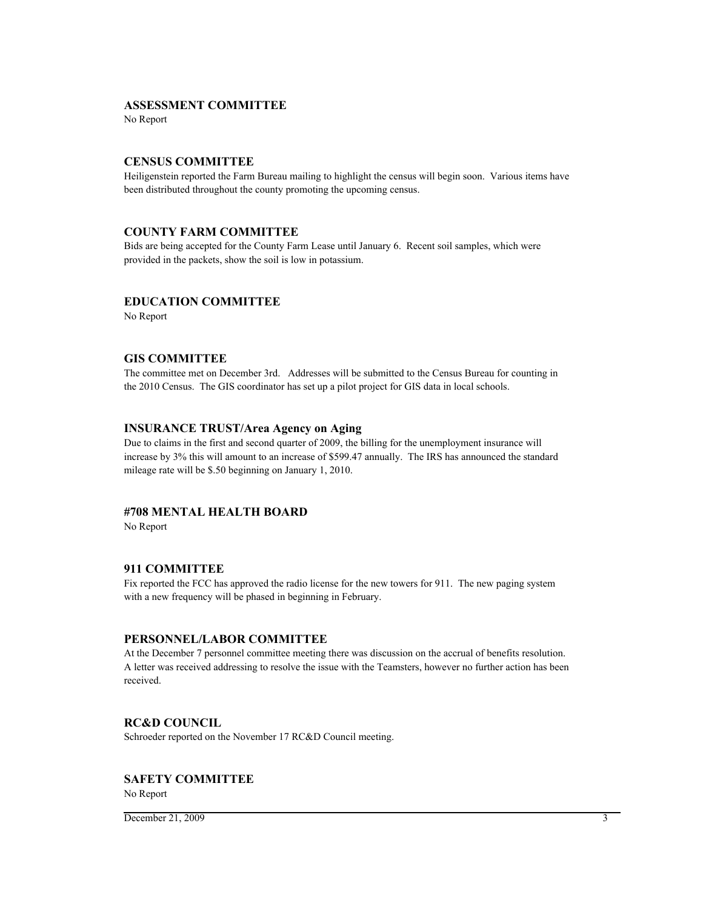### ASSESSMENT COMMITTEE

No Report

### CENSUS COMMITTEE

Heiligenstein reported the Farm Bureau mailing to highlight the census will begin soon. Various items have been distributed throughout the county promoting the upcoming census.

### COUNTY FARM COMMITTEE

Bids are being accepted for the County Farm Lease until January 6. Recent soil samples, which were provided in the packets, show the soil is low in potassium.

### EDUCATION COMMITTEE

No Report

### GIS COMMITTEE

The committee met on December 3rd. Addresses will be submitted to the Census Bureau for counting in the 2010 Census. The GIS coordinator has set up a pilot project for GIS data in local schools.

### INSURANCE TRUST/Area Agency on Aging

Due to claims in the first and second quarter of 2009, the billing for the unemployment insurance will increase by 3% this will amount to an increase of $599.47 annually. The IRS has announced the standard mileage rate will be $.50 beginning on January 1, 2010.

### #708 MENTAL HEALTH BOARD

No Report

### 911 COMMITTEE

Fix reported the FCC has approved the radio license for the new towers for 911. The new paging system with a new frequency will be phased in beginning in February.

### PERSONNEL/LABOR COMMITTEE

At the December 7 personnel committee meeting there was discussion on the accrual of benefits resolution. A letter was received addressing to resolve the issue with the Teamsters, however no further action has been received.

### RC&D COUNCIL

Schroeder reported on the November 17 RC&D Council meeting.

### SAFETY COMMITTEE

No Report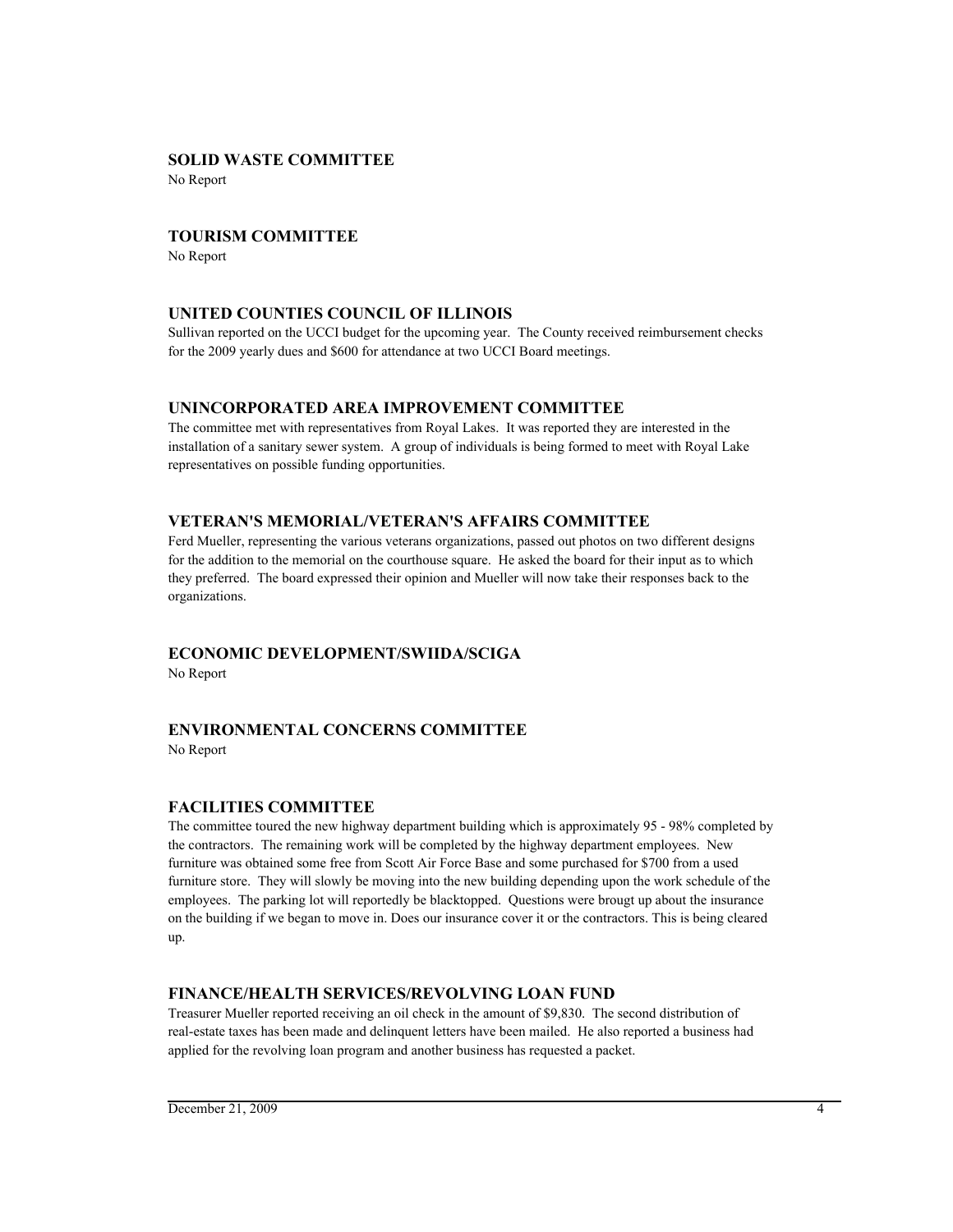**SOLID WASTE COMMITTEE**

No Report

**TOURISM COMMITTEE**

No Report

**UNITED COUNTIES COUNCIL OF ILLINOIS**

Sullivan reported on the UCCI budget for the upcoming year. The County received reimbursement checks for the 2009 yearly dues and $600 for attendance at two UCCI Board meetings.

**UNINCORPORATED AREA IMPROVEMENT COMMITTEE**

The committee met with representatives from Royal Lakes. It was reported they are interested in the installation of a sanitary sewer system. A group of individuals is being formed to meet with Royal Lake representatives on possible funding opportunities.

**VETERAN'S MEMORIAL/VETERAN'S AFFAIRS COMMITTEE**

Ferd Mueller, representing the various veterans organizations, passed out photos on two different designs for the addition to the memorial on the courthouse square. He asked the board for their input as to which they preferred. The board expressed their opinion and Mueller will now take their responses back to the organizations.

**ECONOMIC DEVELOPMENT/SWIIDA/SCIGA**

No Report

**ENVIRONMENTAL CONCERNS COMMITTEE**

No Report

**FACILITIES COMMITTEE**

The committee toured the new highway department building which is approximately 95 - 98% completed by the contractors. The remaining work will be completed by the highway department employees. New furniture was obtained some free from Scott Air Force Base and some purchased for $700 from a used furniture store. They will slowly be moving into the new building depending upon the work schedule of the employees. The parking lot will reportedly be blacktopped. Questions were brougt up about the insurance on the building if we began to move in. Does our insurance cover it or the contractors. This is being cleared up.

**FINANCE/HEALTH SERVICES/REVOLVING LOAN FUND**

Treasurer Mueller reported receiving an oil check in the amount of $9,830. The second distribution of real-estate taxes has been made and delinquent letters have been mailed. He also reported a business had applied for the revolving loan program and another business has requested a packet.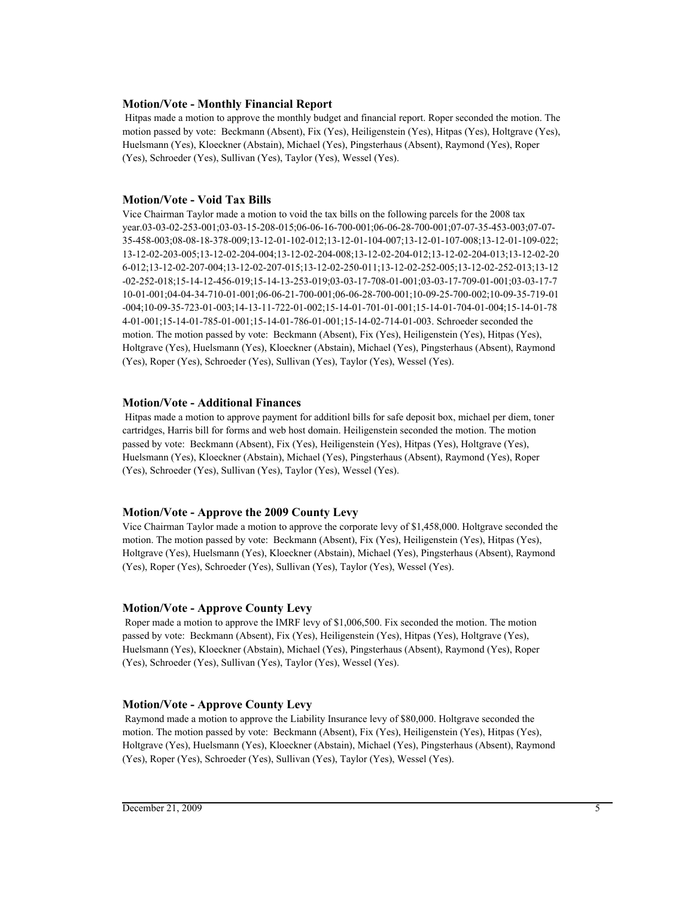### Motion/Vote - Monthly Financial Report

Hitpas made a motion to approve the monthly budget and financial report. Roper seconded the motion. The motion passed by vote: Beckmann (Absent), Fix (Yes), Heiligenstein (Yes), Hitpas (Yes), Holtgrave (Yes), Huelsmann (Yes), Kloeckner (Abstain), Michael (Yes), Pingsterhaus (Absent), Raymond (Yes), Roper (Yes), Schroeder (Yes), Sullivan (Yes), Taylor (Yes), Wessel (Yes).

### Motion/Vote - Void Tax Bills

Vice Chairman Taylor made a motion to void the tax bills on the following parcels for the 2008 tax year.03-03-02-253-001;03-03-15-208-015;06-06-16-700-001;06-06-28-700-001;07-07-35-453-003;07-07-35-458-003;08-08-18-378-009;13-12-01-102-012;13-12-01-104-007;13-12-01-107-008;13-12-01-109-022;13-12-02-203-005;13-12-02-204-004;13-12-02-204-008;13-12-02-204-012;13-12-02-204-013;13-12-02-206-012;13-12-02-207-004;13-12-02-207-015;13-12-02-250-011;13-12-02-252-005;13-12-02-252-013;13-12-02-252-018;15-14-12-456-019;15-14-13-253-019;03-03-17-708-01-001;03-03-17-709-01-001;03-03-17-710-01-001;04-04-34-710-01-001;06-06-21-700-001;06-06-28-700-001;10-09-25-700-002;10-09-35-719-01-004;10-09-35-723-01-003;14-13-11-722-01-002;15-14-01-701-01-001;15-14-01-704-01-004;15-14-01-784-01-001;15-14-01-785-01-001;15-14-01-786-01-001;15-14-02-714-01-003. Schroeder seconded the motion. The motion passed by vote: Beckmann (Absent), Fix (Yes), Heiligenstein (Yes), Hitpas (Yes), Holtgrave (Yes), Huelsmann (Yes), Kloeckner (Abstain), Michael (Yes), Pingsterhaus (Absent), Raymond (Yes), Roper (Yes), Schroeder (Yes), Sullivan (Yes), Taylor (Yes), Wessel (Yes).

### Motion/Vote - Additional Finances

Hitpas made a motion to approve payment for additionl bills for safe deposit box, michael per diem, toner cartridges, Harris bill for forms and web host domain. Heiligenstein seconded the motion. The motion passed by vote: Beckmann (Absent), Fix (Yes), Heiligenstein (Yes), Hitpas (Yes), Holtgrave (Yes), Huelsmann (Yes), Kloeckner (Abstain), Michael (Yes), Pingsterhaus (Absent), Raymond (Yes), Roper (Yes), Schroeder (Yes), Sullivan (Yes), Taylor (Yes), Wessel (Yes).

### Motion/Vote - Approve the 2009 County Levy

Vice Chairman Taylor made a motion to approve the corporate levy of $1,458,000. Holtgrave seconded the motion. The motion passed by vote: Beckmann (Absent), Fix (Yes), Heiligenstein (Yes), Hitpas (Yes), Holtgrave (Yes), Huelsmann (Yes), Kloeckner (Abstain), Michael (Yes), Pingsterhaus (Absent), Raymond (Yes), Roper (Yes), Schroeder (Yes), Sullivan (Yes), Taylor (Yes), Wessel (Yes).

### Motion/Vote - Approve County Levy

Roper made a motion to approve the IMRF levy of $1,006,500. Fix seconded the motion. The motion passed by vote: Beckmann (Absent), Fix (Yes), Heiligenstein (Yes), Hitpas (Yes), Holtgrave (Yes), Huelsmann (Yes), Kloeckner (Abstain), Michael (Yes), Pingsterhaus (Absent), Raymond (Yes), Roper (Yes), Schroeder (Yes), Sullivan (Yes), Taylor (Yes), Wessel (Yes).

### Motion/Vote - Approve County Levy

Raymond made a motion to approve the Liability Insurance levy of $80,000. Holtgrave seconded the motion. The motion passed by vote: Beckmann (Absent), Fix (Yes), Heiligenstein (Yes), Hitpas (Yes), Holtgrave (Yes), Huelsmann (Yes), Kloeckner (Abstain), Michael (Yes), Pingsterhaus (Absent), Raymond (Yes), Roper (Yes), Schroeder (Yes), Sullivan (Yes), Taylor (Yes), Wessel (Yes).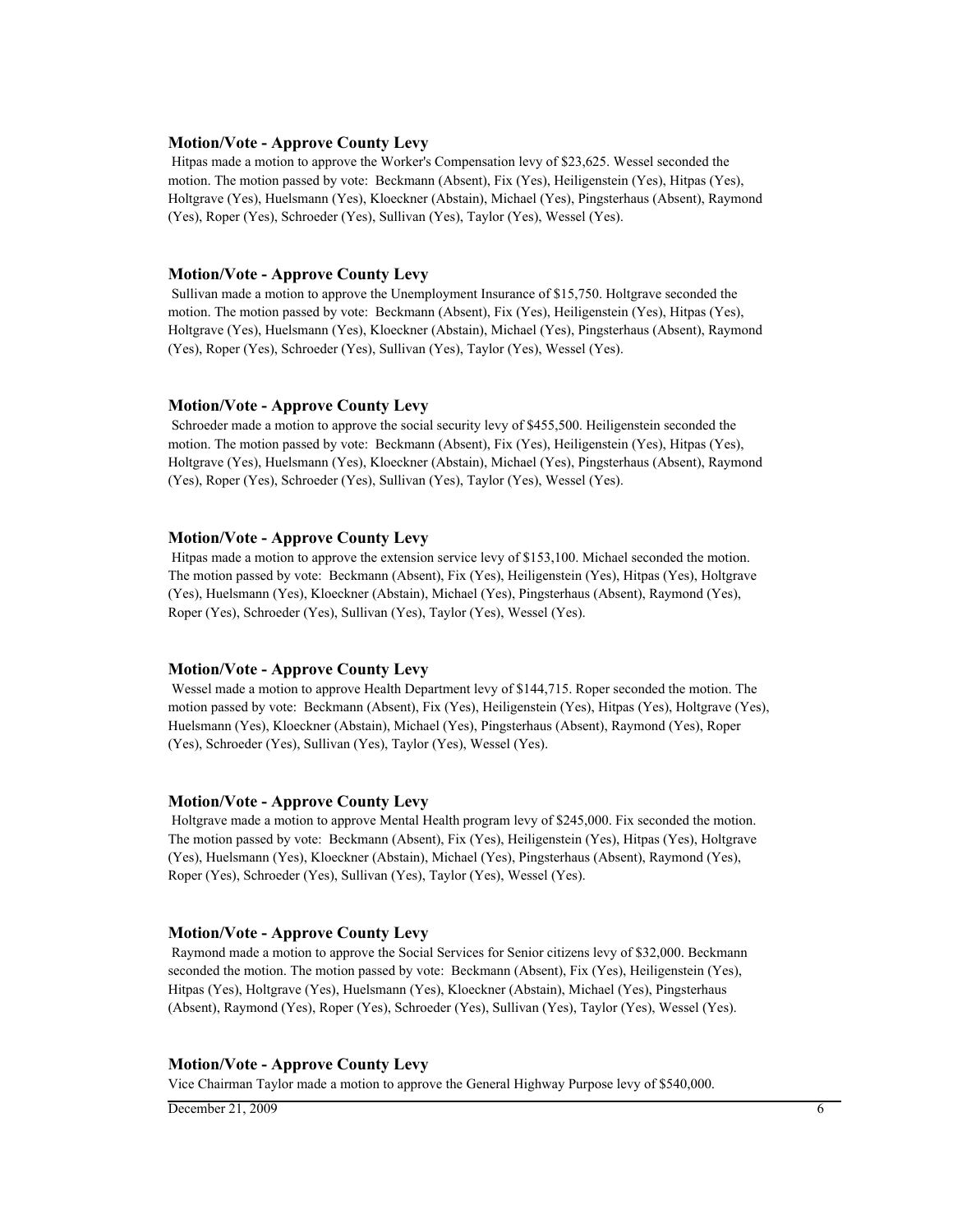### Motion/Vote - Approve County Levy

Hitpas made a motion to approve the Worker's Compensation levy of $23,625. Wessel seconded the motion. The motion passed by vote: Beckmann (Absent), Fix (Yes), Heiligenstein (Yes), Hitpas (Yes), Holtgrave (Yes), Huelsmann (Yes), Kloeckner (Abstain), Michael (Yes), Pingsterhaus (Absent), Raymond (Yes), Roper (Yes), Schroeder (Yes), Sullivan (Yes), Taylor (Yes), Wessel (Yes).

### Motion/Vote - Approve County Levy

Sullivan made a motion to approve the Unemployment Insurance of $15,750. Holtgrave seconded the motion. The motion passed by vote: Beckmann (Absent), Fix (Yes), Heiligenstein (Yes), Hitpas (Yes), Holtgrave (Yes), Huelsmann (Yes), Kloeckner (Abstain), Michael (Yes), Pingsterhaus (Absent), Raymond (Yes), Roper (Yes), Schroeder (Yes), Sullivan (Yes), Taylor (Yes), Wessel (Yes).

### Motion/Vote - Approve County Levy

Schroeder made a motion to approve the social security levy of $455,500. Heiligenstein seconded the motion. The motion passed by vote: Beckmann (Absent), Fix (Yes), Heiligenstein (Yes), Hitpas (Yes), Holtgrave (Yes), Huelsmann (Yes), Kloeckner (Abstain), Michael (Yes), Pingsterhaus (Absent), Raymond (Yes), Roper (Yes), Schroeder (Yes), Sullivan (Yes), Taylor (Yes), Wessel (Yes).

### Motion/Vote - Approve County Levy

Hitpas made a motion to approve the extension service levy of $153,100. Michael seconded the motion. The motion passed by vote: Beckmann (Absent), Fix (Yes), Heiligenstein (Yes), Hitpas (Yes), Holtgrave (Yes), Huelsmann (Yes), Kloeckner (Abstain), Michael (Yes), Pingsterhaus (Absent), Raymond (Yes), Roper (Yes), Schroeder (Yes), Sullivan (Yes), Taylor (Yes), Wessel (Yes).

### Motion/Vote - Approve County Levy

Wessel made a motion to approve Health Department levy of $144,715. Roper seconded the motion. The motion passed by vote: Beckmann (Absent), Fix (Yes), Heiligenstein (Yes), Hitpas (Yes), Holtgrave (Yes), Huelsmann (Yes), Kloeckner (Abstain), Michael (Yes), Pingsterhaus (Absent), Raymond (Yes), Roper (Yes), Schroeder (Yes), Sullivan (Yes), Taylor (Yes), Wessel (Yes).

### Motion/Vote - Approve County Levy

Holtgrave made a motion to approve Mental Health program levy of $245,000. Fix seconded the motion. The motion passed by vote: Beckmann (Absent), Fix (Yes), Heiligenstein (Yes), Hitpas (Yes), Holtgrave (Yes), Huelsmann (Yes), Kloeckner (Abstain), Michael (Yes), Pingsterhaus (Absent), Raymond (Yes), Roper (Yes), Schroeder (Yes), Sullivan (Yes), Taylor (Yes), Wessel (Yes).

### Motion/Vote - Approve County Levy

Raymond made a motion to approve the Social Services for Senior citizens levy of $32,000. Beckmann seconded the motion. The motion passed by vote: Beckmann (Absent), Fix (Yes), Heiligenstein (Yes), Hitpas (Yes), Holtgrave (Yes), Huelsmann (Yes), Kloeckner (Abstain), Michael (Yes), Pingsterhaus (Absent), Raymond (Yes), Roper (Yes), Schroeder (Yes), Sullivan (Yes), Taylor (Yes), Wessel (Yes).

### Motion/Vote - Approve County Levy

Vice Chairman Taylor made a motion to approve the General Highway Purpose levy of $540,000.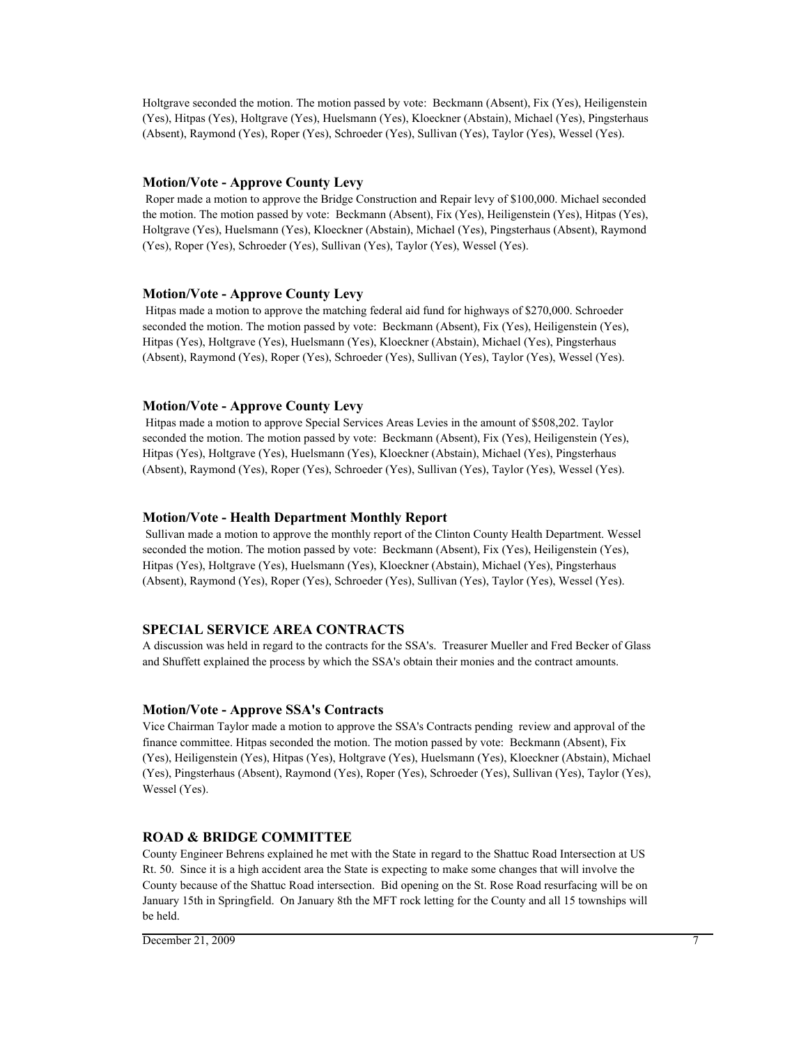Holtgrave seconded the motion. The motion passed by vote: Beckmann (Absent), Fix (Yes), Heiligenstein (Yes), Hitpas (Yes), Holtgrave (Yes), Huelsmann (Yes), Kloeckner (Abstain), Michael (Yes), Pingsterhaus (Absent), Raymond (Yes), Roper (Yes), Schroeder (Yes), Sullivan (Yes), Taylor (Yes), Wessel (Yes).

### Motion/Vote - Approve County Levy

Roper made a motion to approve the Bridge Construction and Repair levy of $100,000. Michael seconded the motion. The motion passed by vote: Beckmann (Absent), Fix (Yes), Heiligenstein (Yes), Hitpas (Yes), Holtgrave (Yes), Huelsmann (Yes), Kloeckner (Abstain), Michael (Yes), Pingsterhaus (Absent), Raymond (Yes), Roper (Yes), Schroeder (Yes), Sullivan (Yes), Taylor (Yes), Wessel (Yes).

### Motion/Vote - Approve County Levy

Hitpas made a motion to approve the matching federal aid fund for highways of $270,000. Schroeder seconded the motion. The motion passed by vote: Beckmann (Absent), Fix (Yes), Heiligenstein (Yes), Hitpas (Yes), Holtgrave (Yes), Huelsmann (Yes), Kloeckner (Abstain), Michael (Yes), Pingsterhaus (Absent), Raymond (Yes), Roper (Yes), Schroeder (Yes), Sullivan (Yes), Taylor (Yes), Wessel (Yes).

### Motion/Vote - Approve County Levy

Hitpas made a motion to approve Special Services Areas Levies in the amount of $508,202. Taylor seconded the motion. The motion passed by vote: Beckmann (Absent), Fix (Yes), Heiligenstein (Yes), Hitpas (Yes), Holtgrave (Yes), Huelsmann (Yes), Kloeckner (Abstain), Michael (Yes), Pingsterhaus (Absent), Raymond (Yes), Roper (Yes), Schroeder (Yes), Sullivan (Yes), Taylor (Yes), Wessel (Yes).

### Motion/Vote - Health Department Monthly Report

Sullivan made a motion to approve the monthly report of the Clinton County Health Department. Wessel seconded the motion. The motion passed by vote: Beckmann (Absent), Fix (Yes), Heiligenstein (Yes), Hitpas (Yes), Holtgrave (Yes), Huelsmann (Yes), Kloeckner (Abstain), Michael (Yes), Pingsterhaus (Absent), Raymond (Yes), Roper (Yes), Schroeder (Yes), Sullivan (Yes), Taylor (Yes), Wessel (Yes).

## SPECIAL SERVICE AREA CONTRACTS

A discussion was held in regard to the contracts for the SSA's. Treasurer Mueller and Fred Becker of Glass and Shuffett explained the process by which the SSA's obtain their monies and the contract amounts.

### Motion/Vote - Approve SSA's Contracts

Vice Chairman Taylor made a motion to approve the SSA's Contracts pending review and approval of the finance committee. Hitpas seconded the motion. The motion passed by vote: Beckmann (Absent), Fix (Yes), Heiligenstein (Yes), Hitpas (Yes), Holtgrave (Yes), Huelsmann (Yes), Kloeckner (Abstain), Michael (Yes), Pingsterhaus (Absent), Raymond (Yes), Roper (Yes), Schroeder (Yes), Sullivan (Yes), Taylor (Yes), Wessel (Yes).

## ROAD & BRIDGE COMMITTEE

County Engineer Behrens explained he met with the State in regard to the Shattuc Road Intersection at US Rt. 50. Since it is a high accident area the State is expecting to make some changes that will involve the County because of the Shattuc Road intersection. Bid opening on the St. Rose Road resurfacing will be on January 15th in Springfield. On January 8th the MFT rock letting for the County and all 15 townships will be held.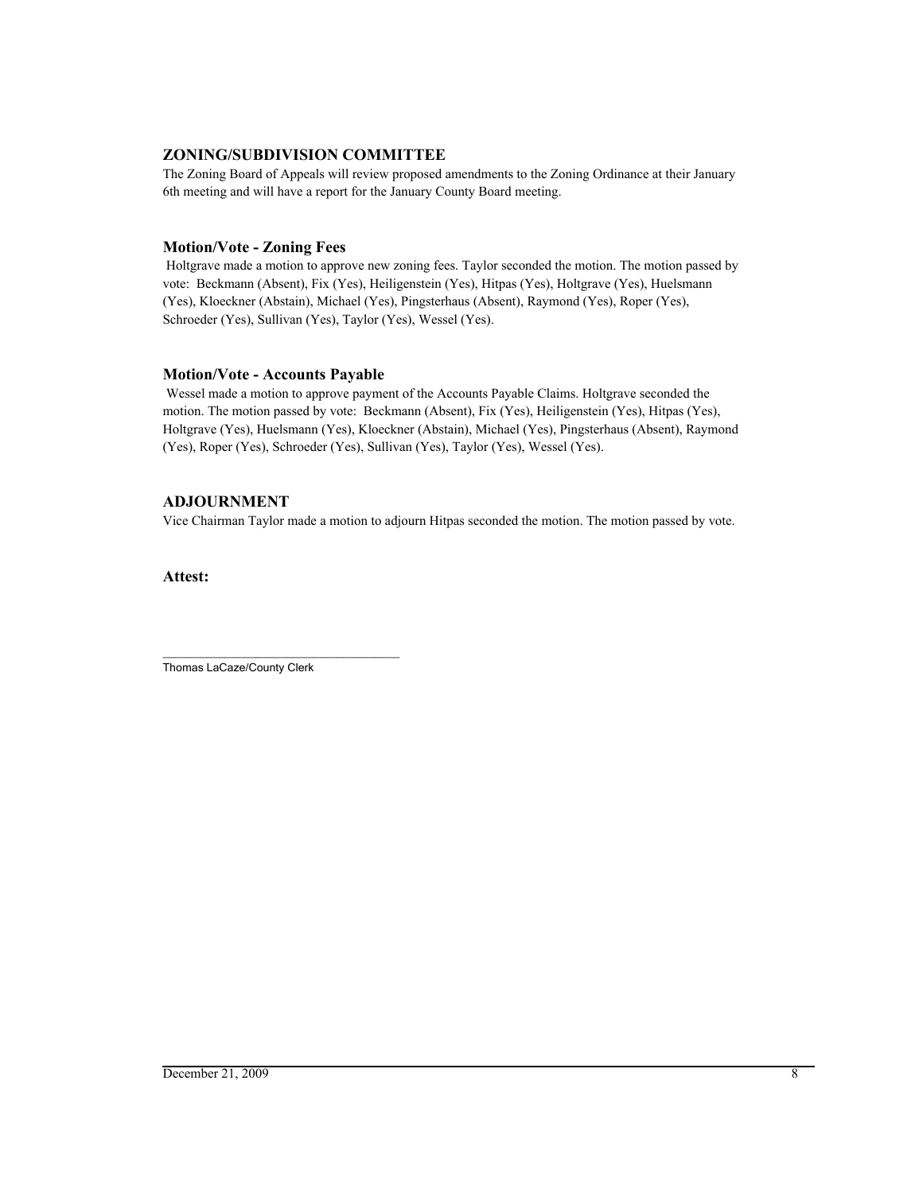## ZONING/SUBDIVISION COMMITTEE

The Zoning Board of Appeals will review proposed amendments to the Zoning Ordinance at their January 6th meeting and will have a report for the January County Board meeting.

### Motion/Vote - Zoning Fees

Holtgrave made a motion to approve new zoning fees. Taylor seconded the motion. The motion passed by vote: Beckmann (Absent), Fix (Yes), Heiligenstein (Yes), Hitpas (Yes), Holtgrave (Yes), Huelsmann (Yes), Kloeckner (Abstain), Michael (Yes), Pingsterhaus (Absent), Raymond (Yes), Roper (Yes), Schroeder (Yes), Sullivan (Yes), Taylor (Yes), Wessel (Yes).

### Motion/Vote - Accounts Payable

Wessel made a motion to approve payment of the Accounts Payable Claims. Holtgrave seconded the motion. The motion passed by vote: Beckmann (Absent), Fix (Yes), Heiligenstein (Yes), Hitpas (Yes), Holtgrave (Yes), Huelsmann (Yes), Kloeckner (Abstain), Michael (Yes), Pingsterhaus (Absent), Raymond (Yes), Roper (Yes), Schroeder (Yes), Sullivan (Yes), Taylor (Yes), Wessel (Yes).

## ADJOURNMENT

Vice Chairman Taylor made a motion to adjourn Hitpas seconded the motion. The motion passed by vote.

**Attest:**

___________________________________

Thomas LaCaze/County Clerk